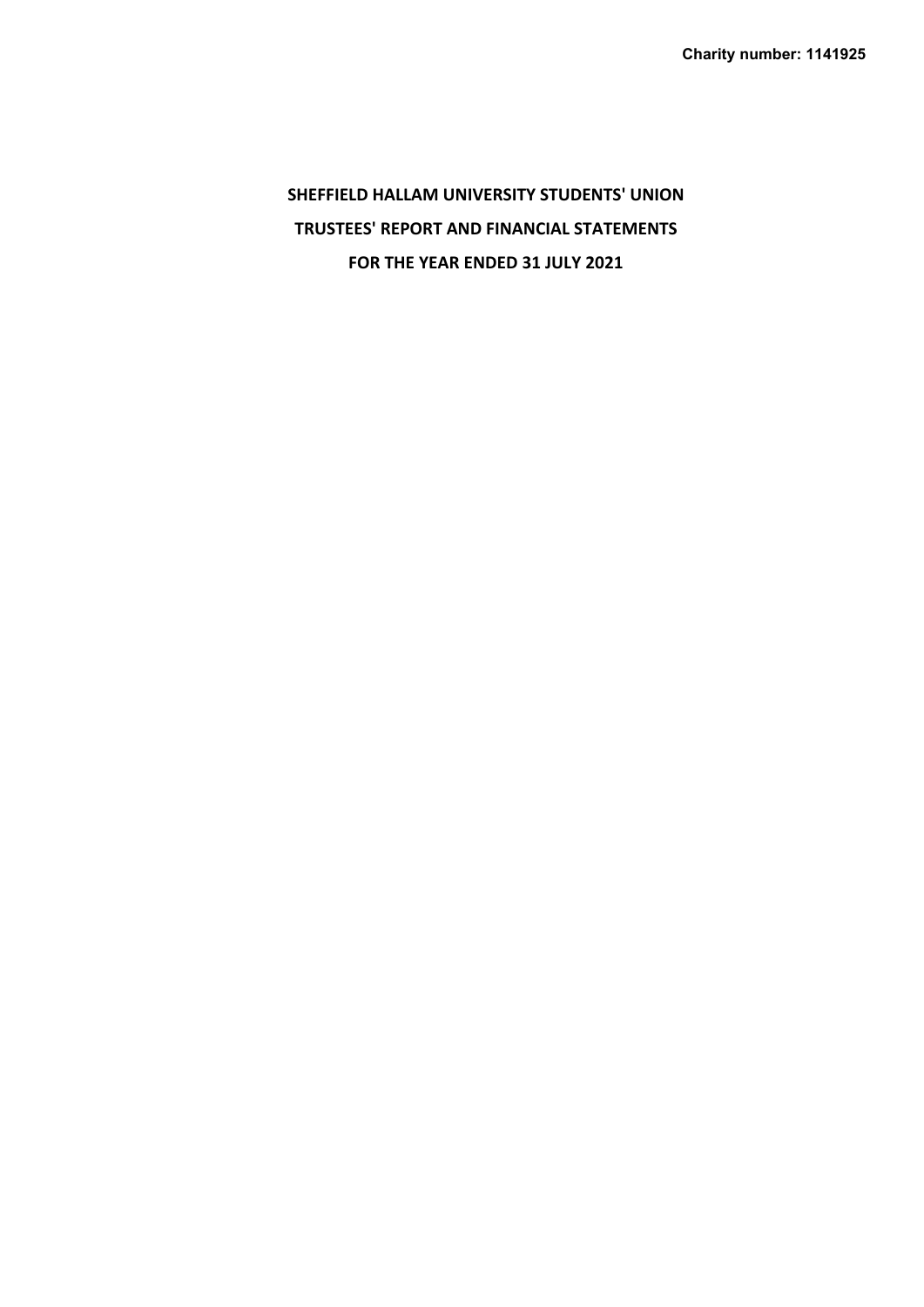**Charity number: 1141925**

# SHEFFIELD HALLAM UNIVERSITY STUDENTS' UNION

# TRUSTEES' REPORT AND FINANCIAL STATEMENTS

# FOR THE YEAR ENDED 31 JULY 2021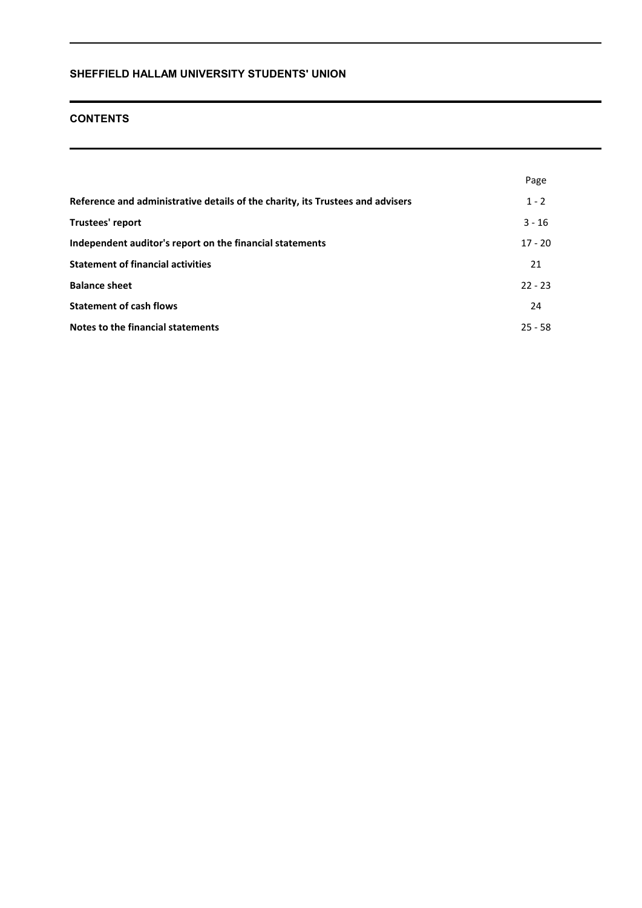# SHEFFIELD HALLAM UNIVERSITY STUDENTS' UNION

## CONTENTS

| | Page |
|---|---|
| **Reference and administrative details of the charity, its Trustees and advisers** | 1 - 2 |
| **Trustees' report** | 3 - 16 |
| **Independent auditor's report on the financial statements** | 17 - 20 |
| **Statement of financial activities** | 21 |
| **Balance sheet** | 22 - 23 |
| **Statement of cash flows** | 24 |
| **Notes to the financial statements** | 25 - 58 |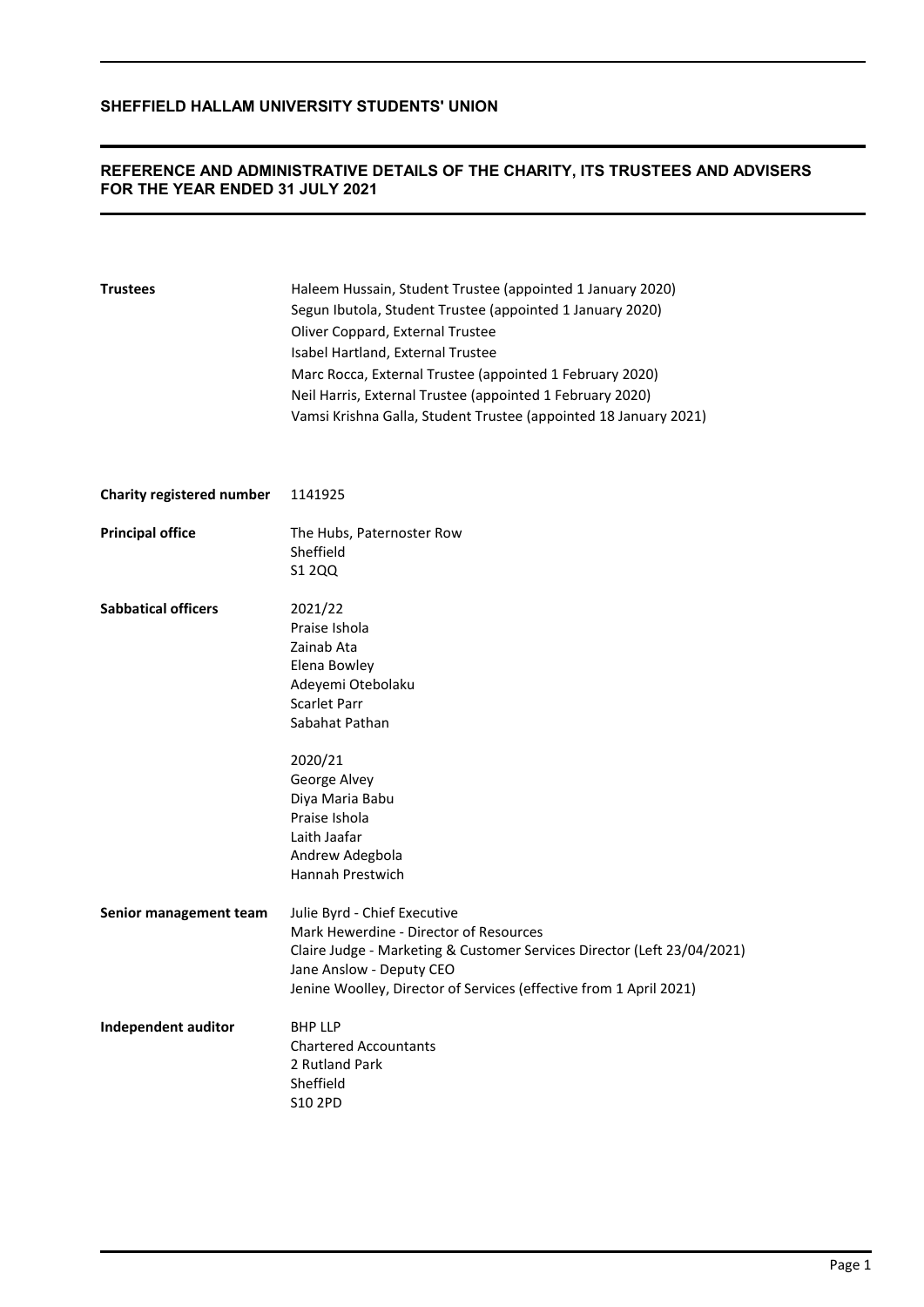# SHEFFIELD HALLAM UNIVERSITY STUDENTS' UNION

## REFERENCE AND ADMINISTRATIVE DETAILS OF THE CHARITY, ITS TRUSTEES AND ADVISERS FOR THE YEAR ENDED 31 JULY 2021

**Trustees**

Haleem Hussain, Student Trustee (appointed 1 January 2020)
Segun Ibutola, Student Trustee (appointed 1 January 2020)
Oliver Coppard, External Trustee
Isabel Hartland, External Trustee
Marc Rocca, External Trustee (appointed 1 February 2020)
Neil Harris, External Trustee (appointed 1 February 2020)
Vamsi Krishna Galla, Student Trustee (appointed 18 January 2021)

**Charity registered number**

1141925

**Principal office**

The Hubs, Paternoster Row
Sheffield
S1 2QQ

**Sabbatical officers**

2021/22
Praise Ishola
Zainab Ata
Elena Bowley
Adeyemi Otebolaku
Scarlet Parr
Sabahat Pathan

2020/21
George Alvey
Diya Maria Babu
Praise Ishola
Laith Jaafar
Andrew Adegbola
Hannah Prestwich

**Senior management team**

Julie Byrd - Chief Executive
Mark Hewerdine - Director of Resources
Claire Judge - Marketing & Customer Services Director (Left 23/04/2021)
Jane Anslow - Deputy CEO
Jenine Woolley, Director of Services (effective from 1 April 2021)

**Independent auditor**

BHP LLP
Chartered Accountants
2 Rutland Park
Sheffield
S10 2PD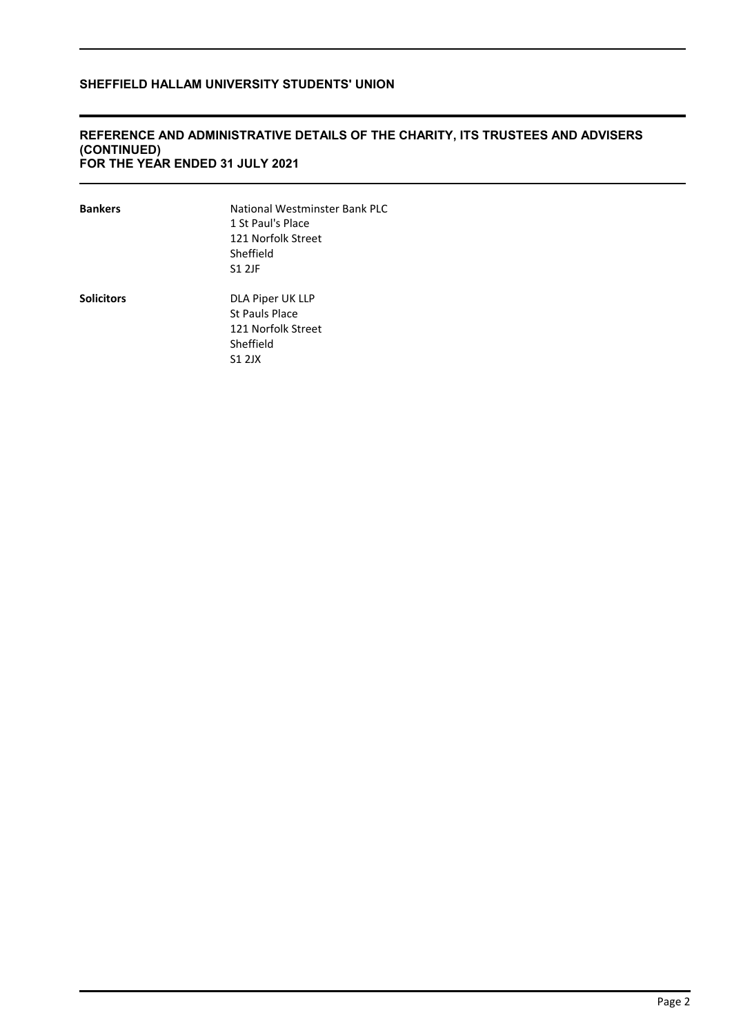## REFERENCE AND ADMINISTRATIVE DETAILS OF THE CHARITY, ITS TRUSTEES AND ADVISERS (CONTINUED)
## FOR THE YEAR ENDED 31 JULY 2021

| | |
|---|---|
| **Bankers** | National Westminster Bank PLC<br>1 St Paul's Place<br>121 Norfolk Street<br>Sheffield<br>S1 2JF |
| **Solicitors** | DLA Piper UK LLP<br>St Pauls Place<br>121 Norfolk Street<br>Sheffield<br>S1 2JX |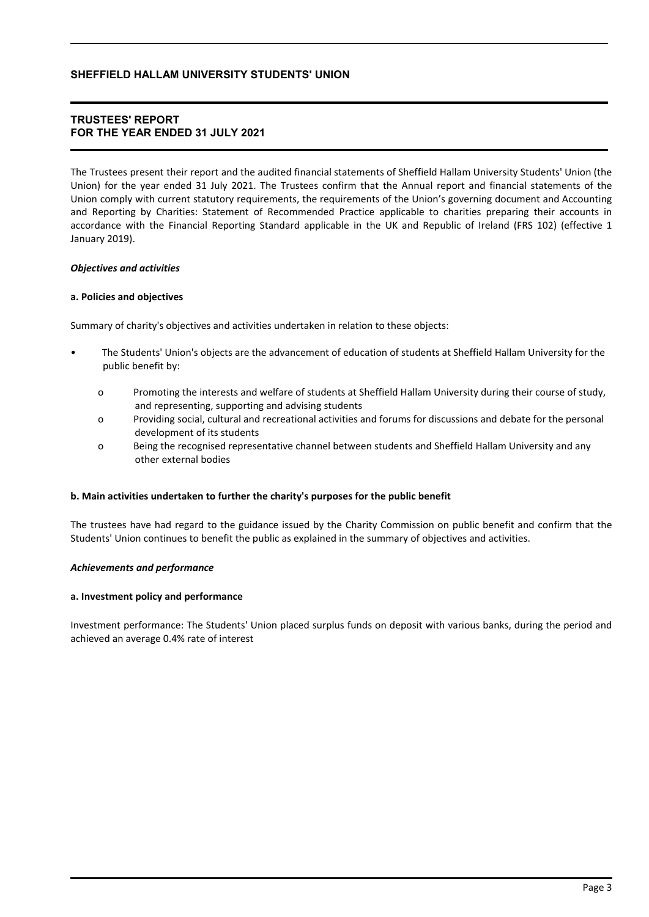# SHEFFIELD HALLAM UNIVERSITY STUDENTS' UNION

## TRUSTEES' REPORT
## FOR THE YEAR ENDED 31 JULY 2021

The Trustees present their report and the audited financial statements of Sheffield Hallam University Students' Union (the Union) for the year ended 31 July 2021. The Trustees confirm that the Annual report and financial statements of the Union comply with current statutory requirements, the requirements of the Union's governing document and Accounting and Reporting by Charities: Statement of Recommended Practice applicable to charities preparing their accounts in accordance with the Financial Reporting Standard applicable in the UK and Republic of Ireland (FRS 102) (effective 1 January 2019).

***Objectives and activities***

**a. Policies and objectives**

Summary of charity's objectives and activities undertaken in relation to these objects:

- The Students' Union's objects are the advancement of education of students at Sheffield Hallam University for the public benefit by:
  - Promoting the interests and welfare of students at Sheffield Hallam University during their course of study, and representing, supporting and advising students
  - Providing social, cultural and recreational activities and forums for discussions and debate for the personal development of its students
  - Being the recognised representative channel between students and Sheffield Hallam University and any other external bodies

**b. Main activities undertaken to further the charity's purposes for the public benefit**

The trustees have had regard to the guidance issued by the Charity Commission on public benefit and confirm that the Students' Union continues to benefit the public as explained in the summary of objectives and activities.

***Achievements and performance***

**a. Investment policy and performance**

Investment performance: The Students' Union placed surplus funds on deposit with various banks, during the period and achieved an average 0.4% rate of interest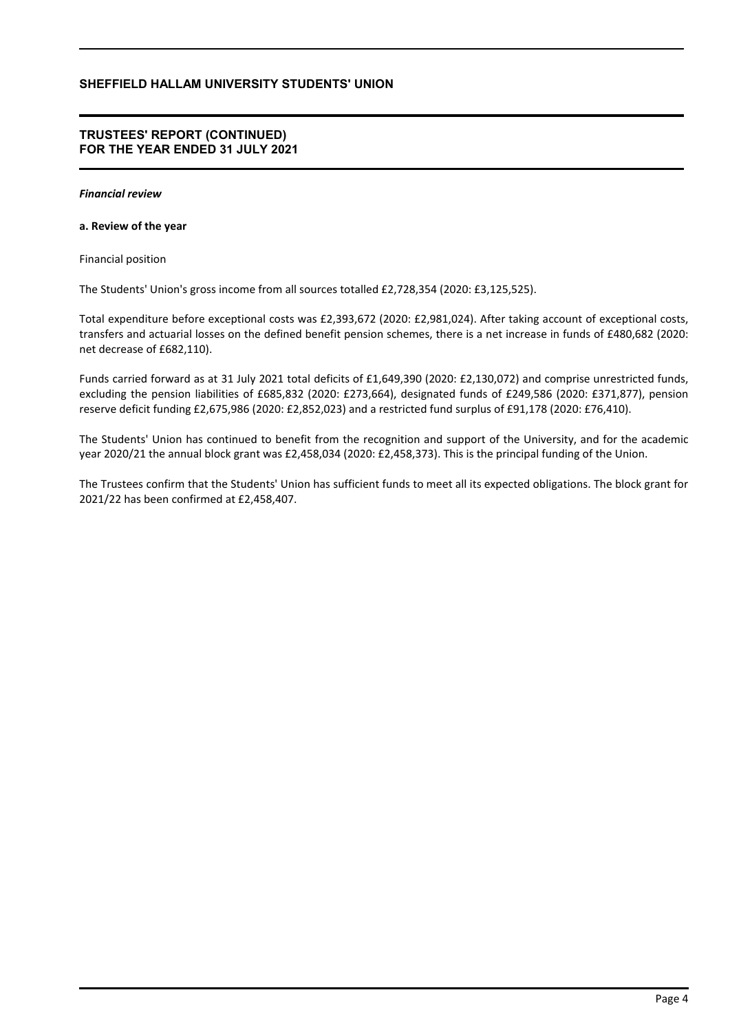# TRUSTEES' REPORT (CONTINUED)
# FOR THE YEAR ENDED 31 JULY 2021

***Financial review***

**a. Review of the year**

Financial position

The Students' Union's gross income from all sources totalled £2,728,354 (2020: £3,125,525).

Total expenditure before exceptional costs was £2,393,672 (2020: £2,981,024). After taking account of exceptional costs, transfers and actuarial losses on the defined benefit pension schemes, there is a net increase in funds of £480,682 (2020: net decrease of £682,110).

Funds carried forward as at 31 July 2021 total deficits of £1,649,390 (2020: £2,130,072) and comprise unrestricted funds, excluding the pension liabilities of £685,832 (2020: £273,664), designated funds of £249,586 (2020: £371,877), pension reserve deficit funding £2,675,986 (2020: £2,852,023) and a restricted fund surplus of £91,178 (2020: £76,410).

The Students' Union has continued to benefit from the recognition and support of the University, and for the academic year 2020/21 the annual block grant was £2,458,034 (2020: £2,458,373). This is the principal funding of the Union.

The Trustees confirm that the Students' Union has sufficient funds to meet all its expected obligations. The block grant for 2021/22 has been confirmed at £2,458,407.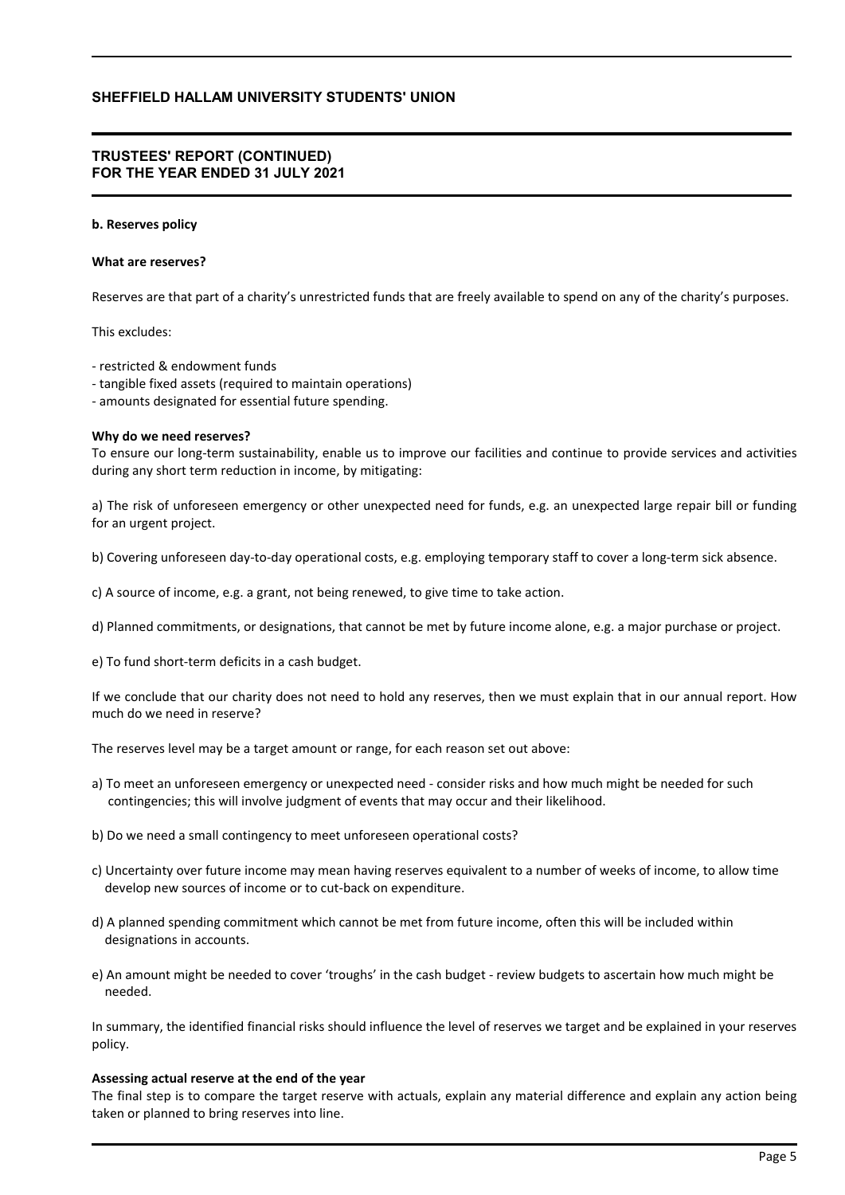**b. Reserves policy**

**What are reserves?**

Reserves are that part of a charity's unrestricted funds that are freely available to spend on any of the charity's purposes.

This excludes:

- restricted & endowment funds
- tangible fixed assets (required to maintain operations)
- amounts designated for essential future spending.

**Why do we need reserves?**

To ensure our long-term sustainability, enable us to improve our facilities and continue to provide services and activities during any short term reduction in income, by mitigating:

a) The risk of unforeseen emergency or other unexpected need for funds, e.g. an unexpected large repair bill or funding for an urgent project.

b) Covering unforeseen day-to-day operational costs, e.g. employing temporary staff to cover a long-term sick absence.

c) A source of income, e.g. a grant, not being renewed, to give time to take action.

d) Planned commitments, or designations, that cannot be met by future income alone, e.g. a major purchase or project.

e) To fund short-term deficits in a cash budget.

If we conclude that our charity does not need to hold any reserves, then we must explain that in our annual report. How much do we need in reserve?

The reserves level may be a target amount or range, for each reason set out above:

a) To meet an unforeseen emergency or unexpected need - consider risks and how much might be needed for such contingencies; this will involve judgment of events that may occur and their likelihood.

b) Do we need a small contingency to meet unforeseen operational costs?

c) Uncertainty over future income may mean having reserves equivalent to a number of weeks of income, to allow time develop new sources of income or to cut-back on expenditure.

d) A planned spending commitment which cannot be met from future income, often this will be included within designations in accounts.

e) An amount might be needed to cover 'troughs' in the cash budget - review budgets to ascertain how much might be needed.

In summary, the identified financial risks should influence the level of reserves we target and be explained in your reserves policy.

**Assessing actual reserve at the end of the year**

The final step is to compare the target reserve with actuals, explain any material difference and explain any action being taken or planned to bring reserves into line.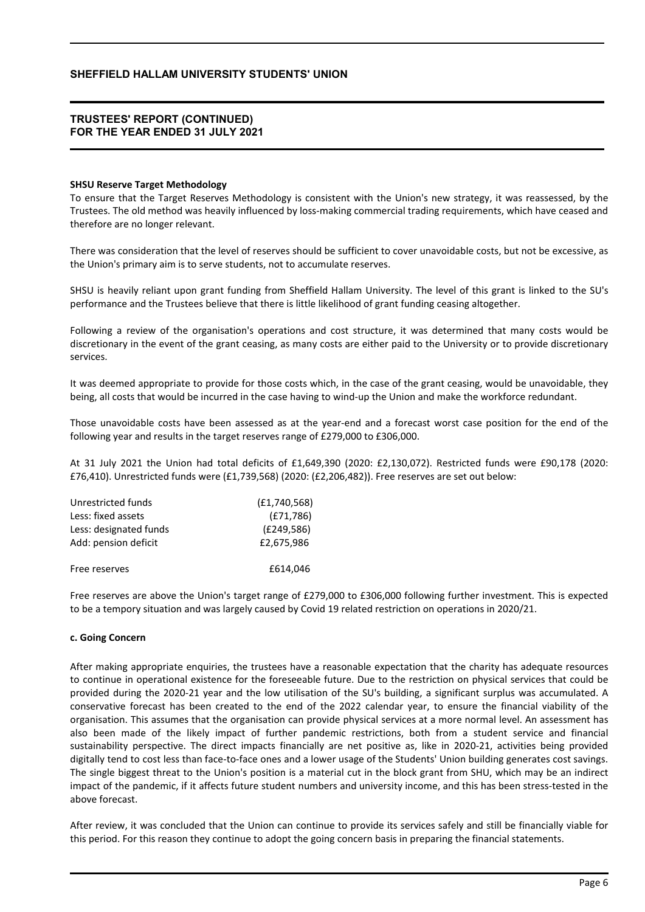**SHSU Reserve Target Methodology**

To ensure that the Target Reserves Methodology is consistent with the Union's new strategy, it was reassessed, by the Trustees. The old method was heavily influenced by loss-making commercial trading requirements, which have ceased and therefore are no longer relevant.

There was consideration that the level of reserves should be sufficient to cover unavoidable costs, but not be excessive, as the Union's primary aim is to serve students, not to accumulate reserves.

SHSU is heavily reliant upon grant funding from Sheffield Hallam University. The level of this grant is linked to the SU's performance and the Trustees believe that there is little likelihood of grant funding ceasing altogether.

Following a review of the organisation's operations and cost structure, it was determined that many costs would be discretionary in the event of the grant ceasing, as many costs are either paid to the University or to provide discretionary services.

It was deemed appropriate to provide for those costs which, in the case of the grant ceasing, would be unavoidable, they being, all costs that would be incurred in the case having to wind-up the Union and make the workforce redundant.

Those unavoidable costs have been assessed as at the year-end and a forecast worst case position for the end of the following year and results in the target reserves range of £279,000 to £306,000.

At 31 July 2021 the Union had total deficits of £1,649,390 (2020: £2,130,072). Restricted funds were £90,178 (2020: £76,410). Unrestricted funds were (£1,739,568) (2020: (£2,206,482)). Free reserves are set out below:

| | |
|---|---|
| Unrestricted funds | (£1,740,568) |
| Less: fixed assets | (£71,786) |
| Less: designated funds | (£249,586) |
| Add: pension deficit | £2,675,986 |
| Free reserves | £614,046 |

Free reserves are above the Union's target range of £279,000 to £306,000 following further investment. This is expected to be a tempory situation and was largely caused by Covid 19 related restriction on operations in 2020/21.

**c. Going Concern**

After making appropriate enquiries, the trustees have a reasonable expectation that the charity has adequate resources to continue in operational existence for the foreseeable future. Due to the restriction on physical services that could be provided during the 2020-21 year and the low utilisation of the SU's building, a significant surplus was accumulated. A conservative forecast has been created to the end of the 2022 calendar year, to ensure the financial viability of the organisation. This assumes that the organisation can provide physical services at a more normal level. An assessment has also been made of the likely impact of further pandemic restrictions, both from a student service and financial sustainability perspective. The direct impacts financially are net positive as, like in 2020-21, activities being provided digitally tend to cost less than face-to-face ones and a lower usage of the Students' Union building generates cost savings. The single biggest threat to the Union's position is a material cut in the block grant from SHU, which may be an indirect impact of the pandemic, if it affects future student numbers and university income, and this has been stress-tested in the above forecast.

After review, it was concluded that the Union can continue to provide its services safely and still be financially viable for this period. For this reason they continue to adopt the going concern basis in preparing the financial statements.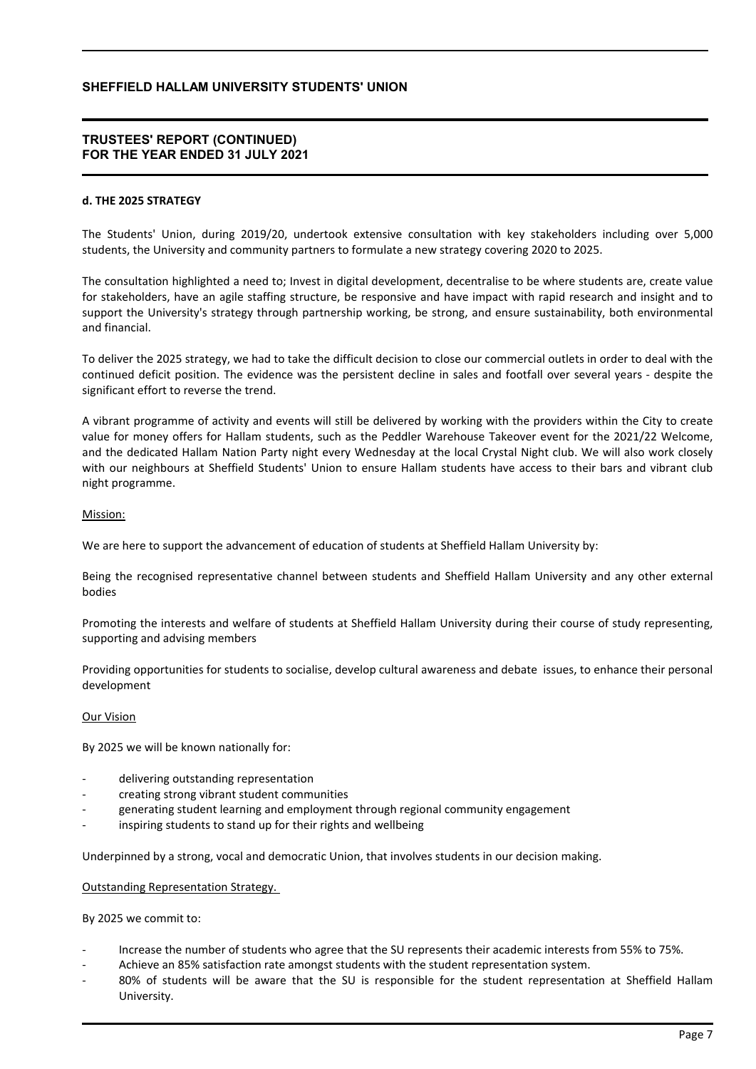**d. THE 2025 STRATEGY**

The Students' Union, during 2019/20, undertook extensive consultation with key stakeholders including over 5,000 students, the University and community partners to formulate a new strategy covering 2020 to 2025.

The consultation highlighted a need to; Invest in digital development, decentralise to be where students are, create value for stakeholders, have an agile staffing structure, be responsive and have impact with rapid research and insight and to support the University's strategy through partnership working, be strong, and ensure sustainability, both environmental and financial.

To deliver the 2025 strategy, we had to take the difficult decision to close our commercial outlets in order to deal with the continued deficit position. The evidence was the persistent decline in sales and footfall over several years - despite the significant effort to reverse the trend.

A vibrant programme of activity and events will still be delivered by working with the providers within the City to create value for money offers for Hallam students, such as the Peddler Warehouse Takeover event for the 2021/22 Welcome, and the dedicated Hallam Nation Party night every Wednesday at the local Crystal Night club. We will also work closely with our neighbours at Sheffield Students' Union to ensure Hallam students have access to their bars and vibrant club night programme.

Mission:

We are here to support the advancement of education of students at Sheffield Hallam University by:

Being the recognised representative channel between students and Sheffield Hallam University and any other external bodies

Promoting the interests and welfare of students at Sheffield Hallam University during their course of study representing, supporting and advising members

Providing opportunities for students to socialise, develop cultural awareness and debate issues, to enhance their personal development

Our Vision

By 2025 we will be known nationally for:

- delivering outstanding representation
- creating strong vibrant student communities
- generating student learning and employment through regional community engagement
- inspiring students to stand up for their rights and wellbeing

Underpinned by a strong, vocal and democratic Union, that involves students in our decision making.

Outstanding Representation Strategy.

By 2025 we commit to:

- Increase the number of students who agree that the SU represents their academic interests from 55% to 75%.
- Achieve an 85% satisfaction rate amongst students with the student representation system.
- 80% of students will be aware that the SU is responsible for the student representation at Sheffield Hallam University.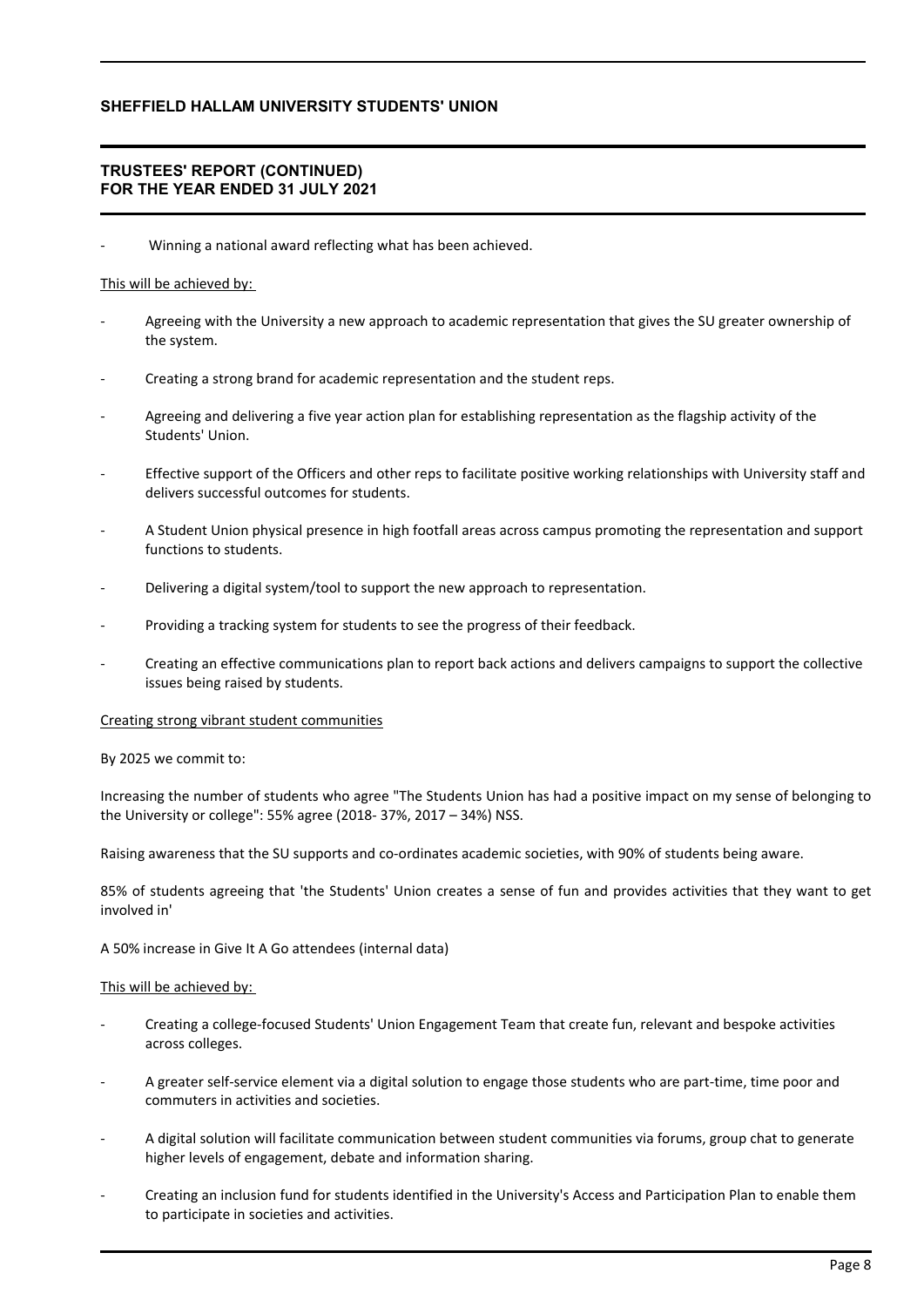- Winning a national award reflecting what has been achieved.

This will be achieved by:

- Agreeing with the University a new approach to academic representation that gives the SU greater ownership of the system.
- Creating a strong brand for academic representation and the student reps.
- Agreeing and delivering a five year action plan for establishing representation as the flagship activity of the Students' Union.
- Effective support of the Officers and other reps to facilitate positive working relationships with University staff and delivers successful outcomes for students.
- A Student Union physical presence in high footfall areas across campus promoting the representation and support functions to students.
- Delivering a digital system/tool to support the new approach to representation.
- Providing a tracking system for students to see the progress of their feedback.
- Creating an effective communications plan to report back actions and delivers campaigns to support the collective issues being raised by students.

Creating strong vibrant student communities

By 2025 we commit to:

Increasing the number of students who agree "The Students Union has had a positive impact on my sense of belonging to the University or college": 55% agree (2018- 37%, 2017 – 34%) NSS.

Raising awareness that the SU supports and co-ordinates academic societies, with 90% of students being aware.

85% of students agreeing that 'the Students' Union creates a sense of fun and provides activities that they want to get involved in'

A 50% increase in Give It A Go attendees (internal data)

This will be achieved by:

- Creating a college-focused Students' Union Engagement Team that create fun, relevant and bespoke activities across colleges.
- A greater self-service element via a digital solution to engage those students who are part-time, time poor and commuters in activities and societies.
- A digital solution will facilitate communication between student communities via forums, group chat to generate higher levels of engagement, debate and information sharing.
- Creating an inclusion fund for students identified in the University's Access and Participation Plan to enable them to participate in societies and activities.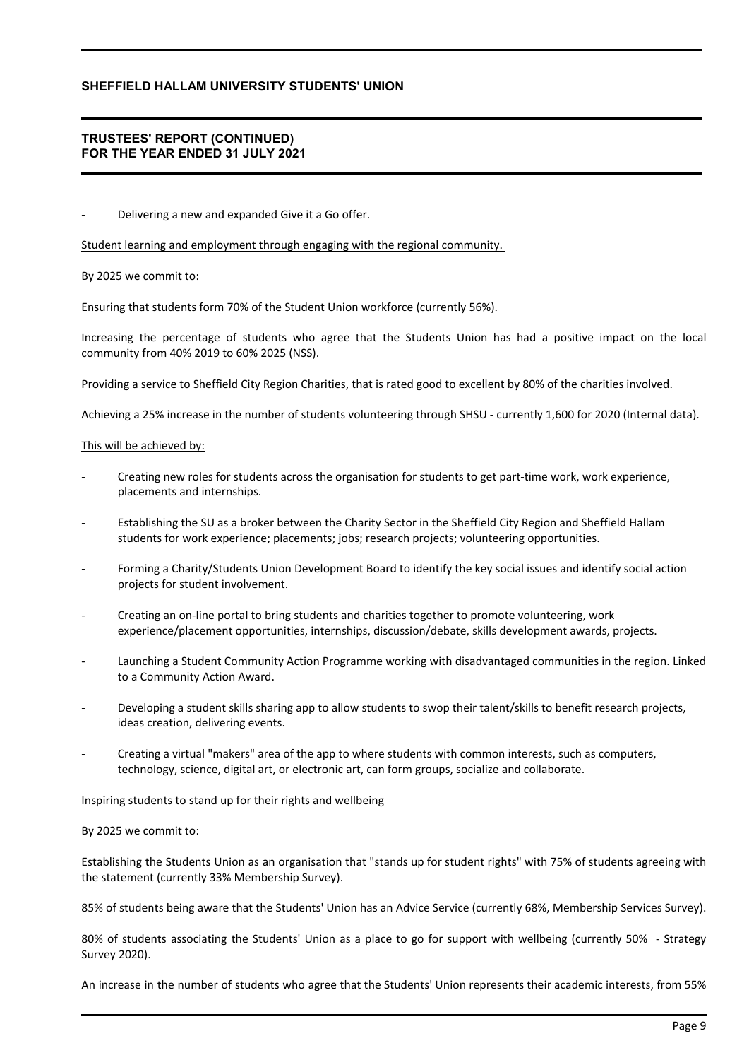- Delivering a new and expanded Give it a Go offer.

Student learning and employment through engaging with the regional community.

By 2025 we commit to:

Ensuring that students form 70% of the Student Union workforce (currently 56%).

Increasing the percentage of students who agree that the Students Union has had a positive impact on the local community from 40% 2019 to 60% 2025 (NSS).

Providing a service to Sheffield City Region Charities, that is rated good to excellent by 80% of the charities involved.

Achieving a 25% increase in the number of students volunteering through SHSU - currently 1,600 for 2020 (Internal data).

This will be achieved by:

- Creating new roles for students across the organisation for students to get part-time work, work experience, placements and internships.
- Establishing the SU as a broker between the Charity Sector in the Sheffield City Region and Sheffield Hallam students for work experience; placements; jobs; research projects; volunteering opportunities.
- Forming a Charity/Students Union Development Board to identify the key social issues and identify social action projects for student involvement.
- Creating an on-line portal to bring students and charities together to promote volunteering, work experience/placement opportunities, internships, discussion/debate, skills development awards, projects.
- Launching a Student Community Action Programme working with disadvantaged communities in the region. Linked to a Community Action Award.
- Developing a student skills sharing app to allow students to swop their talent/skills to benefit research projects, ideas creation, delivering events.
- Creating a virtual "makers" area of the app to where students with common interests, such as computers, technology, science, digital art, or electronic art, can form groups, socialize and collaborate.

Inspiring students to stand up for their rights and wellbeing

By 2025 we commit to:

Establishing the Students Union as an organisation that "stands up for student rights" with 75% of students agreeing with the statement (currently 33% Membership Survey).

85% of students being aware that the Students' Union has an Advice Service (currently 68%, Membership Services Survey).

80% of students associating the Students' Union as a place to go for support with wellbeing (currently 50% - Strategy Survey 2020).

An increase in the number of students who agree that the Students' Union represents their academic interests, from 55%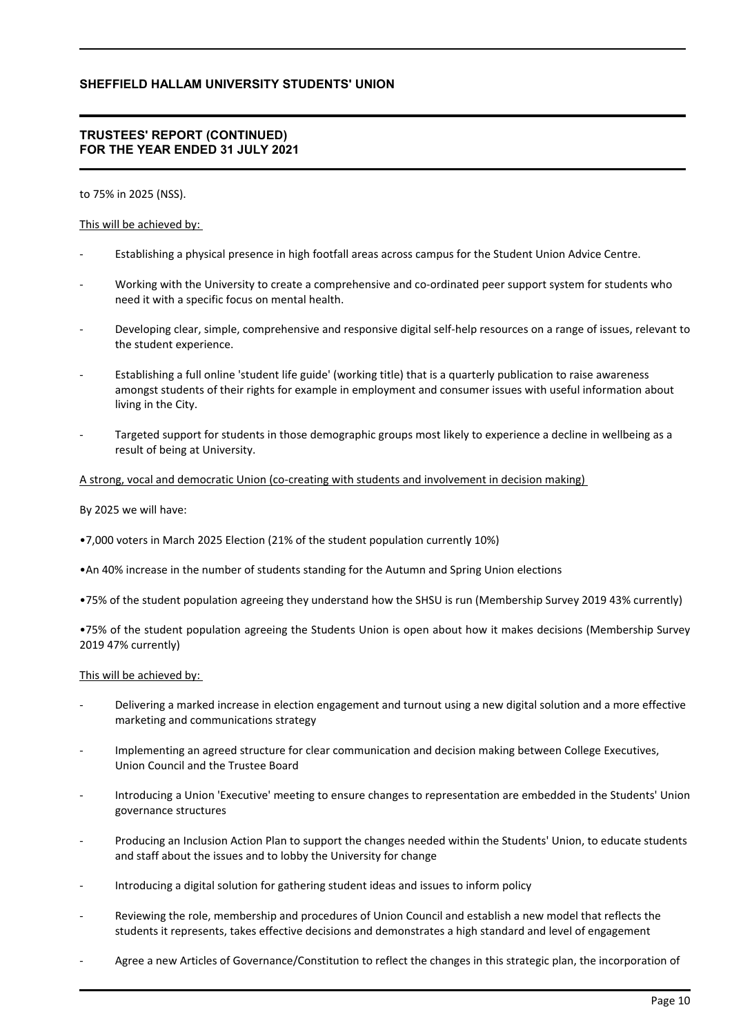to 75% in 2025 (NSS).

This will be achieved by:

- Establishing a physical presence in high footfall areas across campus for the Student Union Advice Centre.
- Working with the University to create a comprehensive and co-ordinated peer support system for students who need it with a specific focus on mental health.
- Developing clear, simple, comprehensive and responsive digital self-help resources on a range of issues, relevant to the student experience.
- Establishing a full online 'student life guide' (working title) that is a quarterly publication to raise awareness amongst students of their rights for example in employment and consumer issues with useful information about living in the City.
- Targeted support for students in those demographic groups most likely to experience a decline in wellbeing as a result of being at University.

A strong, vocal and democratic Union (co-creating with students and involvement in decision making)

By 2025 we will have:

•7,000 voters in March 2025 Election (21% of the student population currently 10%)

•An 40% increase in the number of students standing for the Autumn and Spring Union elections

•75% of the student population agreeing they understand how the SHSU is run (Membership Survey 2019 43% currently)

•75% of the student population agreeing the Students Union is open about how it makes decisions (Membership Survey 2019 47% currently)

This will be achieved by:

- Delivering a marked increase in election engagement and turnout using a new digital solution and a more effective marketing and communications strategy
- Implementing an agreed structure for clear communication and decision making between College Executives, Union Council and the Trustee Board
- Introducing a Union 'Executive' meeting to ensure changes to representation are embedded in the Students' Union governance structures
- Producing an Inclusion Action Plan to support the changes needed within the Students' Union, to educate students and staff about the issues and to lobby the University for change
- Introducing a digital solution for gathering student ideas and issues to inform policy
- Reviewing the role, membership and procedures of Union Council and establish a new model that reflects the students it represents, takes effective decisions and demonstrates a high standard and level of engagement
- Agree a new Articles of Governance/Constitution to reflect the changes in this strategic plan, the incorporation of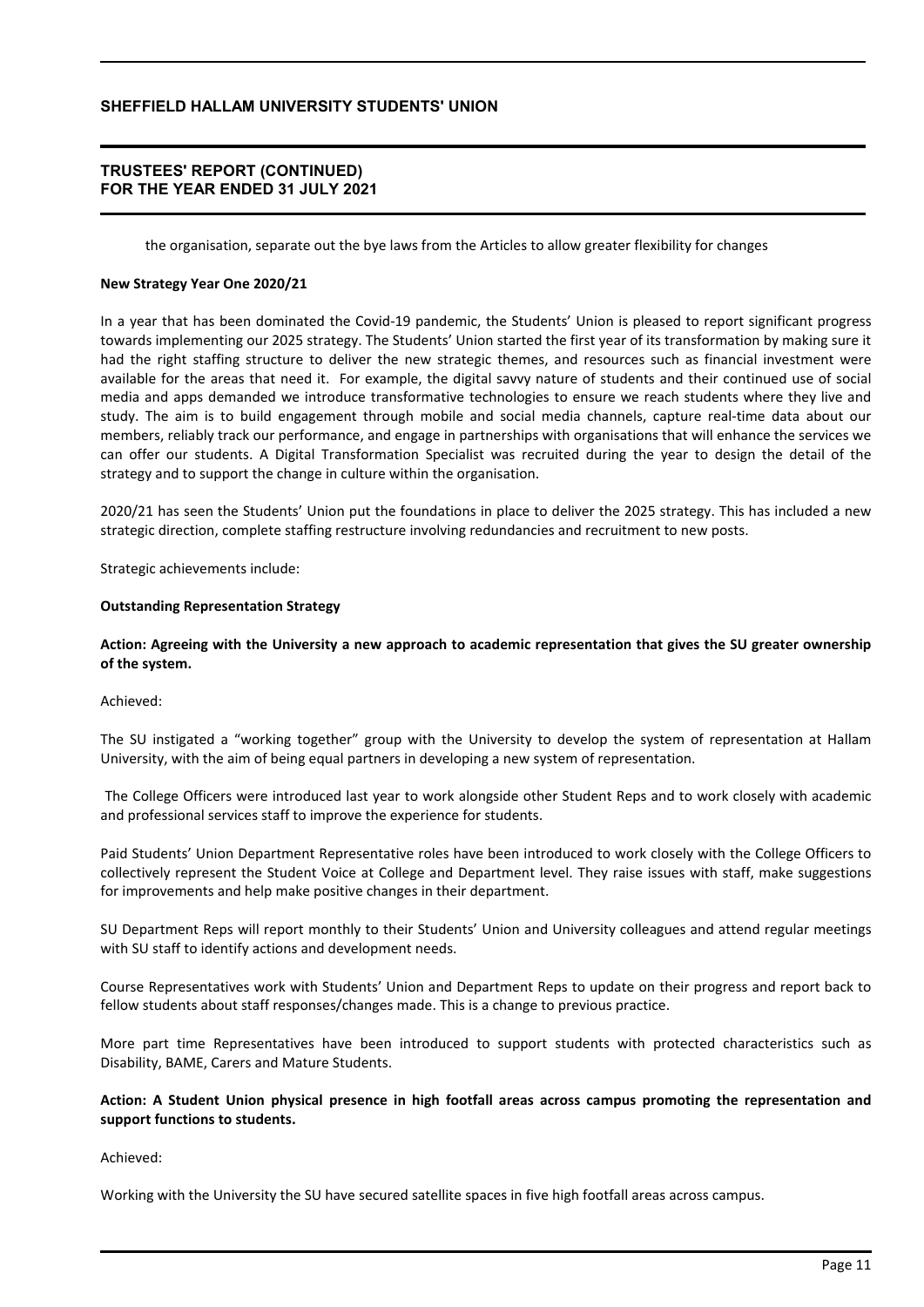the organisation, separate out the bye laws from the Articles to allow greater flexibility for changes

**New Strategy Year One 2020/21**

In a year that has been dominated the Covid-19 pandemic, the Students' Union is pleased to report significant progress towards implementing our 2025 strategy. The Students' Union started the first year of its transformation by making sure it had the right staffing structure to deliver the new strategic themes, and resources such as financial investment were available for the areas that need it. For example, the digital savvy nature of students and their continued use of social media and apps demanded we introduce transformative technologies to ensure we reach students where they live and study. The aim is to build engagement through mobile and social media channels, capture real-time data about our members, reliably track our performance, and engage in partnerships with organisations that will enhance the services we can offer our students. A Digital Transformation Specialist was recruited during the year to design the detail of the strategy and to support the change in culture within the organisation.

2020/21 has seen the Students' Union put the foundations in place to deliver the 2025 strategy. This has included a new strategic direction, complete staffing restructure involving redundancies and recruitment to new posts.

Strategic achievements include:

**Outstanding Representation Strategy**

**Action: Agreeing with the University a new approach to academic representation that gives the SU greater ownership of the system.**

Achieved:

The SU instigated a "working together" group with the University to develop the system of representation at Hallam University, with the aim of being equal partners in developing a new system of representation.

The College Officers were introduced last year to work alongside other Student Reps and to work closely with academic and professional services staff to improve the experience for students.

Paid Students' Union Department Representative roles have been introduced to work closely with the College Officers to collectively represent the Student Voice at College and Department level. They raise issues with staff, make suggestions for improvements and help make positive changes in their department.

SU Department Reps will report monthly to their Students' Union and University colleagues and attend regular meetings with SU staff to identify actions and development needs.

Course Representatives work with Students' Union and Department Reps to update on their progress and report back to fellow students about staff responses/changes made. This is a change to previous practice.

More part time Representatives have been introduced to support students with protected characteristics such as Disability, BAME, Carers and Mature Students.

**Action: A Student Union physical presence in high footfall areas across campus promoting the representation and support functions to students.**

Achieved:

Working with the University the SU have secured satellite spaces in five high footfall areas across campus.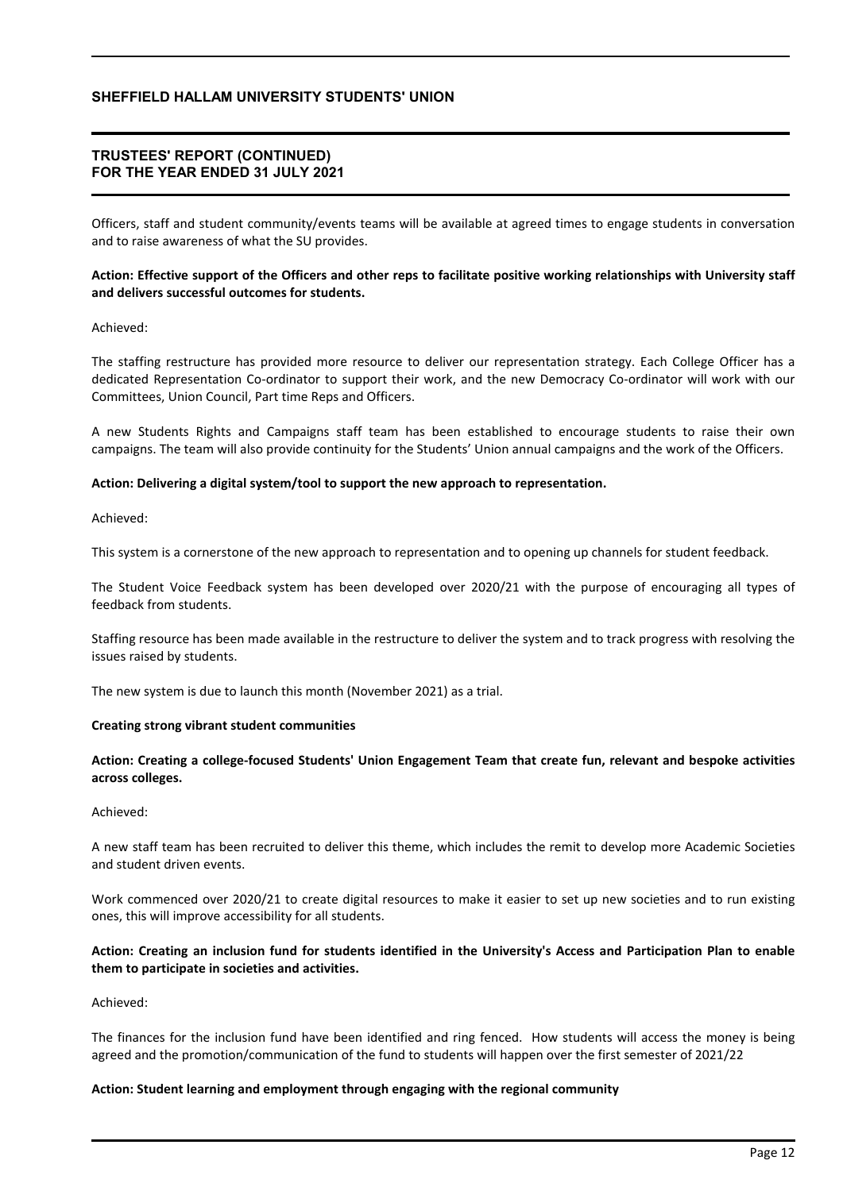Officers, staff and student community/events teams will be available at agreed times to engage students in conversation and to raise awareness of what the SU provides.

**Action: Effective support of the Officers and other reps to facilitate positive working relationships with University staff and delivers successful outcomes for students.**

Achieved:

The staffing restructure has provided more resource to deliver our representation strategy. Each College Officer has a dedicated Representation Co-ordinator to support their work, and the new Democracy Co-ordinator will work with our Committees, Union Council, Part time Reps and Officers.

A new Students Rights and Campaigns staff team has been established to encourage students to raise their own campaigns. The team will also provide continuity for the Students' Union annual campaigns and the work of the Officers.

**Action: Delivering a digital system/tool to support the new approach to representation.**

Achieved:

This system is a cornerstone of the new approach to representation and to opening up channels for student feedback.

The Student Voice Feedback system has been developed over 2020/21 with the purpose of encouraging all types of feedback from students.

Staffing resource has been made available in the restructure to deliver the system and to track progress with resolving the issues raised by students.

The new system is due to launch this month (November 2021) as a trial.

**Creating strong vibrant student communities**

**Action: Creating a college-focused Students' Union Engagement Team that create fun, relevant and bespoke activities across colleges.**

Achieved:

A new staff team has been recruited to deliver this theme, which includes the remit to develop more Academic Societies and student driven events.

Work commenced over 2020/21 to create digital resources to make it easier to set up new societies and to run existing ones, this will improve accessibility for all students.

**Action: Creating an inclusion fund for students identified in the University's Access and Participation Plan to enable them to participate in societies and activities.**

Achieved:

The finances for the inclusion fund have been identified and ring fenced. How students will access the money is being agreed and the promotion/communication of the fund to students will happen over the first semester of 2021/22

**Action: Student learning and employment through engaging with the regional community**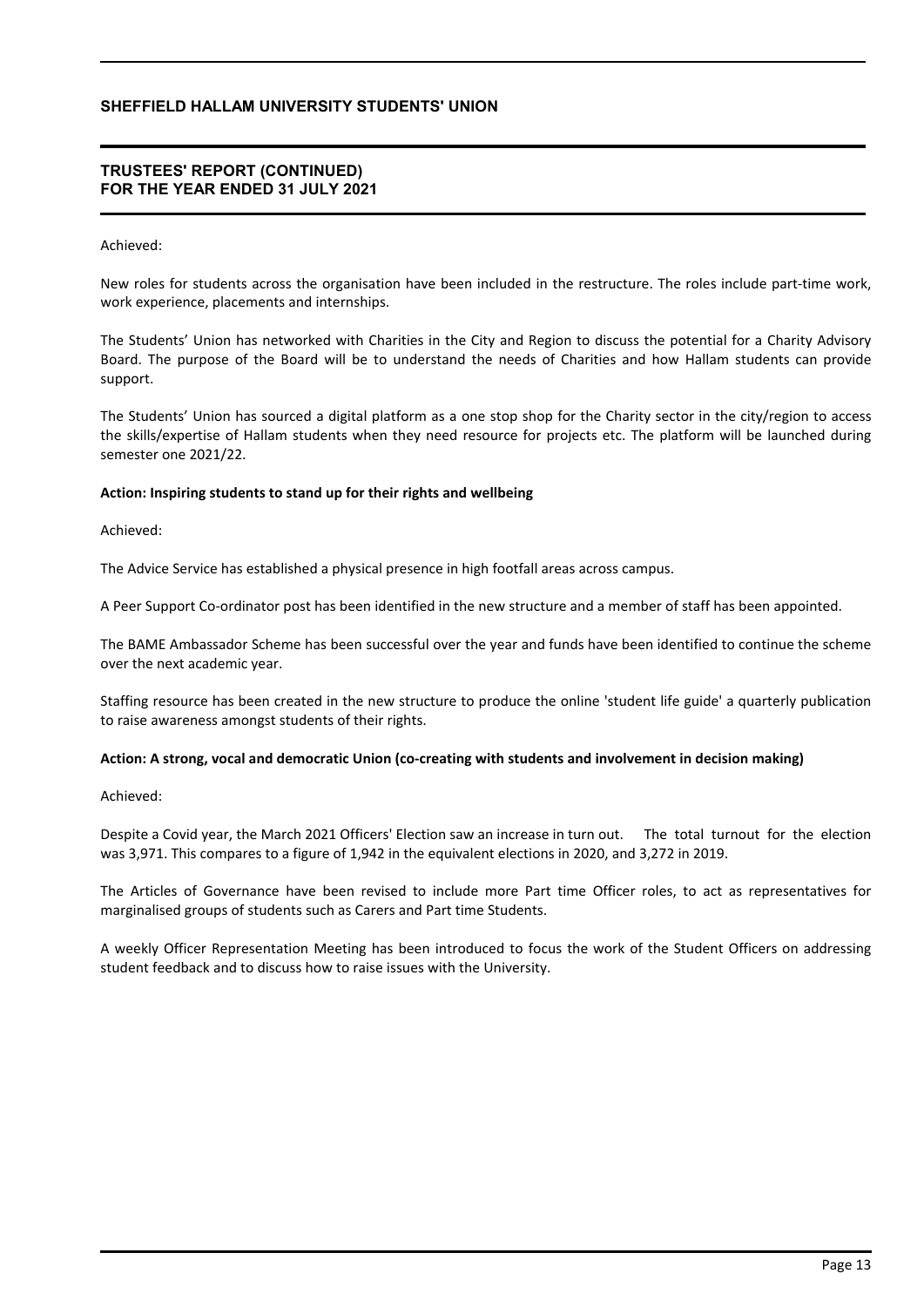Achieved:

New roles for students across the organisation have been included in the restructure. The roles include part-time work, work experience, placements and internships.

The Students' Union has networked with Charities in the City and Region to discuss the potential for a Charity Advisory Board. The purpose of the Board will be to understand the needs of Charities and how Hallam students can provide support.

The Students' Union has sourced a digital platform as a one stop shop for the Charity sector in the city/region to access the skills/expertise of Hallam students when they need resource for projects etc. The platform will be launched during semester one 2021/22.

**Action: Inspiring students to stand up for their rights and wellbeing**

Achieved:

The Advice Service has established a physical presence in high footfall areas across campus.

A Peer Support Co-ordinator post has been identified in the new structure and a member of staff has been appointed.

The BAME Ambassador Scheme has been successful over the year and funds have been identified to continue the scheme over the next academic year.

Staffing resource has been created in the new structure to produce the online 'student life guide' a quarterly publication to raise awareness amongst students of their rights.

**Action: A strong, vocal and democratic Union (co-creating with students and involvement in decision making)**

Achieved:

Despite a Covid year, the March 2021 Officers' Election saw an increase in turn out. The total turnout for the election was 3,971. This compares to a figure of 1,942 in the equivalent elections in 2020, and 3,272 in 2019.

The Articles of Governance have been revised to include more Part time Officer roles, to act as representatives for marginalised groups of students such as Carers and Part time Students.

A weekly Officer Representation Meeting has been introduced to focus the work of the Student Officers on addressing student feedback and to discuss how to raise issues with the University.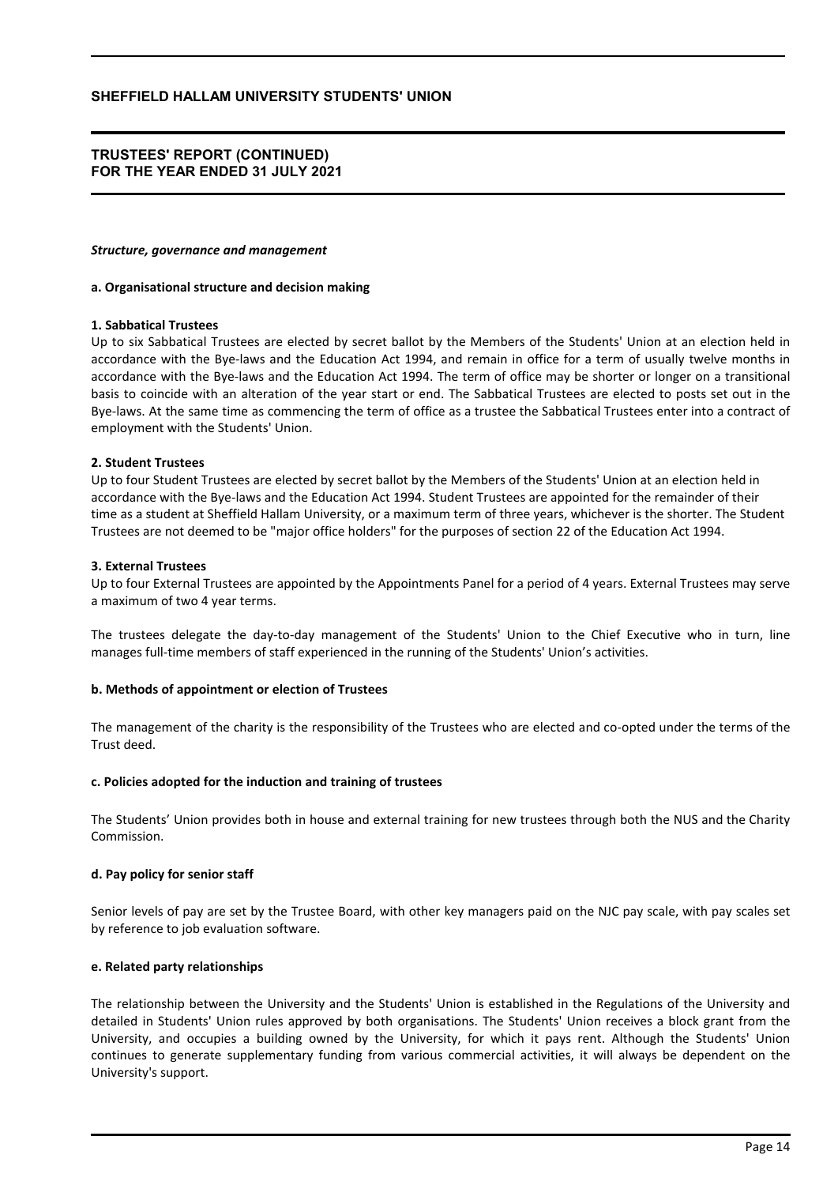### *Structure, governance and management*

**a. Organisational structure and decision making**

**1. Sabbatical Trustees**

Up to six Sabbatical Trustees are elected by secret ballot by the Members of the Students' Union at an election held in accordance with the Bye-laws and the Education Act 1994, and remain in office for a term of usually twelve months in accordance with the Bye-laws and the Education Act 1994. The term of office may be shorter or longer on a transitional basis to coincide with an alteration of the year start or end. The Sabbatical Trustees are elected to posts set out in the Bye-laws. At the same time as commencing the term of office as a trustee the Sabbatical Trustees enter into a contract of employment with the Students' Union.

**2. Student Trustees**

Up to four Student Trustees are elected by secret ballot by the Members of the Students' Union at an election held in accordance with the Bye-laws and the Education Act 1994. Student Trustees are appointed for the remainder of their time as a student at Sheffield Hallam University, or a maximum term of three years, whichever is the shorter. The Student Trustees are not deemed to be "major office holders" for the purposes of section 22 of the Education Act 1994.

**3. External Trustees**

Up to four External Trustees are appointed by the Appointments Panel for a period of 4 years. External Trustees may serve a maximum of two 4 year terms.

The trustees delegate the day-to-day management of the Students' Union to the Chief Executive who in turn, line manages full-time members of staff experienced in the running of the Students' Union's activities.

**b. Methods of appointment or election of Trustees**

The management of the charity is the responsibility of the Trustees who are elected and co-opted under the terms of the Trust deed.

**c. Policies adopted for the induction and training of trustees**

The Students' Union provides both in house and external training for new trustees through both the NUS and the Charity Commission.

**d. Pay policy for senior staff**

Senior levels of pay are set by the Trustee Board, with other key managers paid on the NJC pay scale, with pay scales set by reference to job evaluation software.

**e. Related party relationships**

The relationship between the University and the Students' Union is established in the Regulations of the University and detailed in Students' Union rules approved by both organisations. The Students' Union receives a block grant from the University, and occupies a building owned by the University, for which it pays rent. Although the Students' Union continues to generate supplementary funding from various commercial activities, it will always be dependent on the University's support.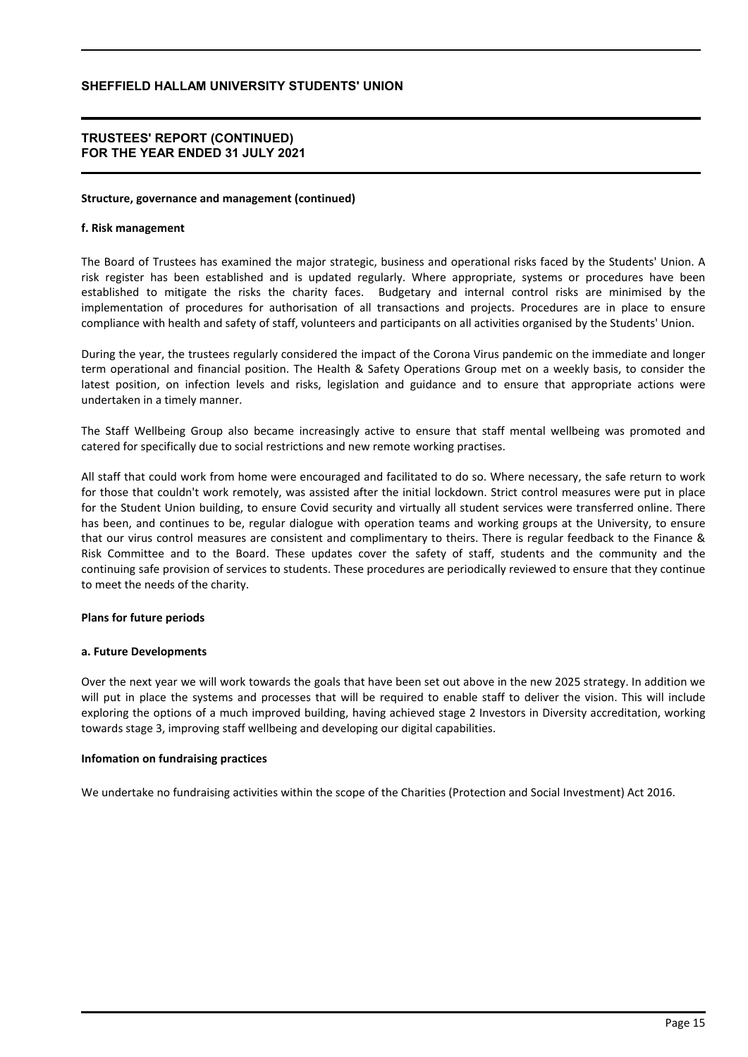## Structure, governance and management (continued)

### f. Risk management

The Board of Trustees has examined the major strategic, business and operational risks faced by the Students' Union. A risk register has been established and is updated regularly. Where appropriate, systems or procedures have been established to mitigate the risks the charity faces. Budgetary and internal control risks are minimised by the implementation of procedures for authorisation of all transactions and projects. Procedures are in place to ensure compliance with health and safety of staff, volunteers and participants on all activities organised by the Students' Union.

During the year, the trustees regularly considered the impact of the Corona Virus pandemic on the immediate and longer term operational and financial position. The Health & Safety Operations Group met on a weekly basis, to consider the latest position, on infection levels and risks, legislation and guidance and to ensure that appropriate actions were undertaken in a timely manner.

The Staff Wellbeing Group also became increasingly active to ensure that staff mental wellbeing was promoted and catered for specifically due to social restrictions and new remote working practises.

All staff that could work from home were encouraged and facilitated to do so. Where necessary, the safe return to work for those that couldn't work remotely, was assisted after the initial lockdown. Strict control measures were put in place for the Student Union building, to ensure Covid security and virtually all student services were transferred online. There has been, and continues to be, regular dialogue with operation teams and working groups at the University, to ensure that our virus control measures are consistent and complimentary to theirs. There is regular feedback to the Finance & Risk Committee and to the Board. These updates cover the safety of staff, students and the community and the continuing safe provision of services to students. These procedures are periodically reviewed to ensure that they continue to meet the needs of the charity.

## Plans for future periods

### a. Future Developments

Over the next year we will work towards the goals that have been set out above in the new 2025 strategy. In addition we will put in place the systems and processes that will be required to enable staff to deliver the vision. This will include exploring the options of a much improved building, having achieved stage 2 Investors in Diversity accreditation, working towards stage 3, improving staff wellbeing and developing our digital capabilities.

## Infomation on fundraising practices

We undertake no fundraising activities within the scope of the Charities (Protection and Social Investment) Act 2016.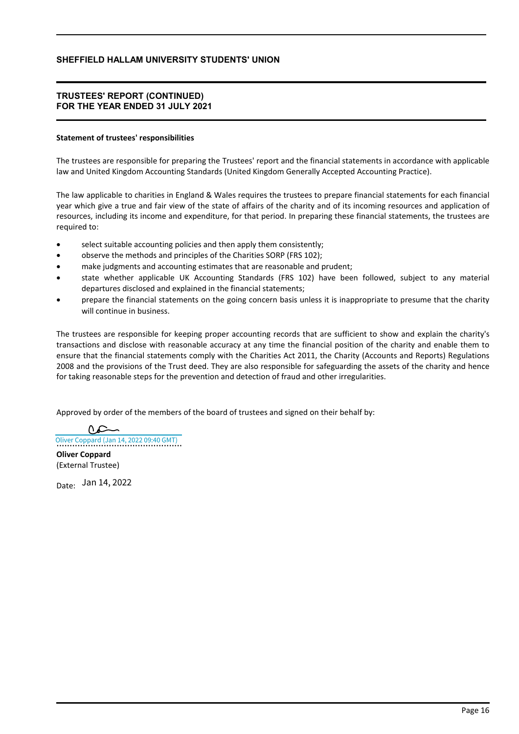# SHEFFIELD HALLAM UNIVERSITY STUDENTS' UNION

## TRUSTEES' REPORT (CONTINUED) FOR THE YEAR ENDED 31 JULY 2021

**Statement of trustees' responsibilities**

The trustees are responsible for preparing the Trustees' report and the financial statements in accordance with applicable law and United Kingdom Accounting Standards (United Kingdom Generally Accepted Accounting Practice).

The law applicable to charities in England & Wales requires the trustees to prepare financial statements for each financial year which give a true and fair view of the state of affairs of the charity and of its incoming resources and application of resources, including its income and expenditure, for that period. In preparing these financial statements, the trustees are required to:

- select suitable accounting policies and then apply them consistently;
- observe the methods and principles of the Charities SORP (FRS 102);
- make judgments and accounting estimates that are reasonable and prudent;
- state whether applicable UK Accounting Standards (FRS 102) have been followed, subject to any material departures disclosed and explained in the financial statements;
- prepare the financial statements on the going concern basis unless it is inappropriate to presume that the charity will continue in business.

The trustees are responsible for keeping proper accounting records that are sufficient to show and explain the charity's transactions and disclose with reasonable accuracy at any time the financial position of the charity and enable them to ensure that the financial statements comply with the Charities Act 2011, the Charity (Accounts and Reports) Regulations 2008 and the provisions of the Trust deed. They are also responsible for safeguarding the assets of the charity and hence for taking reasonable steps for the prevention and detection of fraud and other irregularities.

Approved by order of the members of the board of trustees and signed on their behalf by:

Oliver Coppard (Jan 14, 2022 09:40 GMT)
...............................................

**Oliver Coppard**
(External Trustee)

Date: Jan 14, 2022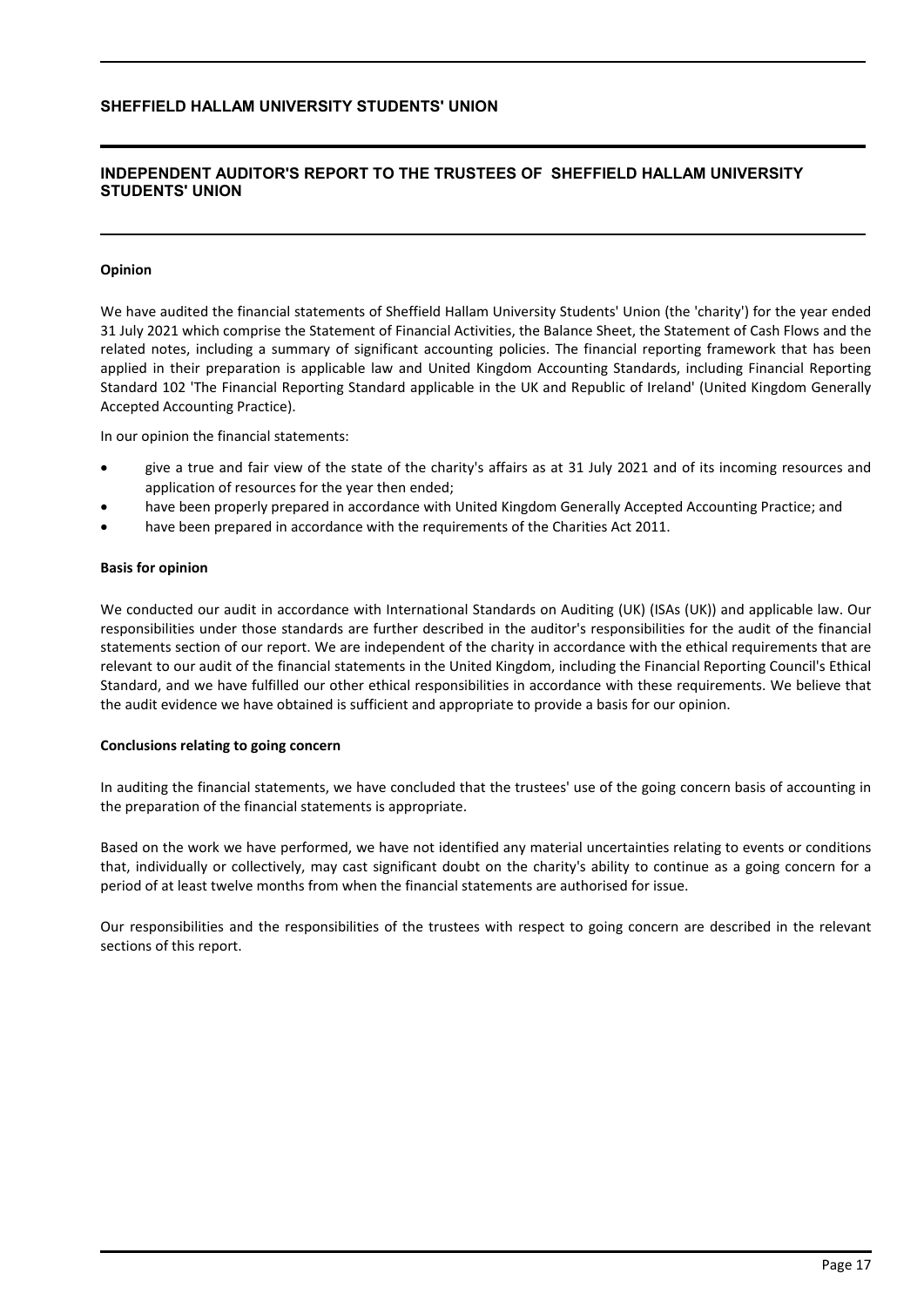## INDEPENDENT AUDITOR'S REPORT TO THE TRUSTEES OF SHEFFIELD HALLAM UNIVERSITY STUDENTS' UNION

**Opinion**

We have audited the financial statements of Sheffield Hallam University Students' Union (the 'charity') for the year ended 31 July 2021 which comprise the Statement of Financial Activities, the Balance Sheet, the Statement of Cash Flows and the related notes, including a summary of significant accounting policies. The financial reporting framework that has been applied in their preparation is applicable law and United Kingdom Accounting Standards, including Financial Reporting Standard 102 'The Financial Reporting Standard applicable in the UK and Republic of Ireland' (United Kingdom Generally Accepted Accounting Practice).

In our opinion the financial statements:

- give a true and fair view of the state of the charity's affairs as at 31 July 2021 and of its incoming resources and application of resources for the year then ended;
- have been properly prepared in accordance with United Kingdom Generally Accepted Accounting Practice; and
- have been prepared in accordance with the requirements of the Charities Act 2011.

**Basis for opinion**

We conducted our audit in accordance with International Standards on Auditing (UK) (ISAs (UK)) and applicable law. Our responsibilities under those standards are further described in the auditor's responsibilities for the audit of the financial statements section of our report. We are independent of the charity in accordance with the ethical requirements that are relevant to our audit of the financial statements in the United Kingdom, including the Financial Reporting Council's Ethical Standard, and we have fulfilled our other ethical responsibilities in accordance with these requirements. We believe that the audit evidence we have obtained is sufficient and appropriate to provide a basis for our opinion.

**Conclusions relating to going concern**

In auditing the financial statements, we have concluded that the trustees' use of the going concern basis of accounting in the preparation of the financial statements is appropriate.

Based on the work we have performed, we have not identified any material uncertainties relating to events or conditions that, individually or collectively, may cast significant doubt on the charity's ability to continue as a going concern for a period of at least twelve months from when the financial statements are authorised for issue.

Our responsibilities and the responsibilities of the trustees with respect to going concern are described in the relevant sections of this report.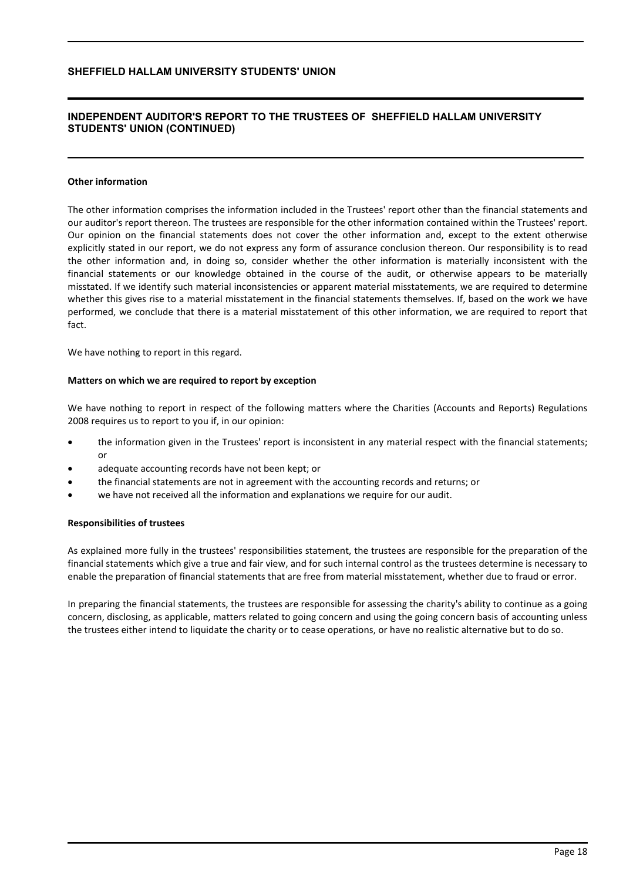## INDEPENDENT AUDITOR'S REPORT TO THE TRUSTEES OF SHEFFIELD HALLAM UNIVERSITY STUDENTS' UNION (CONTINUED)

**Other information**

The other information comprises the information included in the Trustees' report other than the financial statements and our auditor's report thereon. The trustees are responsible for the other information contained within the Trustees' report. Our opinion on the financial statements does not cover the other information and, except to the extent otherwise explicitly stated in our report, we do not express any form of assurance conclusion thereon. Our responsibility is to read the other information and, in doing so, consider whether the other information is materially inconsistent with the financial statements or our knowledge obtained in the course of the audit, or otherwise appears to be materially misstated. If we identify such material inconsistencies or apparent material misstatements, we are required to determine whether this gives rise to a material misstatement in the financial statements themselves. If, based on the work we have performed, we conclude that there is a material misstatement of this other information, we are required to report that fact.

We have nothing to report in this regard.

**Matters on which we are required to report by exception**

We have nothing to report in respect of the following matters where the Charities (Accounts and Reports) Regulations 2008 requires us to report to you if, in our opinion:

- the information given in the Trustees' report is inconsistent in any material respect with the financial statements; or
- adequate accounting records have not been kept; or
- the financial statements are not in agreement with the accounting records and returns; or
- we have not received all the information and explanations we require for our audit.

**Responsibilities of trustees**

As explained more fully in the trustees' responsibilities statement, the trustees are responsible for the preparation of the financial statements which give a true and fair view, and for such internal control as the trustees determine is necessary to enable the preparation of financial statements that are free from material misstatement, whether due to fraud or error.

In preparing the financial statements, the trustees are responsible for assessing the charity's ability to continue as a going concern, disclosing, as applicable, matters related to going concern and using the going concern basis of accounting unless the trustees either intend to liquidate the charity or to cease operations, or have no realistic alternative but to do so.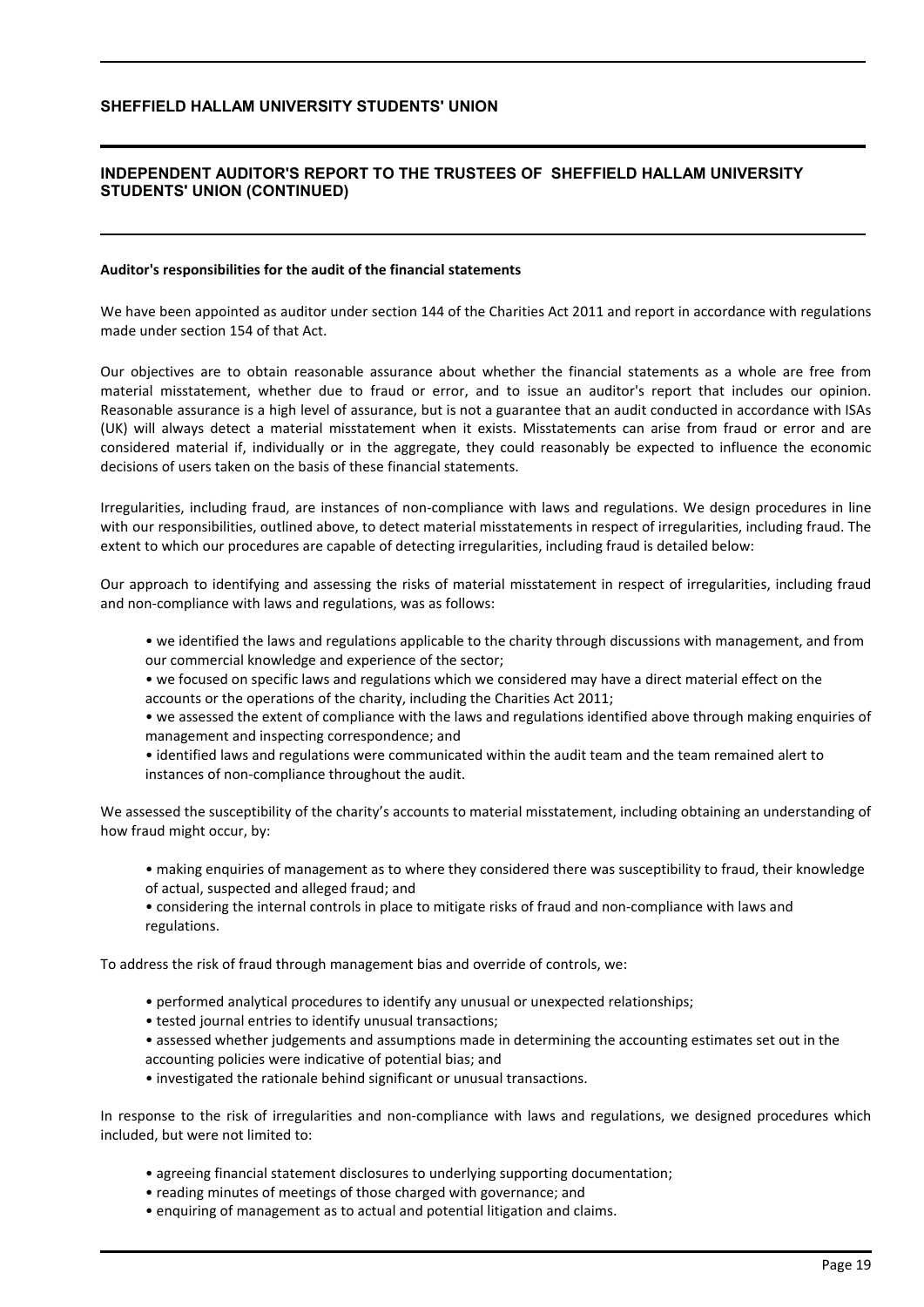# SHEFFIELD HALLAM UNIVERSITY STUDENTS' UNION

## INDEPENDENT AUDITOR'S REPORT TO THE TRUSTEES OF SHEFFIELD HALLAM UNIVERSITY STUDENTS' UNION (CONTINUED)

**Auditor's responsibilities for the audit of the financial statements**

We have been appointed as auditor under section 144 of the Charities Act 2011 and report in accordance with regulations made under section 154 of that Act.

Our objectives are to obtain reasonable assurance about whether the financial statements as a whole are free from material misstatement, whether due to fraud or error, and to issue an auditor's report that includes our opinion. Reasonable assurance is a high level of assurance, but is not a guarantee that an audit conducted in accordance with ISAs (UK) will always detect a material misstatement when it exists. Misstatements can arise from fraud or error and are considered material if, individually or in the aggregate, they could reasonably be expected to influence the economic decisions of users taken on the basis of these financial statements.

Irregularities, including fraud, are instances of non-compliance with laws and regulations. We design procedures in line with our responsibilities, outlined above, to detect material misstatements in respect of irregularities, including fraud. The extent to which our procedures are capable of detecting irregularities, including fraud is detailed below:

Our approach to identifying and assessing the risks of material misstatement in respect of irregularities, including fraud and non-compliance with laws and regulations, was as follows:

- we identified the laws and regulations applicable to the charity through discussions with management, and from our commercial knowledge and experience of the sector;
- we focused on specific laws and regulations which we considered may have a direct material effect on the accounts or the operations of the charity, including the Charities Act 2011;
- we assessed the extent of compliance with the laws and regulations identified above through making enquiries of management and inspecting correspondence; and
- identified laws and regulations were communicated within the audit team and the team remained alert to instances of non-compliance throughout the audit.

We assessed the susceptibility of the charity's accounts to material misstatement, including obtaining an understanding of how fraud might occur, by:

- making enquiries of management as to where they considered there was susceptibility to fraud, their knowledge of actual, suspected and alleged fraud; and
- considering the internal controls in place to mitigate risks of fraud and non-compliance with laws and regulations.

To address the risk of fraud through management bias and override of controls, we:

- performed analytical procedures to identify any unusual or unexpected relationships;
- tested journal entries to identify unusual transactions;
- assessed whether judgements and assumptions made in determining the accounting estimates set out in the accounting policies were indicative of potential bias; and
- investigated the rationale behind significant or unusual transactions.

In response to the risk of irregularities and non-compliance with laws and regulations, we designed procedures which included, but were not limited to:

- agreeing financial statement disclosures to underlying supporting documentation;
- reading minutes of meetings of those charged with governance; and
- enquiring of management as to actual and potential litigation and claims.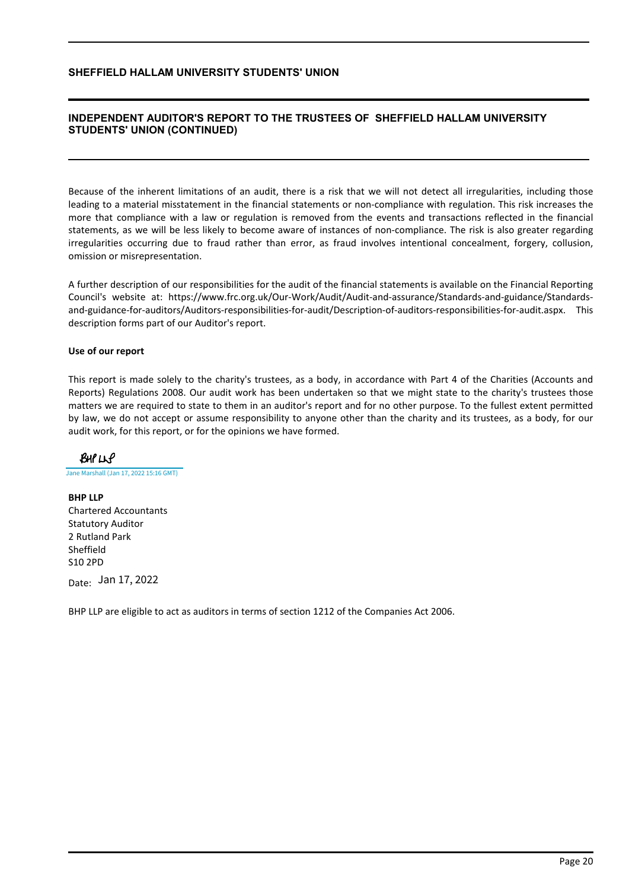## INDEPENDENT AUDITOR'S REPORT TO THE TRUSTEES OF SHEFFIELD HALLAM UNIVERSITY STUDENTS' UNION (CONTINUED)

Because of the inherent limitations of an audit, there is a risk that we will not detect all irregularities, including those leading to a material misstatement in the financial statements or non-compliance with regulation. This risk increases the more that compliance with a law or regulation is removed from the events and transactions reflected in the financial statements, as we will be less likely to become aware of instances of non-compliance. The risk is also greater regarding irregularities occurring due to fraud rather than error, as fraud involves intentional concealment, forgery, collusion, omission or misrepresentation.

A further description of our responsibilities for the audit of the financial statements is available on the Financial Reporting Council's website at: https://www.frc.org.uk/Our-Work/Audit/Audit-and-assurance/Standards-and-guidance/Standards-and-guidance-for-auditors/Auditors-responsibilities-for-audit/Description-of-auditors-responsibilities-for-audit.aspx. This description forms part of our Auditor's report.

**Use of our report**

This report is made solely to the charity's trustees, as a body, in accordance with Part 4 of the Charities (Accounts and Reports) Regulations 2008. Our audit work has been undertaken so that we might state to the charity's trustees those matters we are required to state to them in an auditor's report and for no other purpose. To the fullest extent permitted by law, we do not accept or assume responsibility to anyone other than the charity and its trustees, as a body, for our audit work, for this report, or for the opinions we have formed.

BHP LLP

Jane Marshall (Jan 17, 2022 15:16 GMT)

**BHP LLP**
Chartered Accountants
Statutory Auditor
2 Rutland Park
Sheffield
S10 2PD

Date: Jan 17, 2022

BHP LLP are eligible to act as auditors in terms of section 1212 of the Companies Act 2006.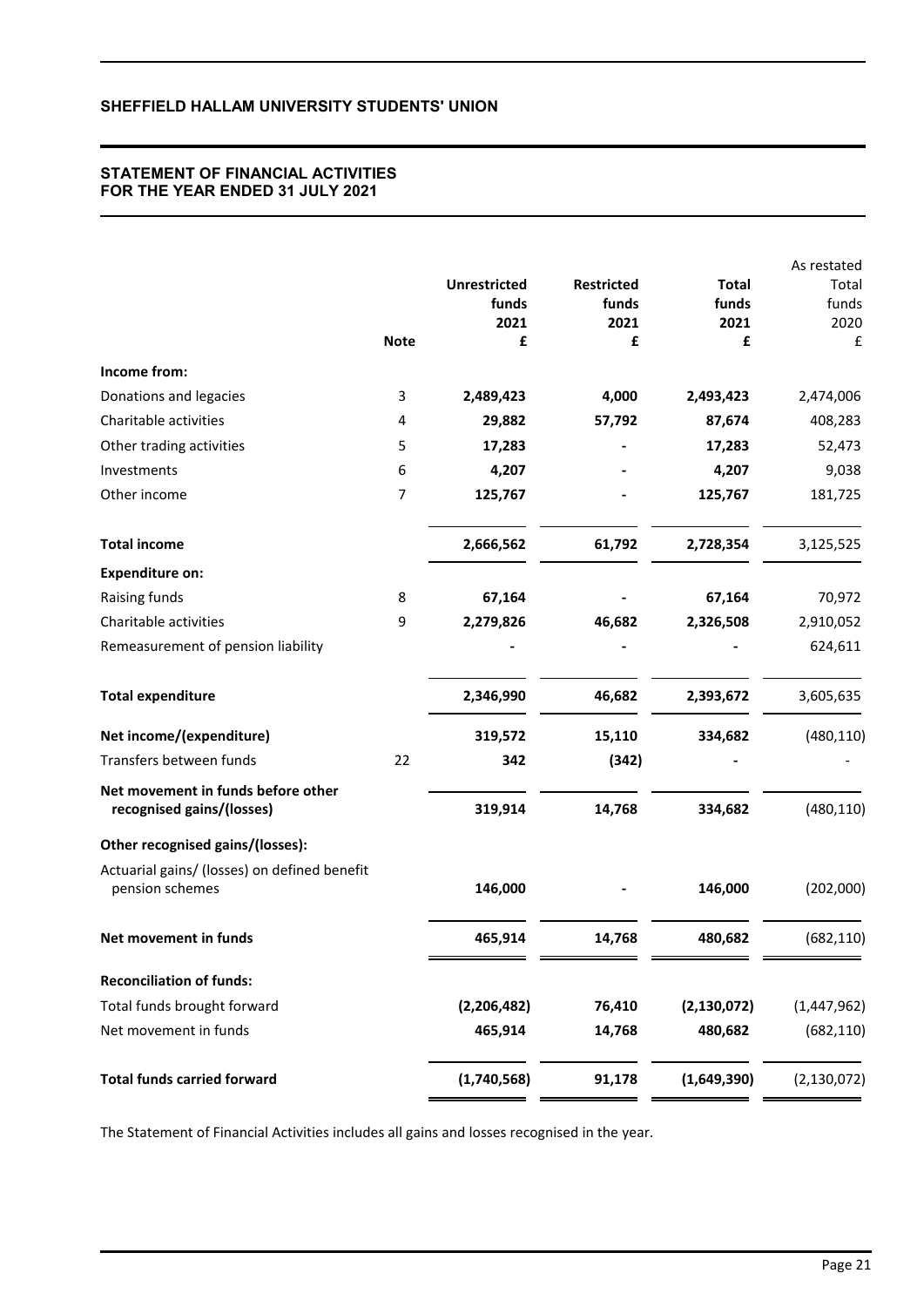## SHEFFIELD HALLAM UNIVERSITY STUDENTS' UNION

### STATEMENT OF FINANCIAL ACTIVITIES
### FOR THE YEAR ENDED 31 JULY 2021

| | Note | Unrestricted funds 2021 £ | Restricted funds 2021 £ | Total funds 2021 £ | As restated Total funds 2020 £ |
|---|---|---|---|---|---|
| **Income from:** | | | | | |
| Donations and legacies | 3 | **2,489,423** | **4,000** | **2,493,423** | 2,474,006 |
| Charitable activities | 4 | **29,882** | **57,792** | **87,674** | 408,283 |
| Other trading activities | 5 | **17,283** | **-** | **17,283** | 52,473 |
| Investments | 6 | **4,207** | **-** | **4,207** | 9,038 |
| Other income | 7 | **125,767** | **-** | **125,767** | 181,725 |
| **Total income** | | **2,666,562** | **61,792** | **2,728,354** | 3,125,525 |
| **Expenditure on:** | | | | | |
| Raising funds | 8 | **67,164** | **-** | **67,164** | 70,972 |
| Charitable activities | 9 | **2,279,826** | **46,682** | **2,326,508** | 2,910,052 |
| Remeasurement of pension liability | | **-** | **-** | **-** | 624,611 |
| **Total expenditure** | | **2,346,990** | **46,682** | **2,393,672** | 3,605,635 |
| **Net income/(expenditure)** | | **319,572** | **15,110** | **334,682** | (480,110) |
| Transfers between funds | 22 | **342** | **(342)** | **-** | - |
| **Net movement in funds before other recognised gains/(losses)** | | **319,914** | **14,768** | **334,682** | (480,110) |
| **Other recognised gains/(losses):** | | | | | |
| Actuarial gains/ (losses) on defined benefit pension schemes | | **146,000** | **-** | **146,000** | (202,000) |
| **Net movement in funds** | | **465,914** | **14,768** | **480,682** | (682,110) |
| **Reconciliation of funds:** | | | | | |
| Total funds brought forward | | **(2,206,482)** | **76,410** | **(2,130,072)** | (1,447,962) |
| Net movement in funds | | **465,914** | **14,768** | **480,682** | (682,110) |
| **Total funds carried forward** | | **(1,740,568)** | **91,178** | **(1,649,390)** | (2,130,072) |

The Statement of Financial Activities includes all gains and losses recognised in the year.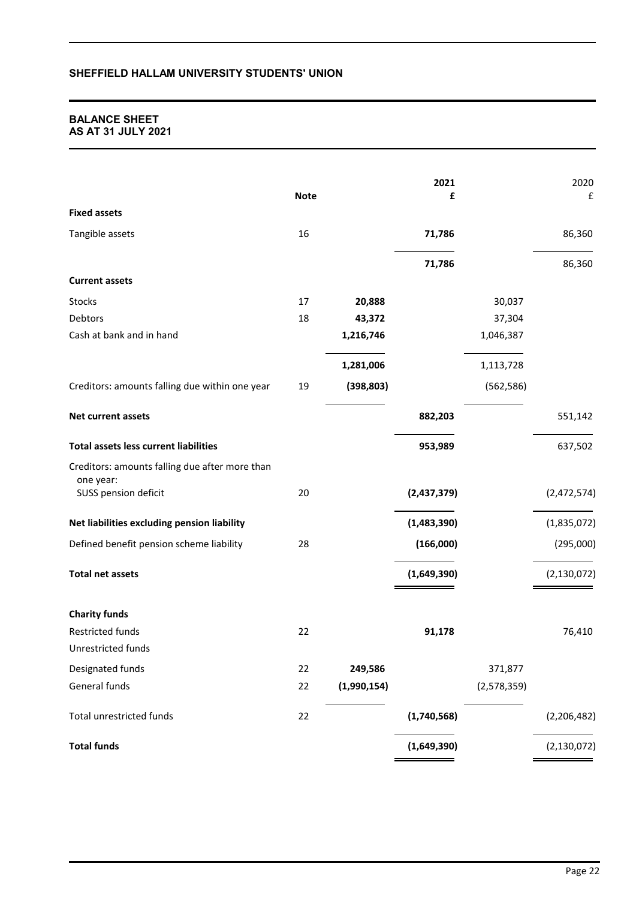## SHEFFIELD HALLAM UNIVERSITY STUDENTS' UNION

### BALANCE SHEET
### AS AT 31 JULY 2021

| | Note | | 2021 £ | | 2020 £ |
|---|---|---|---|---|---|
| **Fixed assets** | | | | | |
| Tangible assets | 16 | | **71,786** | | 86,360 |
| | | | **71,786** | | 86,360 |
| **Current assets** | | | | | |
| Stocks | 17 | **20,888** | | 30,037 | |
| Debtors | 18 | **43,372** | | 37,304 | |
| Cash at bank and in hand | | **1,216,746** | | 1,046,387 | |
| | | **1,281,006** | | 1,113,728 | |
| Creditors: amounts falling due within one year | 19 | **(398,803)** | | (562,586) | |
| **Net current assets** | | | **882,203** | | 551,142 |
| **Total assets less current liabilities** | | | **953,989** | | 637,502 |
| Creditors: amounts falling due after more than one year: SUSS pension deficit | 20 | | **(2,437,379)** | | (2,472,574) |
| **Net liabilities excluding pension liability** | | | **(1,483,390)** | | (1,835,072) |
| Defined benefit pension scheme liability | 28 | | **(166,000)** | | (295,000) |
| **Total net assets** | | | **(1,649,390)** | | (2,130,072) |
| **Charity funds** | | | | | |
| Restricted funds | 22 | | **91,178** | | 76,410 |
| Unrestricted funds | | | | | |
| Designated funds | 22 | **249,586** | | 371,877 | |
| General funds | 22 | **(1,990,154)** | | (2,578,359) | |
| Total unrestricted funds | 22 | | **(1,740,568)** | | (2,206,482) |
| **Total funds** | | | **(1,649,390)** | | (2,130,072) |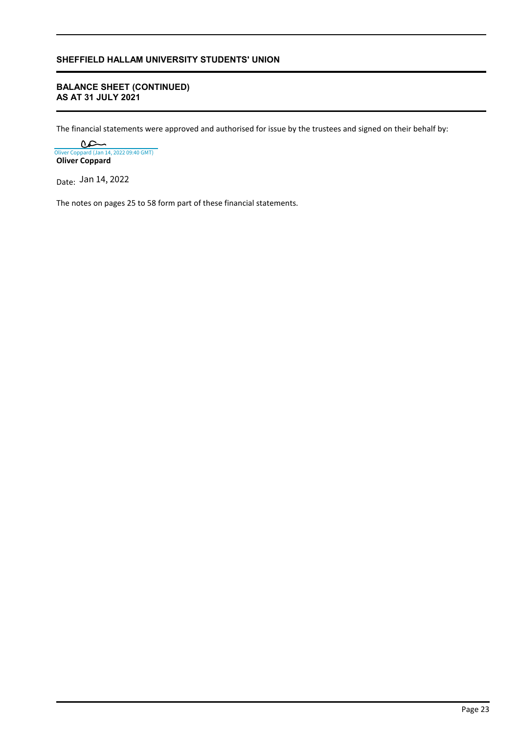## SHEFFIELD HALLAM UNIVERSITY STUDENTS' UNION

### BALANCE SHEET (CONTINUED)
### AS AT 31 JULY 2021

The financial statements were approved and authorised for issue by the trustees and signed on their behalf by:

Oliver Coppard (Jan 14, 2022 09:40 GMT)
**Oliver Coppard**

Date: Jan 14, 2022

The notes on pages 25 to 58 form part of these financial statements.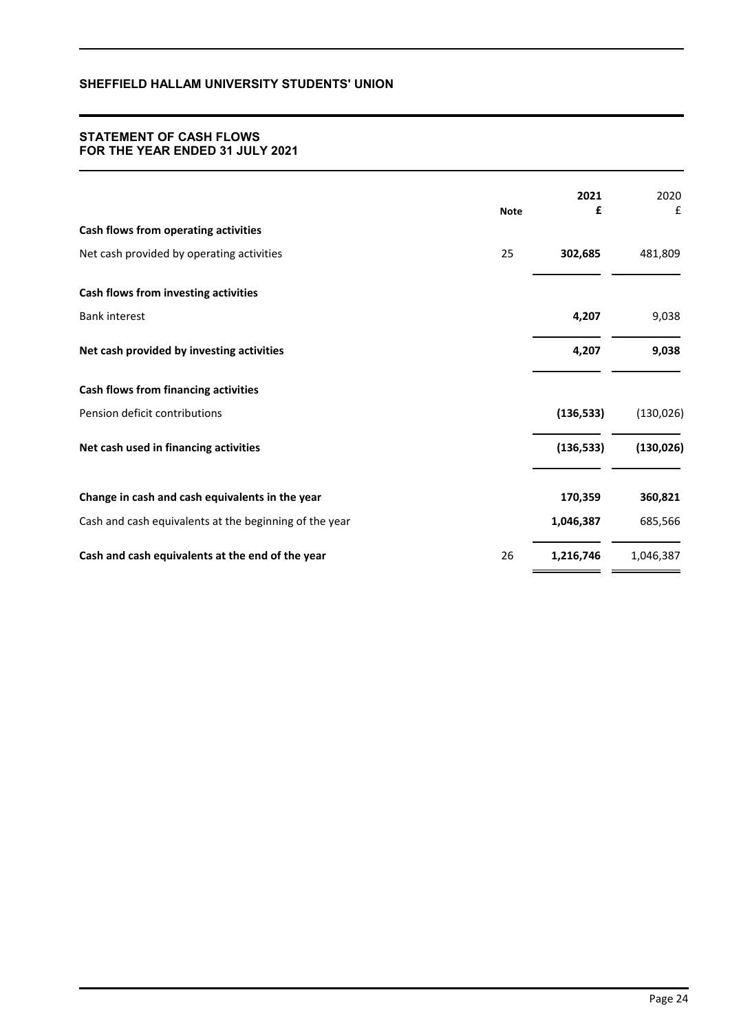## SHEFFIELD HALLAM UNIVERSITY STUDENTS' UNION

### STATEMENT OF CASH FLOWS
### FOR THE YEAR ENDED 31 JULY 2021

| | Note | 2021 £ | 2020 £ |
|---|---|---|---|
| **Cash flows from operating activities** | | | |
| Net cash provided by operating activities | 25 | **302,685** | 481,809 |
| **Cash flows from investing activities** | | | |
| Bank interest | | **4,207** | 9,038 |
| **Net cash provided by investing activities** | | **4,207** | **9,038** |
| **Cash flows from financing activities** | | | |
| Pension deficit contributions | | **(136,533)** | (130,026) |
| **Net cash used in financing activities** | | **(136,533)** | **(130,026)** |
| **Change in cash and cash equivalents in the year** | | **170,359** | **360,821** |
| Cash and cash equivalents at the beginning of the year | | **1,046,387** | 685,566 |
| **Cash and cash equivalents at the end of the year** | 26 | **1,216,746** | 1,046,387 |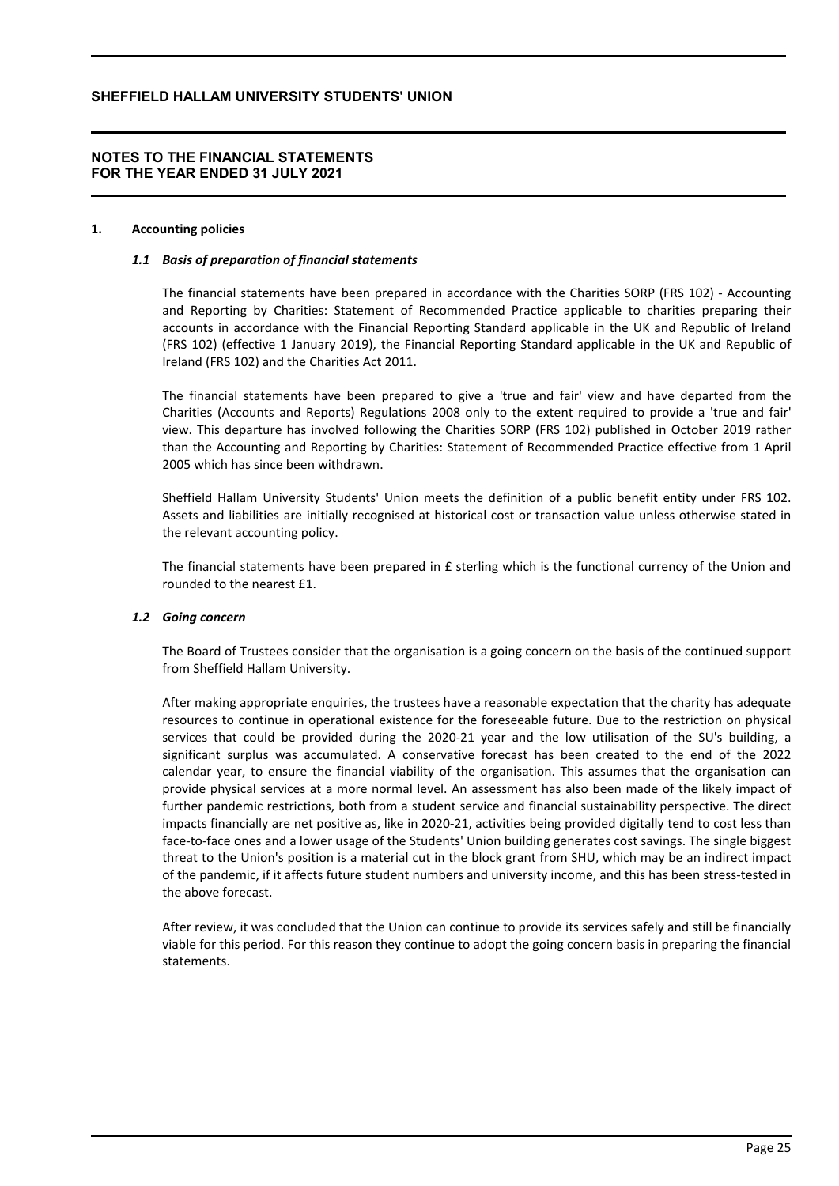# SHEFFIELD HALLAM UNIVERSITY STUDENTS' UNION

## NOTES TO THE FINANCIAL STATEMENTS
## FOR THE YEAR ENDED 31 JULY 2021

### 1. Accounting policies

#### *1.1 Basis of preparation of financial statements*

The financial statements have been prepared in accordance with the Charities SORP (FRS 102) - Accounting and Reporting by Charities: Statement of Recommended Practice applicable to charities preparing their accounts in accordance with the Financial Reporting Standard applicable in the UK and Republic of Ireland (FRS 102) (effective 1 January 2019), the Financial Reporting Standard applicable in the UK and Republic of Ireland (FRS 102) and the Charities Act 2011.

The financial statements have been prepared to give a 'true and fair' view and have departed from the Charities (Accounts and Reports) Regulations 2008 only to the extent required to provide a 'true and fair' view. This departure has involved following the Charities SORP (FRS 102) published in October 2019 rather than the Accounting and Reporting by Charities: Statement of Recommended Practice effective from 1 April 2005 which has since been withdrawn.

Sheffield Hallam University Students' Union meets the definition of a public benefit entity under FRS 102. Assets and liabilities are initially recognised at historical cost or transaction value unless otherwise stated in the relevant accounting policy.

The financial statements have been prepared in £ sterling which is the functional currency of the Union and rounded to the nearest £1.

#### *1.2 Going concern*

The Board of Trustees consider that the organisation is a going concern on the basis of the continued support from Sheffield Hallam University.

After making appropriate enquiries, the trustees have a reasonable expectation that the charity has adequate resources to continue in operational existence for the foreseeable future. Due to the restriction on physical services that could be provided during the 2020-21 year and the low utilisation of the SU's building, a significant surplus was accumulated. A conservative forecast has been created to the end of the 2022 calendar year, to ensure the financial viability of the organisation. This assumes that the organisation can provide physical services at a more normal level. An assessment has also been made of the likely impact of further pandemic restrictions, both from a student service and financial sustainability perspective. The direct impacts financially are net positive as, like in 2020-21, activities being provided digitally tend to cost less than face-to-face ones and a lower usage of the Students' Union building generates cost savings. The single biggest threat to the Union's position is a material cut in the block grant from SHU, which may be an indirect impact of the pandemic, if it affects future student numbers and university income, and this has been stress-tested in the above forecast.

After review, it was concluded that the Union can continue to provide its services safely and still be financially viable for this period. For this reason they continue to adopt the going concern basis in preparing the financial statements.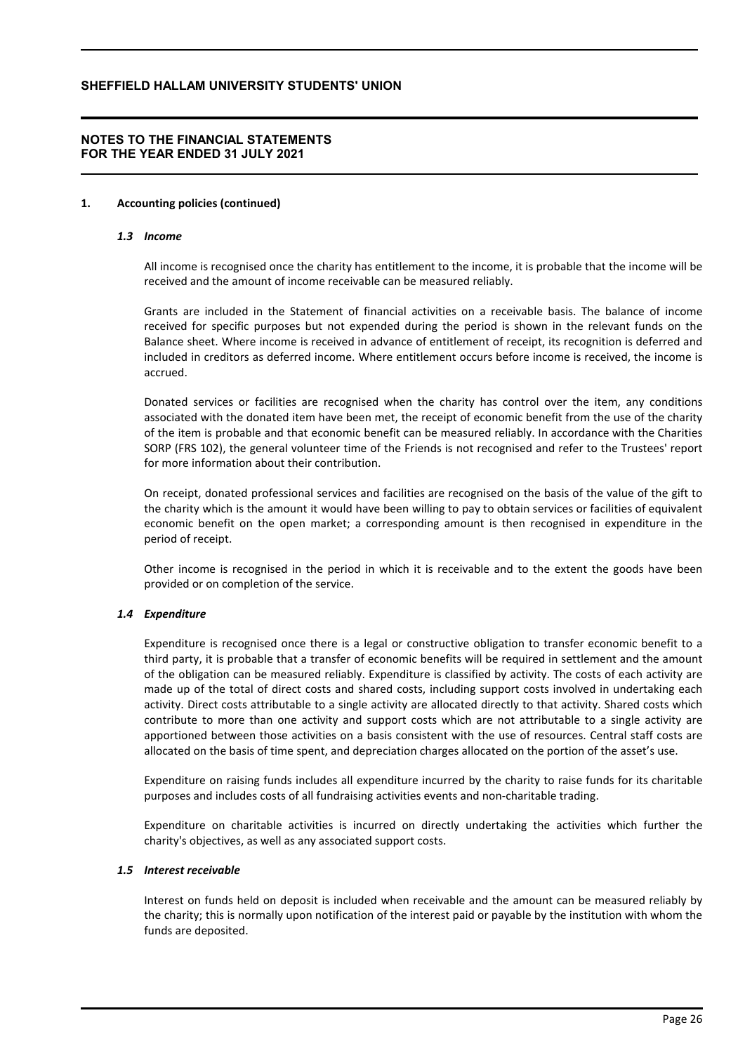# SHEFFIELD HALLAM UNIVERSITY STUDENTS' UNION

## NOTES TO THE FINANCIAL STATEMENTS FOR THE YEAR ENDED 31 JULY 2021

### 1. Accounting policies (continued)

#### *1.3 Income*

All income is recognised once the charity has entitlement to the income, it is probable that the income will be received and the amount of income receivable can be measured reliably.

Grants are included in the Statement of financial activities on a receivable basis. The balance of income received for specific purposes but not expended during the period is shown in the relevant funds on the Balance sheet. Where income is received in advance of entitlement of receipt, its recognition is deferred and included in creditors as deferred income. Where entitlement occurs before income is received, the income is accrued.

Donated services or facilities are recognised when the charity has control over the item, any conditions associated with the donated item have been met, the receipt of economic benefit from the use of the charity of the item is probable and that economic benefit can be measured reliably. In accordance with the Charities SORP (FRS 102), the general volunteer time of the Friends is not recognised and refer to the Trustees' report for more information about their contribution.

On receipt, donated professional services and facilities are recognised on the basis of the value of the gift to the charity which is the amount it would have been willing to pay to obtain services or facilities of equivalent economic benefit on the open market; a corresponding amount is then recognised in expenditure in the period of receipt.

Other income is recognised in the period in which it is receivable and to the extent the goods have been provided or on completion of the service.

#### *1.4 Expenditure*

Expenditure is recognised once there is a legal or constructive obligation to transfer economic benefit to a third party, it is probable that a transfer of economic benefits will be required in settlement and the amount of the obligation can be measured reliably. Expenditure is classified by activity. The costs of each activity are made up of the total of direct costs and shared costs, including support costs involved in undertaking each activity. Direct costs attributable to a single activity are allocated directly to that activity. Shared costs which contribute to more than one activity and support costs which are not attributable to a single activity are apportioned between those activities on a basis consistent with the use of resources. Central staff costs are allocated on the basis of time spent, and depreciation charges allocated on the portion of the asset's use.

Expenditure on raising funds includes all expenditure incurred by the charity to raise funds for its charitable purposes and includes costs of all fundraising activities events and non-charitable trading.

Expenditure on charitable activities is incurred on directly undertaking the activities which further the charity's objectives, as well as any associated support costs.

#### *1.5 Interest receivable*

Interest on funds held on deposit is included when receivable and the amount can be measured reliably by the charity; this is normally upon notification of the interest paid or payable by the institution with whom the funds are deposited.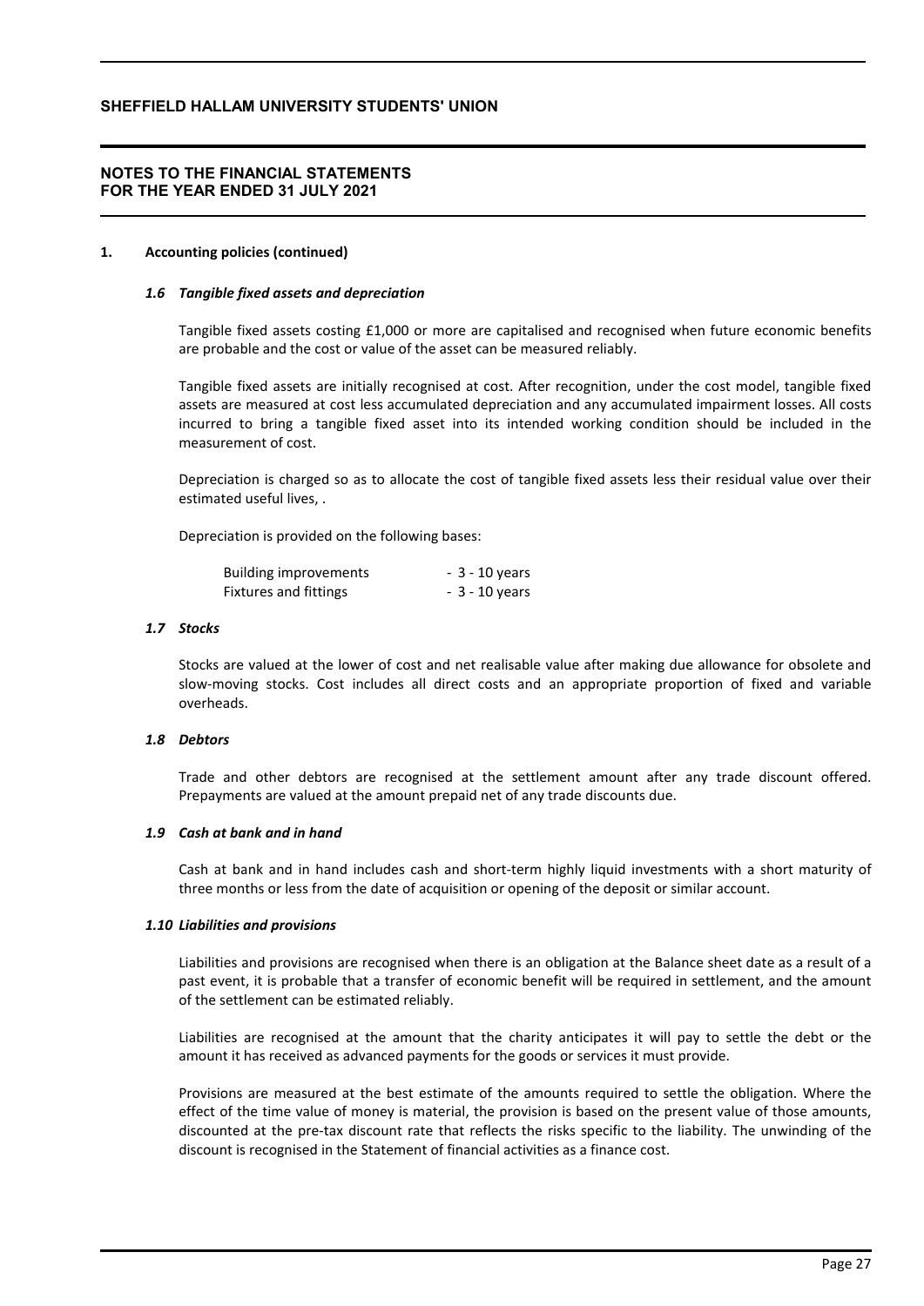## 1. Accounting policies (continued)

### *1.6 Tangible fixed assets and depreciation*

Tangible fixed assets costing £1,000 or more are capitalised and recognised when future economic benefits are probable and the cost or value of the asset can be measured reliably.

Tangible fixed assets are initially recognised at cost. After recognition, under the cost model, tangible fixed assets are measured at cost less accumulated depreciation and any accumulated impairment losses. All costs incurred to bring a tangible fixed asset into its intended working condition should be included in the measurement of cost.

Depreciation is charged so as to allocate the cost of tangible fixed assets less their residual value over their estimated useful lives, .

Depreciation is provided on the following bases:

| | |
|---|---|
| Building improvements | - 3 - 10 years |
| Fixtures and fittings | - 3 - 10 years |

### *1.7 Stocks*

Stocks are valued at the lower of cost and net realisable value after making due allowance for obsolete and slow-moving stocks. Cost includes all direct costs and an appropriate proportion of fixed and variable overheads.

### *1.8 Debtors*

Trade and other debtors are recognised at the settlement amount after any trade discount offered. Prepayments are valued at the amount prepaid net of any trade discounts due.

### *1.9 Cash at bank and in hand*

Cash at bank and in hand includes cash and short-term highly liquid investments with a short maturity of three months or less from the date of acquisition or opening of the deposit or similar account.

### *1.10 Liabilities and provisions*

Liabilities and provisions are recognised when there is an obligation at the Balance sheet date as a result of a past event, it is probable that a transfer of economic benefit will be required in settlement, and the amount of the settlement can be estimated reliably.

Liabilities are recognised at the amount that the charity anticipates it will pay to settle the debt or the amount it has received as advanced payments for the goods or services it must provide.

Provisions are measured at the best estimate of the amounts required to settle the obligation. Where the effect of the time value of money is material, the provision is based on the present value of those amounts, discounted at the pre-tax discount rate that reflects the risks specific to the liability. The unwinding of the discount is recognised in the Statement of financial activities as a finance cost.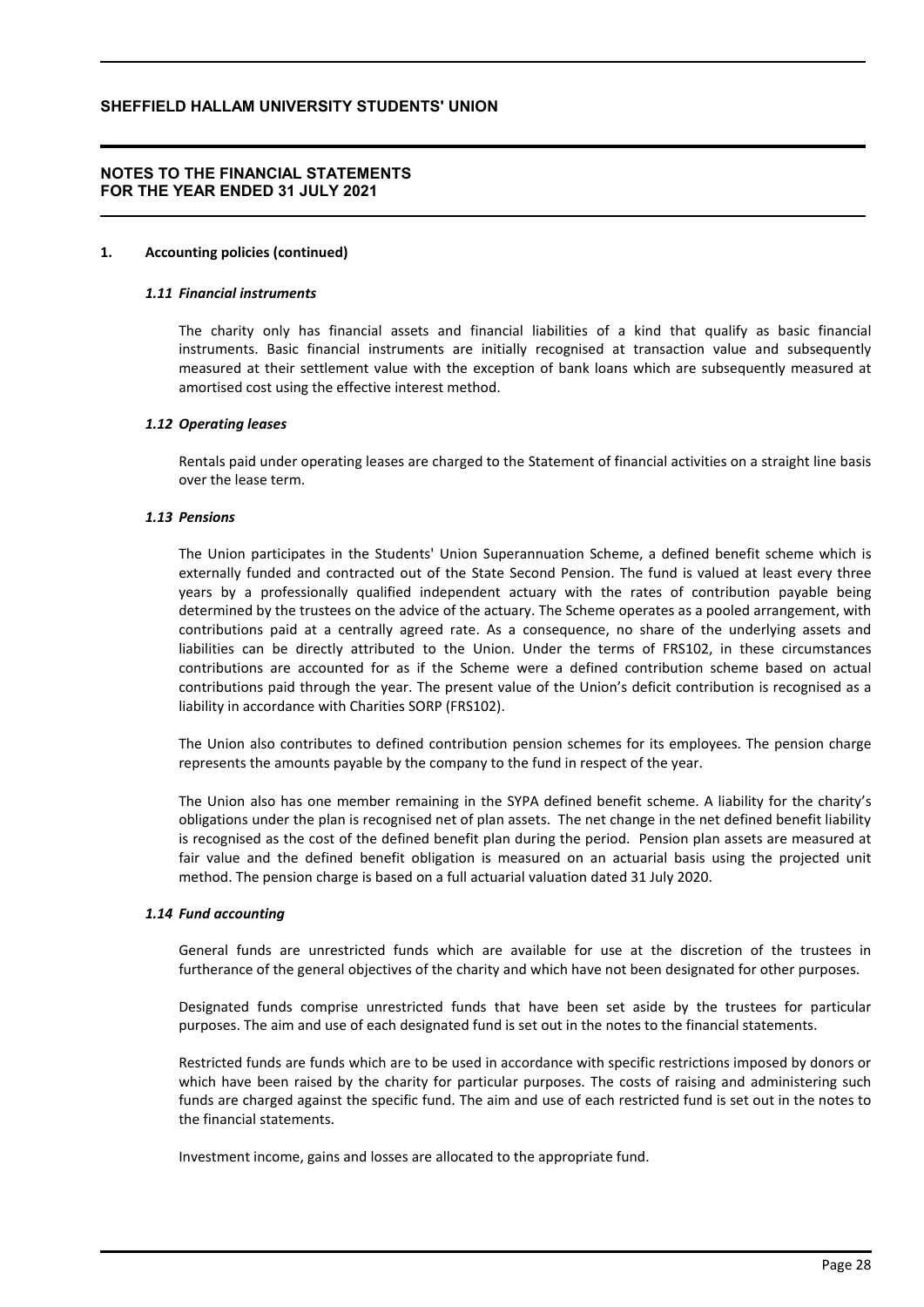## 1. Accounting policies (continued)

### *1.11 Financial instruments*

The charity only has financial assets and financial liabilities of a kind that qualify as basic financial instruments. Basic financial instruments are initially recognised at transaction value and subsequently measured at their settlement value with the exception of bank loans which are subsequently measured at amortised cost using the effective interest method.

### *1.12 Operating leases*

Rentals paid under operating leases are charged to the Statement of financial activities on a straight line basis over the lease term.

### *1.13 Pensions*

The Union participates in the Students' Union Superannuation Scheme, a defined benefit scheme which is externally funded and contracted out of the State Second Pension. The fund is valued at least every three years by a professionally qualified independent actuary with the rates of contribution payable being determined by the trustees on the advice of the actuary. The Scheme operates as a pooled arrangement, with contributions paid at a centrally agreed rate. As a consequence, no share of the underlying assets and liabilities can be directly attributed to the Union. Under the terms of FRS102, in these circumstances contributions are accounted for as if the Scheme were a defined contribution scheme based on actual contributions paid through the year. The present value of the Union's deficit contribution is recognised as a liability in accordance with Charities SORP (FRS102).

The Union also contributes to defined contribution pension schemes for its employees. The pension charge represents the amounts payable by the company to the fund in respect of the year.

The Union also has one member remaining in the SYPA defined benefit scheme. A liability for the charity's obligations under the plan is recognised net of plan assets. The net change in the net defined benefit liability is recognised as the cost of the defined benefit plan during the period. Pension plan assets are measured at fair value and the defined benefit obligation is measured on an actuarial basis using the projected unit method. The pension charge is based on a full actuarial valuation dated 31 July 2020.

### *1.14 Fund accounting*

General funds are unrestricted funds which are available for use at the discretion of the trustees in furtherance of the general objectives of the charity and which have not been designated for other purposes.

Designated funds comprise unrestricted funds that have been set aside by the trustees for particular purposes. The aim and use of each designated fund is set out in the notes to the financial statements.

Restricted funds are funds which are to be used in accordance with specific restrictions imposed by donors or which have been raised by the charity for particular purposes. The costs of raising and administering such funds are charged against the specific fund. The aim and use of each restricted fund is set out in the notes to the financial statements.

Investment income, gains and losses are allocated to the appropriate fund.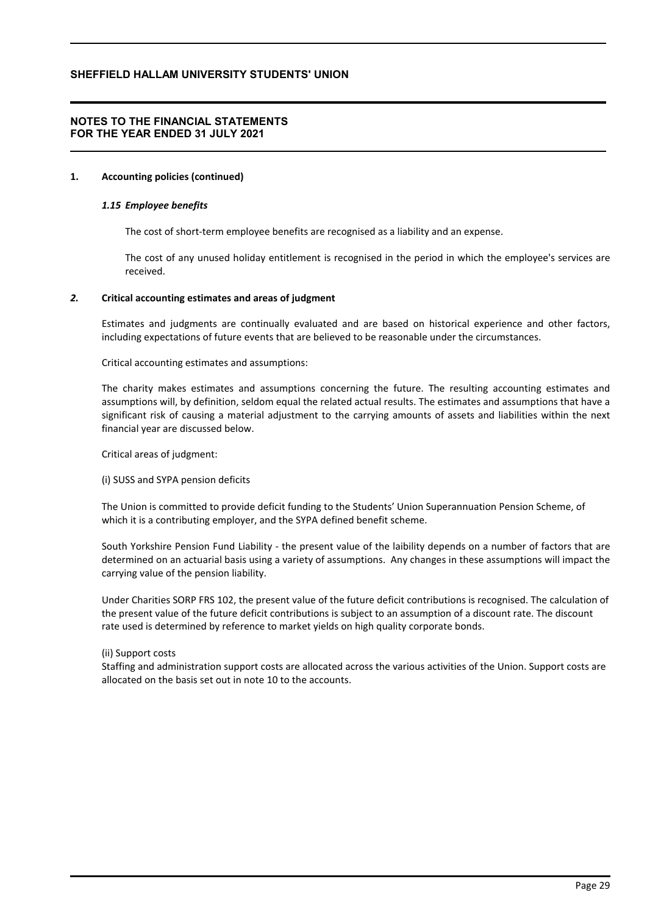## 1. Accounting policies (continued)

### *1.15 Employee benefits*

The cost of short-term employee benefits are recognised as a liability and an expense.

The cost of any unused holiday entitlement is recognised in the period in which the employee's services are received.

## *2.* Critical accounting estimates and areas of judgment

Estimates and judgments are continually evaluated and are based on historical experience and other factors, including expectations of future events that are believed to be reasonable under the circumstances.

Critical accounting estimates and assumptions:

The charity makes estimates and assumptions concerning the future. The resulting accounting estimates and assumptions will, by definition, seldom equal the related actual results. The estimates and assumptions that have a significant risk of causing a material adjustment to the carrying amounts of assets and liabilities within the next financial year are discussed below.

Critical areas of judgment:

(i) SUSS and SYPA pension deficits

The Union is committed to provide deficit funding to the Students' Union Superannuation Pension Scheme, of which it is a contributing employer, and the SYPA defined benefit scheme.

South Yorkshire Pension Fund Liability - the present value of the laibility depends on a number of factors that are determined on an actuarial basis using a variety of assumptions. Any changes in these assumptions will impact the carrying value of the pension liability.

Under Charities SORP FRS 102, the present value of the future deficit contributions is recognised. The calculation of the present value of the future deficit contributions is subject to an assumption of a discount rate. The discount rate used is determined by reference to market yields on high quality corporate bonds.

(ii) Support costs

Staffing and administration support costs are allocated across the various activities of the Union. Support costs are allocated on the basis set out in note 10 to the accounts.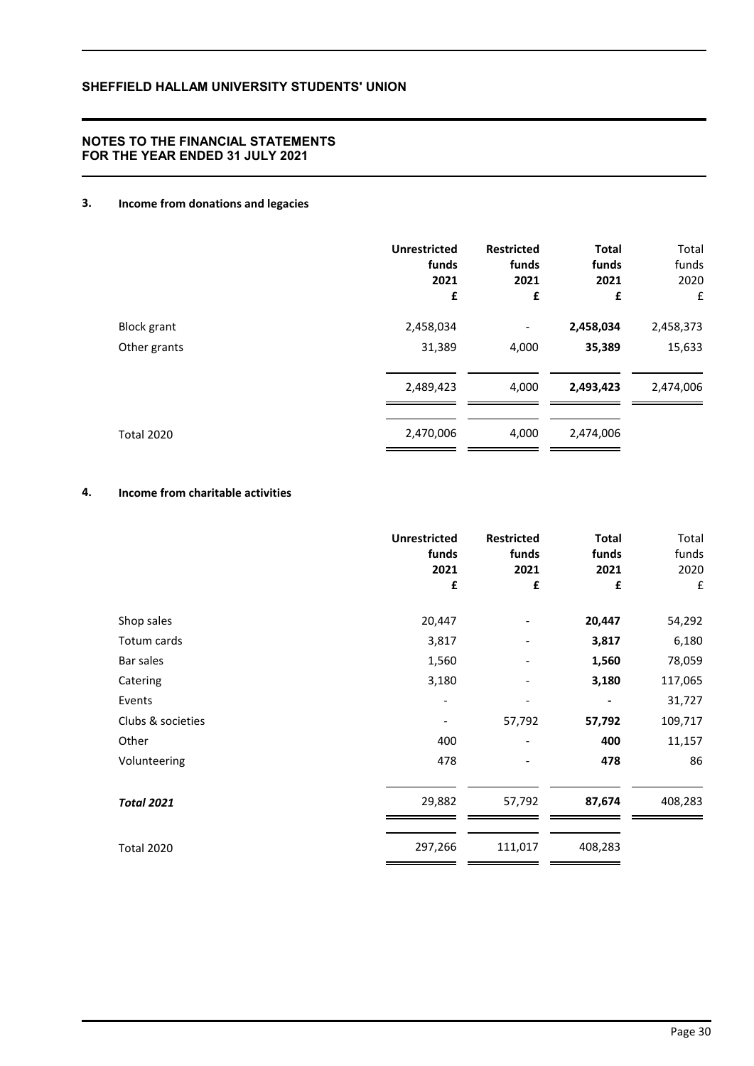## NOTES TO THE FINANCIAL STATEMENTS FOR THE YEAR ENDED 31 JULY 2021

### 3. Income from donations and legacies

| | **Unrestricted funds 2021 £** | **Restricted funds 2021 £** | **Total funds 2021 £** | Total funds 2020 £ |
|---|---|---|---|---|
| Block grant | 2,458,034 | - | **2,458,034** | 2,458,373 |
| Other grants | 31,389 | 4,000 | **35,389** | 15,633 |
| | 2,489,423 | 4,000 | **2,493,423** | 2,474,006 |
| Total 2020 | 2,470,006 | 4,000 | 2,474,006 | |

### 4. Income from charitable activities

| | **Unrestricted funds 2021 £** | **Restricted funds 2021 £** | **Total funds 2021 £** | Total funds 2020 £ |
|---|---|---|---|---|
| Shop sales | 20,447 | - | **20,447** | 54,292 |
| Totum cards | 3,817 | - | **3,817** | 6,180 |
| Bar sales | 1,560 | - | **1,560** | 78,059 |
| Catering | 3,180 | - | **3,180** | 117,065 |
| Events | - | - | **-** | 31,727 |
| Clubs & societies | - | 57,792 | **57,792** | 109,717 |
| Other | 400 | - | **400** | 11,157 |
| Volunteering | 478 | - | **478** | 86 |
| ***Total 2021*** | 29,882 | 57,792 | 87,674 | 408,283 |
| Total 2020 | 297,266 | 111,017 | 408,283 | |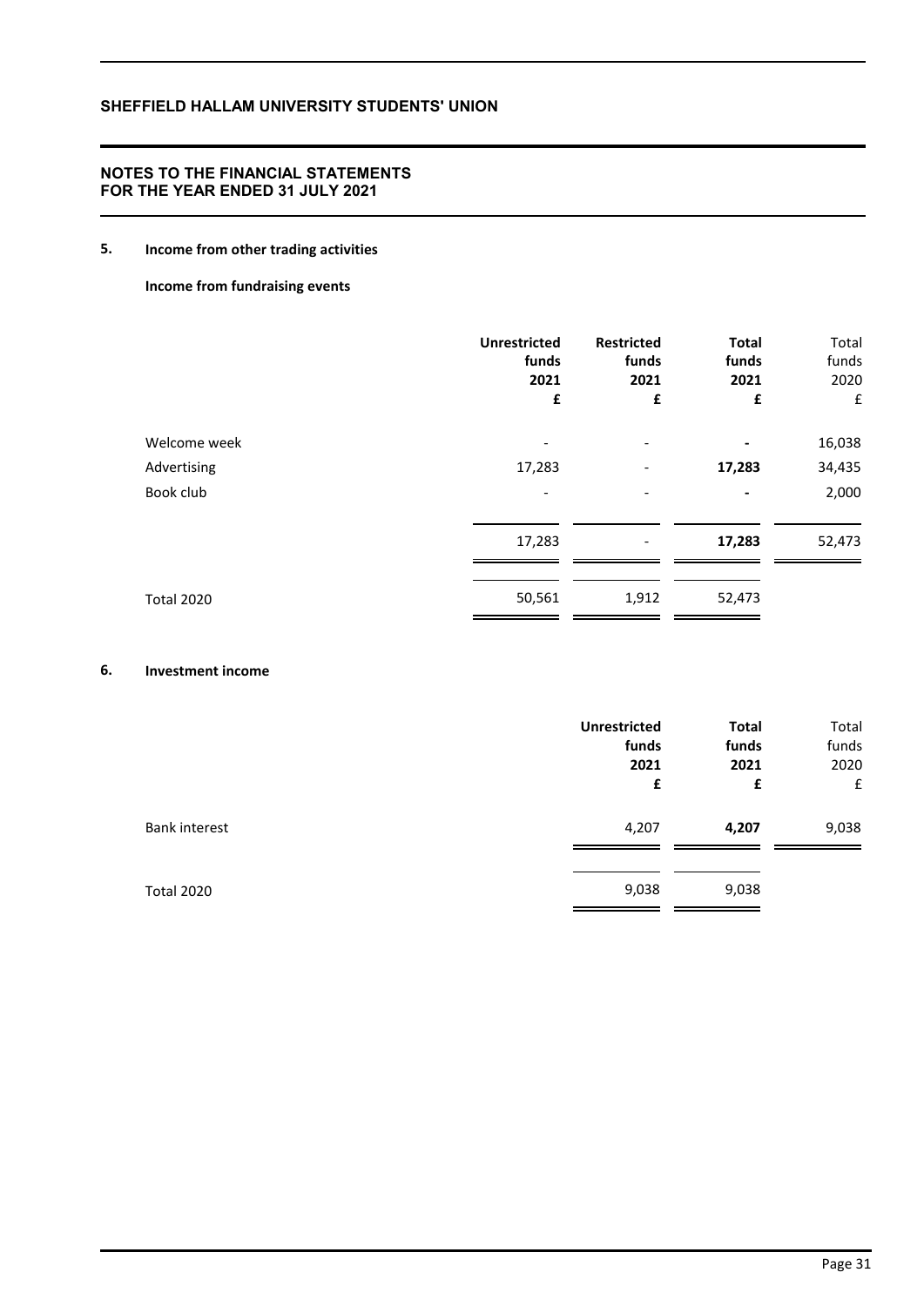## 5. Income from other trading activities

**Income from fundraising events**

| | **Unrestricted funds 2021 £** | **Restricted funds 2021 £** | **Total funds 2021 £** | Total funds 2020 £ |
|---|---|---|---|---|
| Welcome week | - | - | **-** | 16,038 |
| Advertising | 17,283 | - | **17,283** | 34,435 |
| Book club | - | - | **-** | 2,000 |
| | 17,283 | - | **17,283** | 52,473 |
| Total 2020 | 50,561 | 1,912 | 52,473 | |

## 6. Investment income

| | **Unrestricted funds 2021 £** | **Total funds 2021 £** | Total funds 2020 £ |
|---|---|---|---|
| Bank interest | 4,207 | **4,207** | 9,038 |
| Total 2020 | 9,038 | 9,038 | |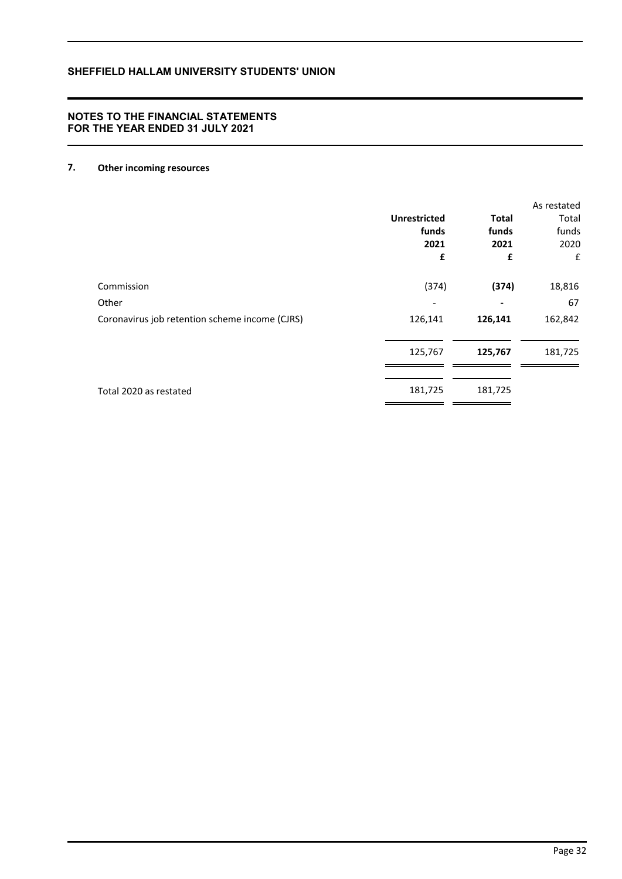## NOTES TO THE FINANCIAL STATEMENTS FOR THE YEAR ENDED 31 JULY 2021

### 7. Other incoming resources

| | Unrestricted funds 2021 £ | Total funds 2021 £ | As restated Total funds 2020 £ |
|---|---|---|---|
| Commission | (374) | **(374)** | 18,816 |
| Other | - | **-** | 67 |
| Coronavirus job retention scheme income (CJRS) | 126,141 | **126,141** | 162,842 |
| | 125,767 | **125,767** | 181,725 |
| Total 2020 as restated | 181,725 | 181,725 | |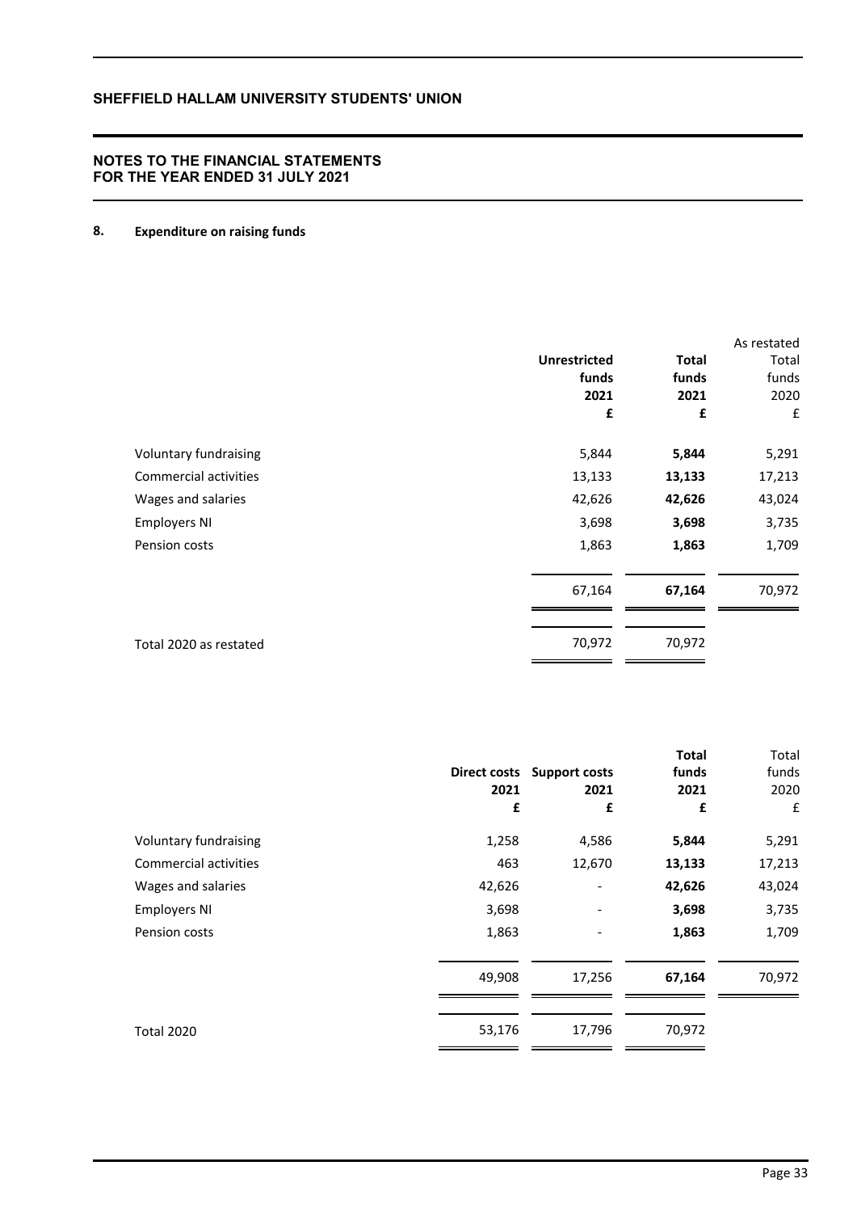## NOTES TO THE FINANCIAL STATEMENTS FOR THE YEAR ENDED 31 JULY 2021

### 8. Expenditure on raising funds

| | Unrestricted funds 2021 £ | Total funds 2021 £ | As restated Total funds 2020 £ |
|---|---|---|---|
| Voluntary fundraising | 5,844 | **5,844** | 5,291 |
| Commercial activities | 13,133 | **13,133** | 17,213 |
| Wages and salaries | 42,626 | **42,626** | 43,024 |
| Employers NI | 3,698 | **3,698** | 3,735 |
| Pension costs | 1,863 | **1,863** | 1,709 |
| | 67,164 | **67,164** | 70,972 |
| Total 2020 as restated | 70,972 | 70,972 | |

| | Direct costs 2021 £ | Support costs 2021 £ | Total funds 2021 £ | Total funds 2020 £ |
|---|---|---|---|---|
| Voluntary fundraising | 1,258 | 4,586 | **5,844** | 5,291 |
| Commercial activities | 463 | 12,670 | **13,133** | 17,213 |
| Wages and salaries | 42,626 | - | **42,626** | 43,024 |
| Employers NI | 3,698 | - | **3,698** | 3,735 |
| Pension costs | 1,863 | - | **1,863** | 1,709 |
| | 49,908 | 17,256 | **67,164** | 70,972 |
| Total 2020 | 53,176 | 17,796 | 70,972 | |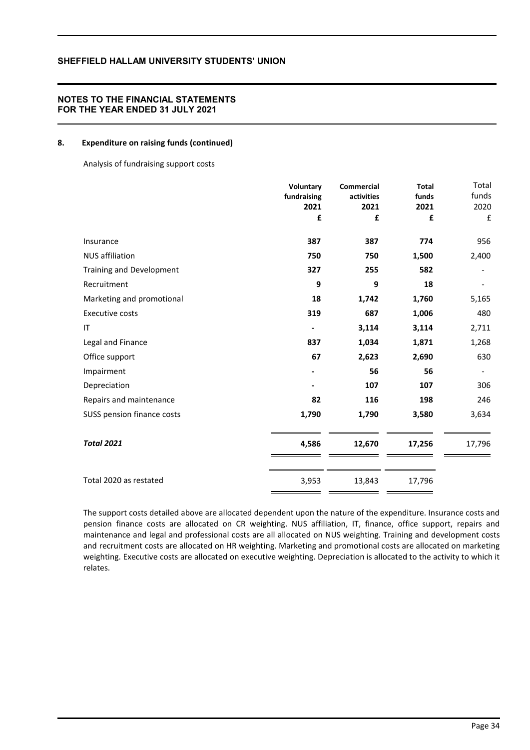**SHEFFIELD HALLAM UNIVERSITY STUDENTS' UNION**

**NOTES TO THE FINANCIAL STATEMENTS**
**FOR THE YEAR ENDED 31 JULY 2021**

**8. Expenditure on raising funds (continued)**

Analysis of fundraising support costs

| | Voluntary fundraising 2021 £ | Commercial activities 2021 £ | Total funds 2021 £ | Total funds 2020 £ |
|---|---|---|---|---|
| Insurance | **387** | **387** | **774** | 956 |
| NUS affiliation | **750** | **750** | **1,500** | 2,400 |
| Training and Development | **327** | **255** | **582** | - |
| Recruitment | **9** | **9** | **18** | - |
| Marketing and promotional | **18** | **1,742** | **1,760** | 5,165 |
| Executive costs | **319** | **687** | **1,006** | 480 |
| IT | **-** | **3,114** | **3,114** | 2,711 |
| Legal and Finance | **837** | **1,034** | **1,871** | 1,268 |
| Office support | **67** | **2,623** | **2,690** | 630 |
| Impairment | **-** | **56** | **56** | - |
| Depreciation | **-** | **107** | **107** | 306 |
| Repairs and maintenance | **82** | **116** | **198** | 246 |
| SUSS pension finance costs | **1,790** | **1,790** | **3,580** | 3,634 |
| ***Total 2021*** | **4,586** | **12,670** | **17,256** | 17,796 |
| Total 2020 as restated | 3,953 | 13,843 | 17,796 | |

The support costs detailed above are allocated dependent upon the nature of the expenditure. Insurance costs and pension finance costs are allocated on CR weighting. NUS affiliation, IT, finance, office support, repairs and maintenance and legal and professional costs are all allocated on NUS weighting. Training and development costs and recruitment costs are allocated on HR weighting. Marketing and promotional costs are allocated on marketing weighting. Executive costs are allocated on executive weighting. Depreciation is allocated to the activity to which it relates.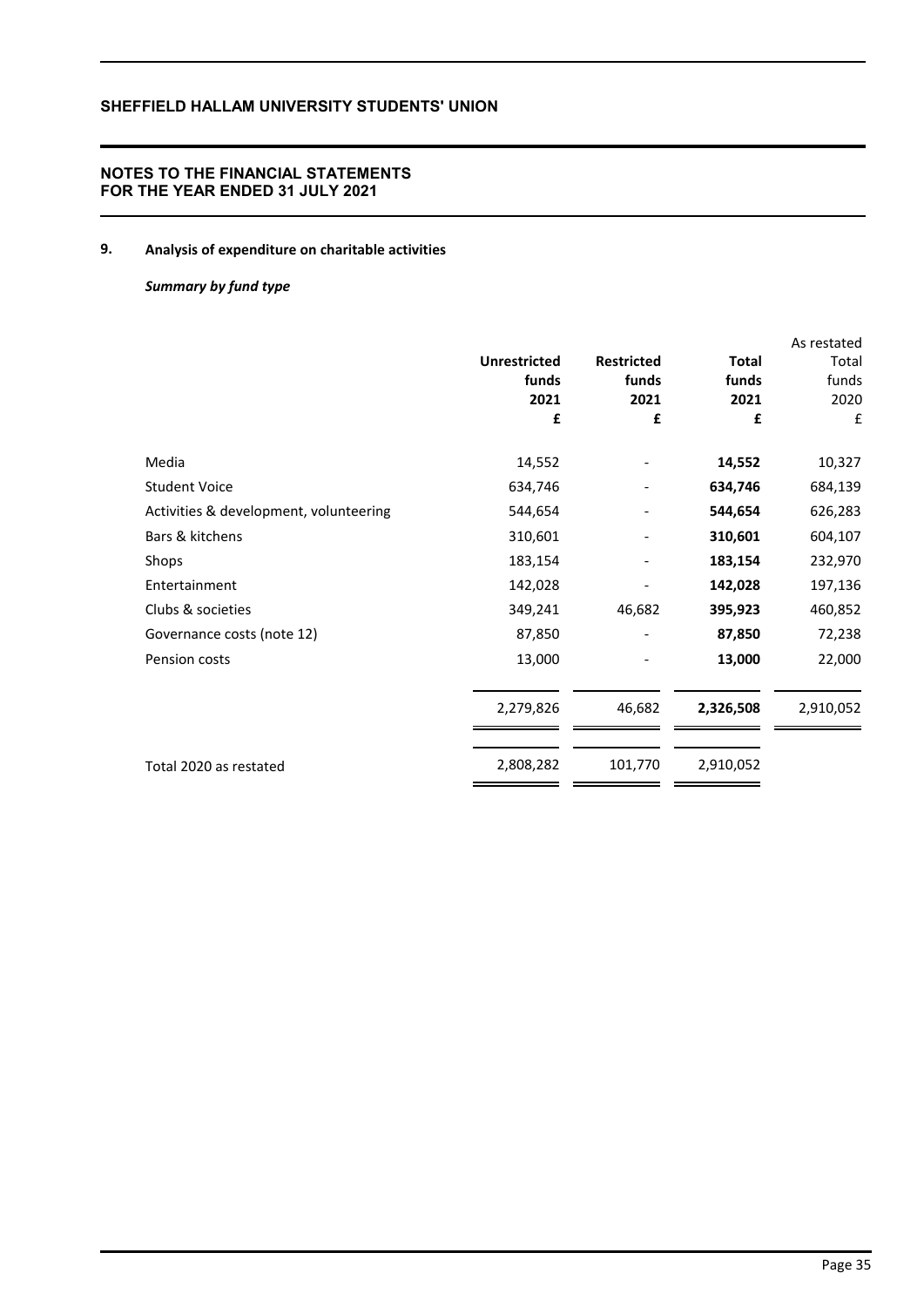## 9. Analysis of expenditure on charitable activities

***Summary by fund type***

| | Unrestricted funds 2021 £ | Restricted funds 2021 £ | Total funds 2021 £ | As restated Total funds 2020 £ |
|---|---|---|---|---|
| Media | 14,552 | - | **14,552** | 10,327 |
| Student Voice | 634,746 | - | **634,746** | 684,139 |
| Activities & development, volunteering | 544,654 | - | **544,654** | 626,283 |
| Bars & kitchens | 310,601 | - | **310,601** | 604,107 |
| Shops | 183,154 | - | **183,154** | 232,970 |
| Entertainment | 142,028 | - | **142,028** | 197,136 |
| Clubs & societies | 349,241 | 46,682 | **395,923** | 460,852 |
| Governance costs (note 12) | 87,850 | - | **87,850** | 72,238 |
| Pension costs | 13,000 | - | **13,000** | 22,000 |
| | 2,279,826 | 46,682 | **2,326,508** | 2,910,052 |
| Total 2020 as restated | 2,808,282 | 101,770 | 2,910,052 | |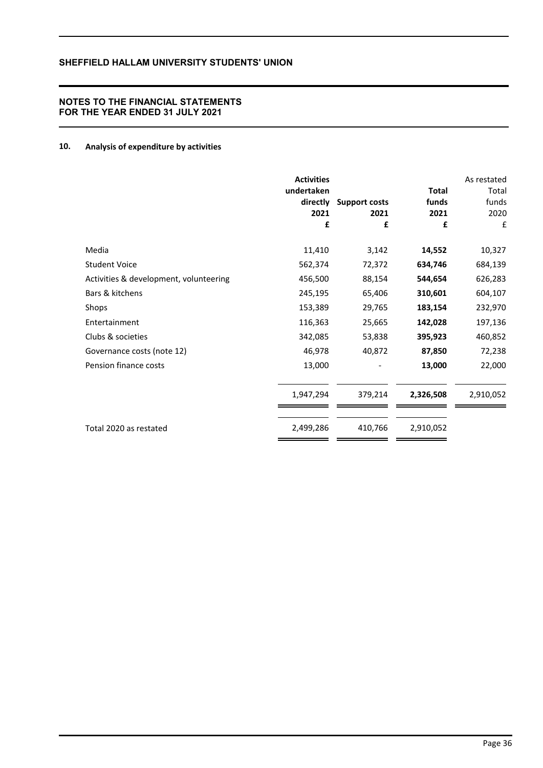# SHEFFIELD HALLAM UNIVERSITY STUDENTS' UNION

## NOTES TO THE FINANCIAL STATEMENTS FOR THE YEAR ENDED 31 JULY 2021

### 10. Analysis of expenditure by activities

| | Activities undertaken directly 2021 £ | Support costs 2021 £ | Total funds 2021 £ | As restated Total funds 2020 £ |
|---|---|---|---|---|
| Media | 11,410 | 3,142 | **14,552** | 10,327 |
| Student Voice | 562,374 | 72,372 | **634,746** | 684,139 |
| Activities & development, volunteering | 456,500 | 88,154 | **544,654** | 626,283 |
| Bars & kitchens | 245,195 | 65,406 | **310,601** | 604,107 |
| Shops | 153,389 | 29,765 | **183,154** | 232,970 |
| Entertainment | 116,363 | 25,665 | **142,028** | 197,136 |
| Clubs & societies | 342,085 | 53,838 | **395,923** | 460,852 |
| Governance costs (note 12) | 46,978 | 40,872 | **87,850** | 72,238 |
| Pension finance costs | 13,000 | - | **13,000** | 22,000 |
| | 1,947,294 | 379,214 | **2,326,508** | 2,910,052 |
| Total 2020 as restated | 2,499,286 | 410,766 | 2,910,052 | |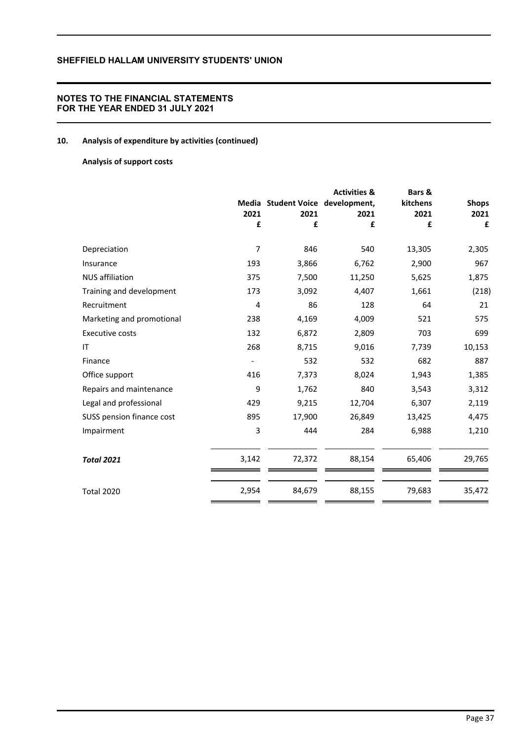## NOTES TO THE FINANCIAL STATEMENTS FOR THE YEAR ENDED 31 JULY 2021

### 10. Analysis of expenditure by activities (continued)

**Analysis of support costs**

| | Media 2021 £ | Student Voice 2021 £ | Activities & development, 2021 £ | Bars & kitchens 2021 £ | Shops 2021 £ |
|---|---|---|---|---|---|
| Depreciation | 7 | 846 | 540 | 13,305 | 2,305 |
| Insurance | 193 | 3,866 | 6,762 | 2,900 | 967 |
| NUS affiliation | 375 | 7,500 | 11,250 | 5,625 | 1,875 |
| Training and development | 173 | 3,092 | 4,407 | 1,661 | (218) |
| Recruitment | 4 | 86 | 128 | 64 | 21 |
| Marketing and promotional | 238 | 4,169 | 4,009 | 521 | 575 |
| Executive costs | 132 | 6,872 | 2,809 | 703 | 699 |
| IT | 268 | 8,715 | 9,016 | 7,739 | 10,153 |
| Finance | - | 532 | 532 | 682 | 887 |
| Office support | 416 | 7,373 | 8,024 | 1,943 | 1,385 |
| Repairs and maintenance | 9 | 1,762 | 840 | 3,543 | 3,312 |
| Legal and professional | 429 | 9,215 | 12,704 | 6,307 | 2,119 |
| SUSS pension finance cost | 895 | 17,900 | 26,849 | 13,425 | 4,475 |
| Impairment | 3 | 444 | 284 | 6,988 | 1,210 |
| ***Total 2021*** | 3,142 | 72,372 | 88,154 | 65,406 | 29,765 |
| Total 2020 | 2,954 | 84,679 | 88,155 | 79,683 | 35,472 |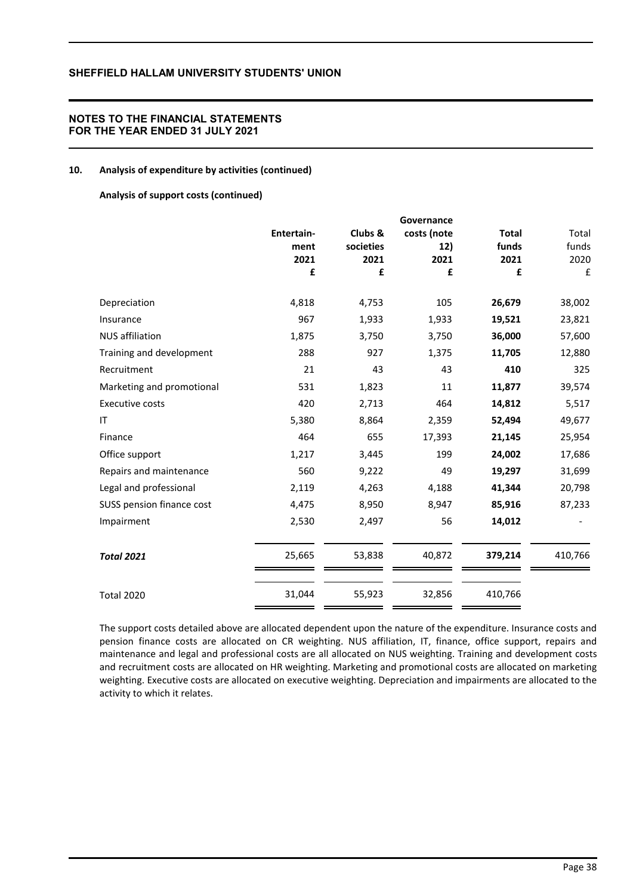## SHEFFIELD HALLAM UNIVERSITY STUDENTS' UNION

## NOTES TO THE FINANCIAL STATEMENTS FOR THE YEAR ENDED 31 JULY 2021

### 10. Analysis of expenditure by activities (continued)

**Analysis of support costs (continued)**

| | Entertain-ment 2021 £ | Clubs & societies 2021 £ | Governance costs (note 12) 2021 £ | Total funds 2021 £ | Total funds 2020 £ |
|---|---|---|---|---|---|
| Depreciation | 4,818 | 4,753 | 105 | **26,679** | 38,002 |
| Insurance | 967 | 1,933 | 1,933 | **19,521** | 23,821 |
| NUS affiliation | 1,875 | 3,750 | 3,750 | **36,000** | 57,600 |
| Training and development | 288 | 927 | 1,375 | **11,705** | 12,880 |
| Recruitment | 21 | 43 | 43 | **410** | 325 |
| Marketing and promotional | 531 | 1,823 | 11 | **11,877** | 39,574 |
| Executive costs | 420 | 2,713 | 464 | **14,812** | 5,517 |
| IT | 5,380 | 8,864 | 2,359 | **52,494** | 49,677 |
| Finance | 464 | 655 | 17,393 | **21,145** | 25,954 |
| Office support | 1,217 | 3,445 | 199 | **24,002** | 17,686 |
| Repairs and maintenance | 560 | 9,222 | 49 | **19,297** | 31,699 |
| Legal and professional | 2,119 | 4,263 | 4,188 | **41,344** | 20,798 |
| SUSS pension finance cost | 4,475 | 8,950 | 8,947 | **85,916** | 87,233 |
| Impairment | 2,530 | 2,497 | 56 | **14,012** | - |
| ***Total 2021*** | 25,665 | 53,838 | 40,872 | **379,214** | 410,766 |
| Total 2020 | 31,044 | 55,923 | 32,856 | 410,766 | |

The support costs detailed above are allocated dependent upon the nature of the expenditure. Insurance costs and pension finance costs are allocated on CR weighting. NUS affiliation, IT, finance, office support, repairs and maintenance and legal and professional costs are all allocated on NUS weighting. Training and development costs and recruitment costs are allocated on HR weighting. Marketing and promotional costs are allocated on marketing weighting. Executive costs are allocated on executive weighting. Depreciation and impairments are allocated to the activity to which it relates.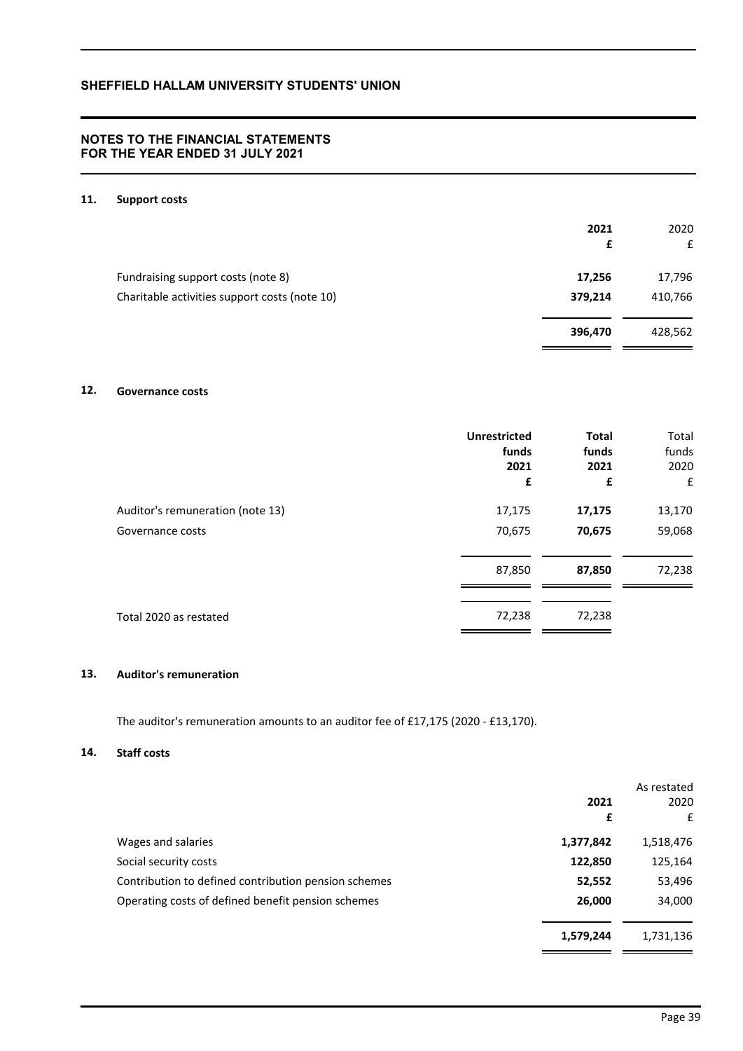## SHEFFIELD HALLAM UNIVERSITY STUDENTS' UNION

## NOTES TO THE FINANCIAL STATEMENTS FOR THE YEAR ENDED 31 JULY 2021

### 11. Support costs

| | 2021 £ | 2020 £ |
|---|---|---|
| Fundraising support costs (note 8) | **17,256** | 17,796 |
| Charitable activities support costs (note 10) | **379,214** | 410,766 |
| | **396,470** | 428,562 |

### 12. Governance costs

| | Unrestricted funds 2021 £ | Total funds 2021 £ | Total funds 2020 £ |
|---|---|---|---|
| Auditor's remuneration (note 13) | 17,175 | **17,175** | 13,170 |
| Governance costs | 70,675 | **70,675** | 59,068 |
| | 87,850 | **87,850** | 72,238 |
| Total 2020 as restated | 72,238 | 72,238 | |

### 13. Auditor's remuneration

The auditor's remuneration amounts to an auditor fee of £17,175 (2020 - £13,170).

### 14. Staff costs

| | 2021 £ | As restated 2020 £ |
|---|---|---|
| Wages and salaries | **1,377,842** | 1,518,476 |
| Social security costs | **122,850** | 125,164 |
| Contribution to defined contribution pension schemes | **52,552** | 53,496 |
| Operating costs of defined benefit pension schemes | **26,000** | 34,000 |
| | **1,579,244** | 1,731,136 |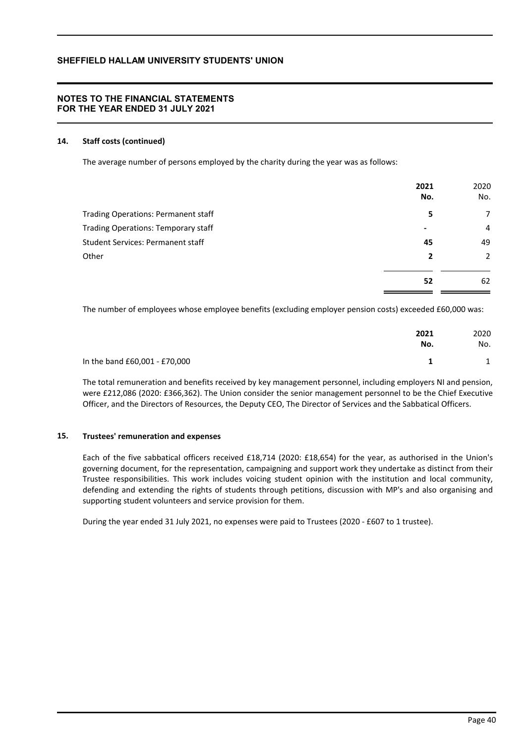## 14. Staff costs (continued)

The average number of persons employed by the charity during the year was as follows:

| | 2021 No. | 2020 No. |
|---|---|---|
| Trading Operations: Permanent staff | 5 | 7 |
| Trading Operations: Temporary staff | - | 4 |
| Student Services: Permanent staff | 45 | 49 |
| Other | 2 | 2 |
| | 52 | 62 |

The number of employees whose employee benefits (excluding employer pension costs) exceeded £60,000 was:

| | 2021 No. | 2020 No. |
|---|---|---|
| In the band £60,001 - £70,000 | 1 | 1 |

The total remuneration and benefits received by key management personnel, including employers NI and pension, were £212,086 (2020: £366,362). The Union consider the senior management personnel to be the Chief Executive Officer, and the Directors of Resources, the Deputy CEO, The Director of Services and the Sabbatical Officers.

## 15. Trustees' remuneration and expenses

Each of the five sabbatical officers received £18,714 (2020: £18,654) for the year, as authorised in the Union's governing document, for the representation, campaigning and support work they undertake as distinct from their Trustee responsibilities. This work includes voicing student opinion with the institution and local community, defending and extending the rights of students through petitions, discussion with MP's and also organising and supporting student volunteers and service provision for them.

During the year ended 31 July 2021, no expenses were paid to Trustees (2020 - £607 to 1 trustee).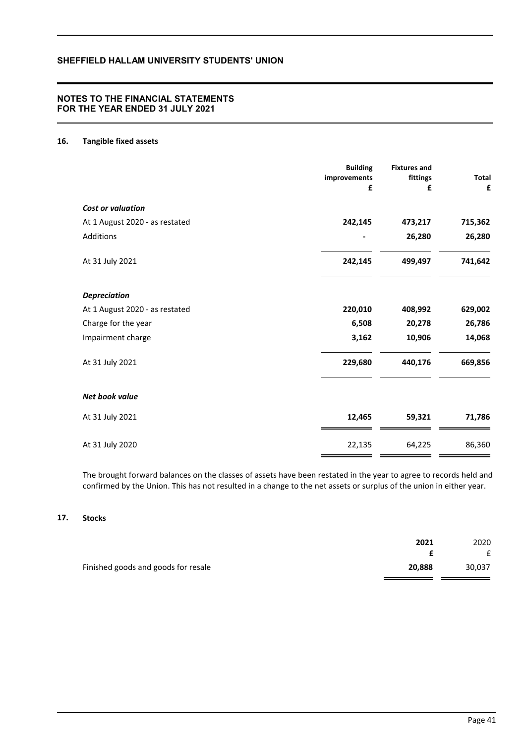## NOTES TO THE FINANCIAL STATEMENTS FOR THE YEAR ENDED 31 JULY 2021

### 16. Tangible fixed assets

| | Building improvements £ | Fixtures and fittings £ | Total £ |
|---|---|---|---|
| ***Cost or valuation*** | | | |
| At 1 August 2020 - as restated | **242,145** | **473,217** | **715,362** |
| Additions | **-** | **26,280** | **26,280** |
| At 31 July 2021 | **242,145** | **499,497** | **741,642** |
| ***Depreciation*** | | | |
| At 1 August 2020 - as restated | **220,010** | **408,992** | **629,002** |
| Charge for the year | **6,508** | **20,278** | **26,786** |
| Impairment charge | **3,162** | **10,906** | **14,068** |
| At 31 July 2021 | **229,680** | **440,176** | **669,856** |
| ***Net book value*** | | | |
| At 31 July 2021 | **12,465** | **59,321** | **71,786** |
| At 31 July 2020 | 22,135 | 64,225 | 86,360 |

The brought forward balances on the classes of assets have been restated in the year to agree to records held and confirmed by the Union. This has not resulted in a change to the net assets or surplus of the union in either year.

### 17. Stocks

| | 2021 £ | 2020 £ |
|---|---|---|
| Finished goods and goods for resale | **20,888** | 30,037 |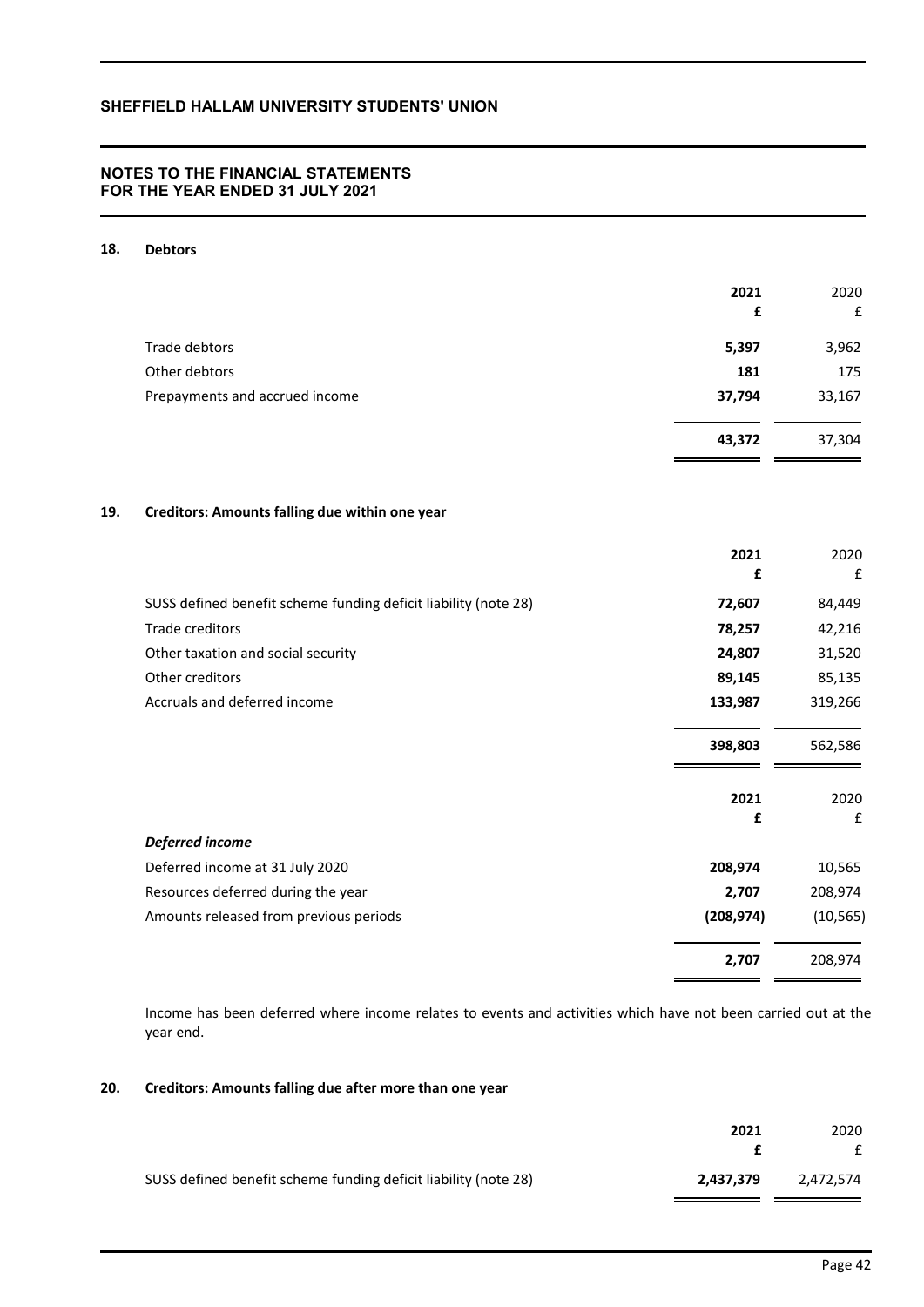## SHEFFIELD HALLAM UNIVERSITY STUDENTS' UNION

### NOTES TO THE FINANCIAL STATEMENTS FOR THE YEAR ENDED 31 JULY 2021

### 18. Debtors

| | 2021 £ | 2020 £ |
|---|---|---|
| Trade debtors | **5,397** | 3,962 |
| Other debtors | **181** | 175 |
| Prepayments and accrued income | **37,794** | 33,167 |
| | **43,372** | 37,304 |

### 19. Creditors: Amounts falling due within one year

| | 2021 £ | 2020 £ |
|---|---|---|
| SUSS defined benefit scheme funding deficit liability (note 28) | **72,607** | 84,449 |
| Trade creditors | **78,257** | 42,216 |
| Other taxation and social security | **24,807** | 31,520 |
| Other creditors | **89,145** | 85,135 |
| Accruals and deferred income | **133,987** | 319,266 |
| | **398,803** | 562,586 |

| | 2021 £ | 2020 £ |
|---|---|---|
| ***Deferred income*** | | |
| Deferred income at 31 July 2020 | **208,974** | 10,565 |
| Resources deferred during the year | **2,707** | 208,974 |
| Amounts released from previous periods | **(208,974)** | (10,565) |
| | **2,707** | 208,974 |

Income has been deferred where income relates to events and activities which have not been carried out at the year end.

### 20. Creditors: Amounts falling due after more than one year

| | 2021 £ | 2020 £ |
|---|---|---|
| SUSS defined benefit scheme funding deficit liability (note 28) | **2,437,379** | 2,472,574 |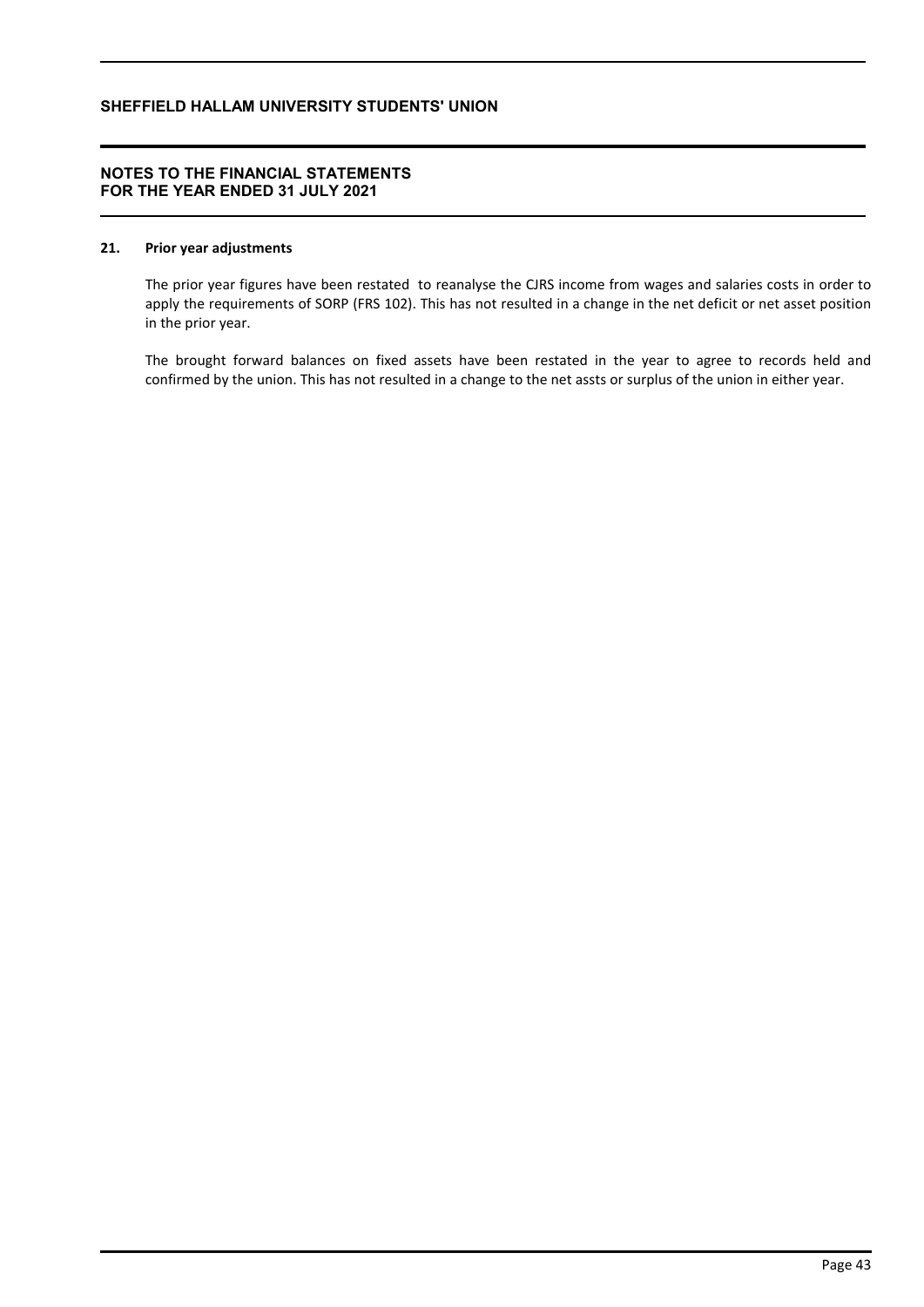## 21. Prior year adjustments

The prior year figures have been restated to reanalyse the CJRS income from wages and salaries costs in order to apply the requirements of SORP (FRS 102). This has not resulted in a change in the net deficit or net asset position in the prior year.

The brought forward balances on fixed assets have been restated in the year to agree to records held and confirmed by the union. This has not resulted in a change to the net assts or surplus of the union in either year.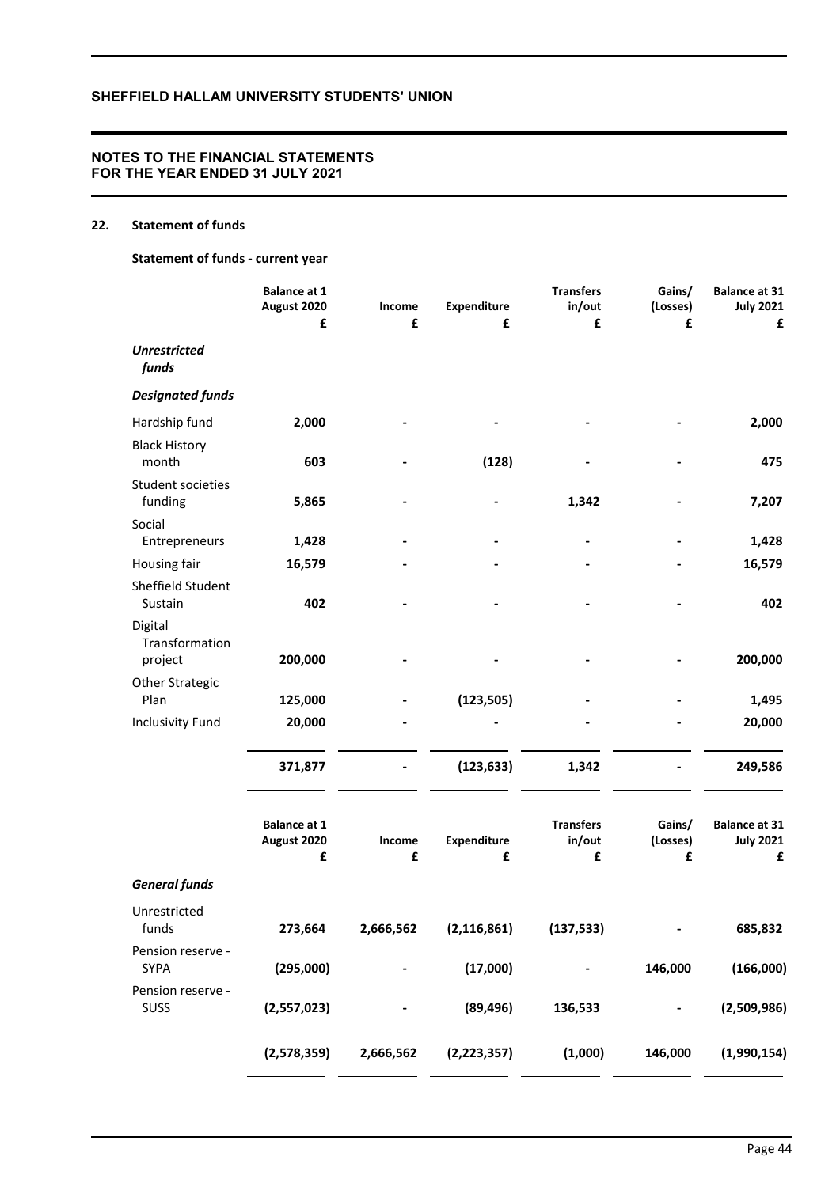## NOTES TO THE FINANCIAL STATEMENTS FOR THE YEAR ENDED 31 JULY 2021

### 22. Statement of funds

**Statement of funds - current year**

| | Balance at 1 August 2020 £ | Income £ | Expenditure £ | Transfers in/out £ | Gains/ (Losses) £ | Balance at 31 July 2021 £ |
|---|---|---|---|---|---|---|
| ***Unrestricted funds*** | | | | | | |
| ***Designated funds*** | | | | | | |
| Hardship fund | **2,000** | **-** | **-** | **-** | **-** | **2,000** |
| Black History month | **603** | **-** | **(128)** | **-** | **-** | **475** |
| Student societies funding | **5,865** | **-** | **-** | **1,342** | **-** | **7,207** |
| Social Entrepreneurs | **1,428** | **-** | **-** | **-** | **-** | **1,428** |
| Housing fair | **16,579** | **-** | **-** | **-** | **-** | **16,579** |
| Sheffield Student Sustain | **402** | **-** | **-** | **-** | **-** | **402** |
| Digital Transformation project | **200,000** | **-** | **-** | **-** | **-** | **200,000** |
| Other Strategic Plan | **125,000** | **-** | **(123,505)** | **-** | **-** | **1,495** |
| Inclusivity Fund | **20,000** | **-** | **-** | **-** | **-** | **20,000** |
| | **371,877** | **-** | **(123,633)** | **1,342** | **-** | **249,586** |

| | Balance at 1 August 2020 £ | Income £ | Expenditure £ | Transfers in/out £ | Gains/ (Losses) £ | Balance at 31 July 2021 £ |
|---|---|---|---|---|---|---|
| ***General funds*** | | | | | | |
| Unrestricted funds | **273,664** | **2,666,562** | **(2,116,861)** | **(137,533)** | **-** | **685,832** |
| Pension reserve - SYPA | **(295,000)** | **-** | **(17,000)** | **-** | **146,000** | **(166,000)** |
| Pension reserve - SUSS | **(2,557,023)** | **-** | **(89,496)** | **136,533** | **-** | **(2,509,986)** |
| | **(2,578,359)** | **2,666,562** | **(2,223,357)** | **(1,000)** | **146,000** | **(1,990,154)** |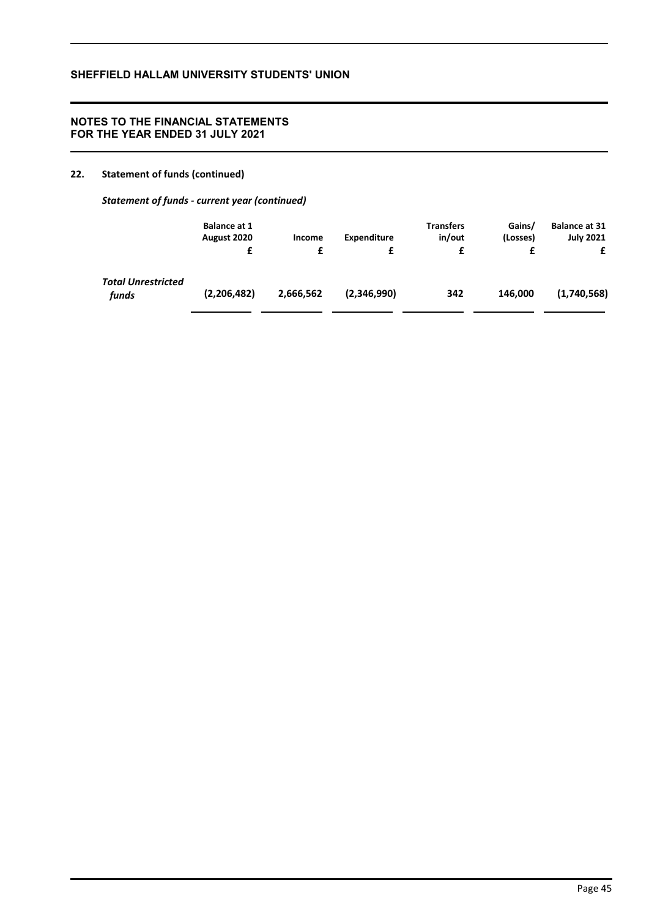## 22. Statement of funds (continued)

### *Statement of funds - current year (continued)*

| | Balance at 1 August 2020<br>£ | Income<br>£ | Expenditure<br>£ | Transfers in/out<br>£ | Gains/ (Losses)<br>£ | Balance at 31 July 2021<br>£ |
|---|---|---|---|---|---|---|
| ***Total Unrestricted funds*** | **(2,206,482)** | **2,666,562** | **(2,346,990)** | **342** | **146,000** | **(1,740,568)** |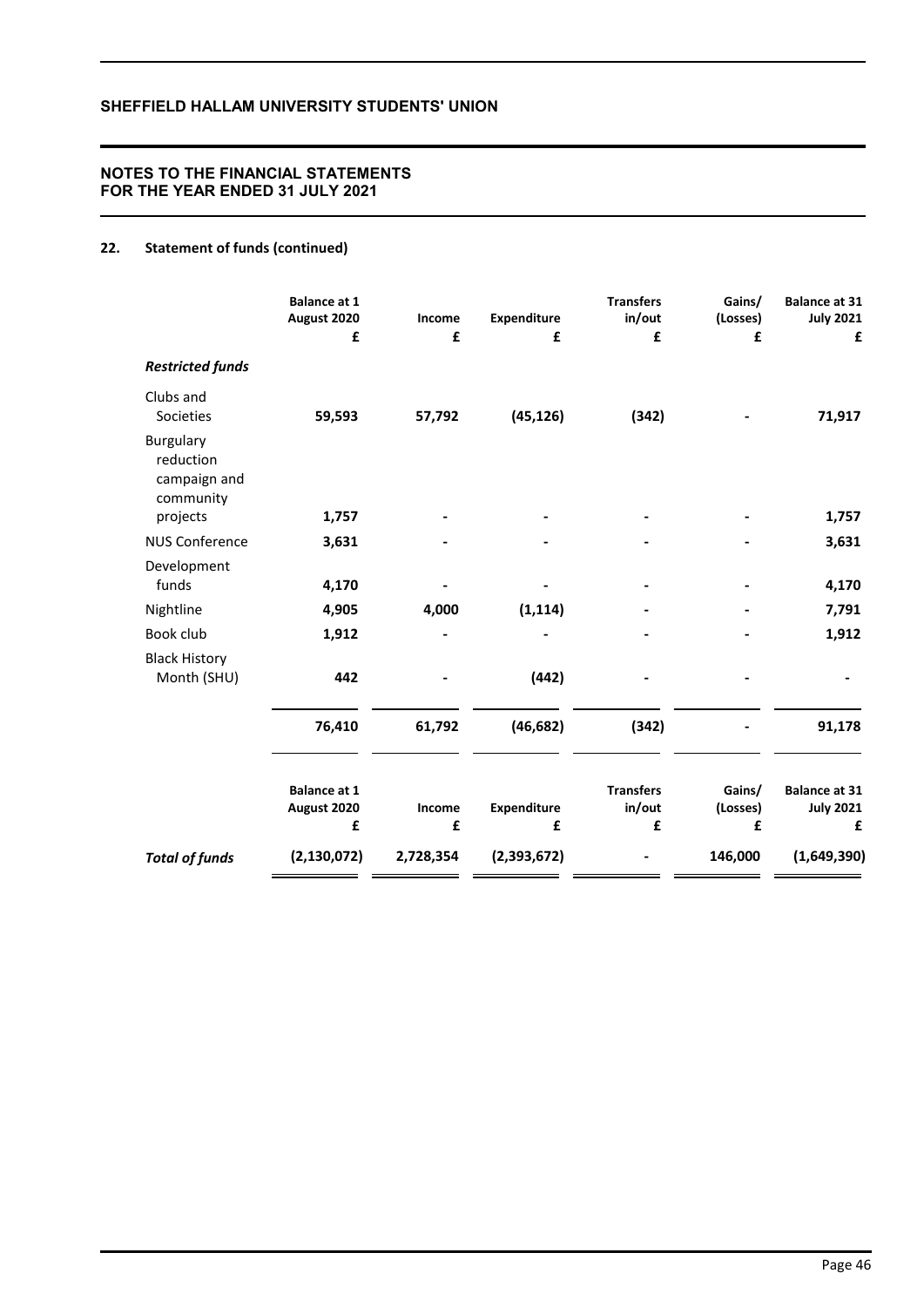## NOTES TO THE FINANCIAL STATEMENTS FOR THE YEAR ENDED 31 JULY 2021

### 22. Statement of funds (continued)

| | Balance at 1 August 2020 £ | Income £ | Expenditure £ | Transfers in/out £ | Gains/ (Losses) £ | Balance at 31 July 2021 £ |
|---|---|---|---|---|---|---|
| ***Restricted funds*** | | | | | | |
| Clubs and Societies | **59,593** | **57,792** | **(45,126)** | **(342)** | **-** | **71,917** |
| Burgulary reduction campaign and community projects | **1,757** | **-** | **-** | **-** | **-** | **1,757** |
| NUS Conference | **3,631** | **-** | **-** | **-** | **-** | **3,631** |
| Development funds | **4,170** | **-** | **-** | **-** | **-** | **4,170** |
| Nightline | **4,905** | **4,000** | **(1,114)** | **-** | **-** | **7,791** |
| Book club | **1,912** | **-** | **-** | **-** | **-** | **1,912** |
| Black History Month (SHU) | **442** | **-** | **(442)** | **-** | **-** | **-** |
| | **76,410** | **61,792** | **(46,682)** | **(342)** | **-** | **91,178** |

| | Balance at 1 August 2020 £ | Income £ | Expenditure £ | Transfers in/out £ | Gains/ (Losses) £ | Balance at 31 July 2021 £ |
|---|---|---|---|---|---|---|
| ***Total of funds*** | **(2,130,072)** | **2,728,354** | **(2,393,672)** | **-** | **146,000** | **(1,649,390)** |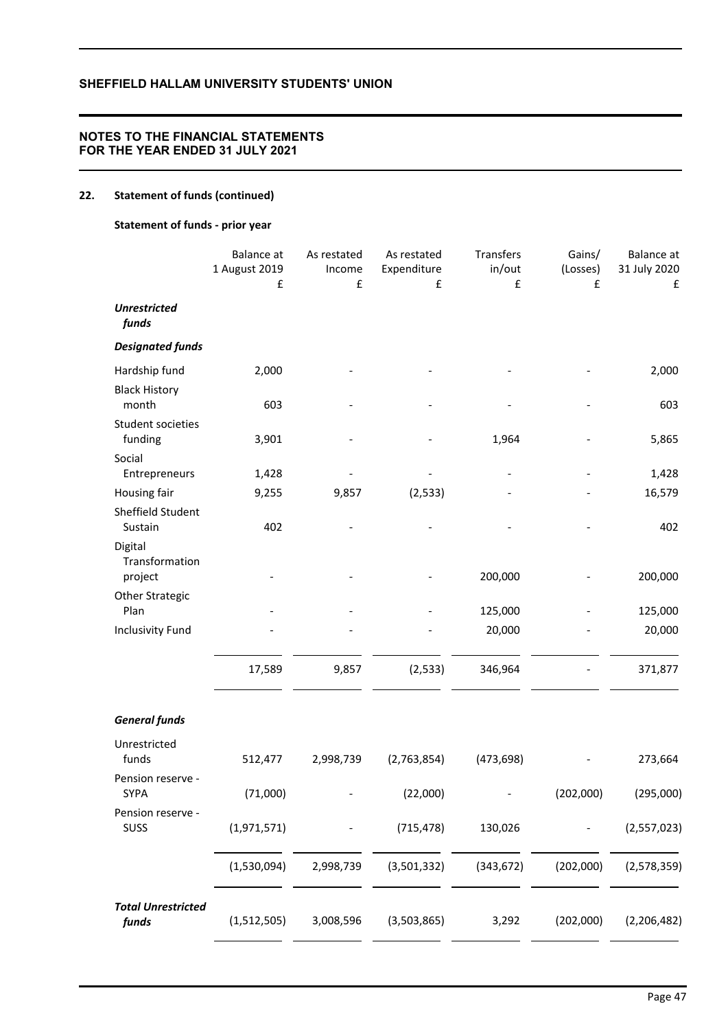## 22. Statement of funds (continued)

### Statement of funds - prior year

| | Balance at 1 August 2019 £ | As restated Income £ | As restated Expenditure £ | Transfers in/out £ | Gains/ (Losses) £ | Balance at 31 July 2020 £ |
|---|---|---|---|---|---|---|
| ***Unrestricted funds*** | | | | | | |
| ***Designated funds*** | | | | | | |
| Hardship fund | 2,000 | - | - | - | - | 2,000 |
| Black History month | 603 | - | - | - | - | 603 |
| Student societies funding | 3,901 | - | - | 1,964 | - | 5,865 |
| Social Entrepreneurs | 1,428 | - | - | - | - | 1,428 |
| Housing fair | 9,255 | 9,857 | (2,533) | - | - | 16,579 |
| Sheffield Student Sustain | 402 | - | - | - | - | 402 |
| Digital Transformation project | - | - | - | 200,000 | - | 200,000 |
| Other Strategic Plan | - | - | - | 125,000 | - | 125,000 |
| Inclusivity Fund | - | - | - | 20,000 | - | 20,000 |
| | 17,589 | 9,857 | (2,533) | 346,964 | - | 371,877 |
| ***General funds*** | | | | | | |
| Unrestricted funds | 512,477 | 2,998,739 | (2,763,854) | (473,698) | - | 273,664 |
| Pension reserve - SYPA | (71,000) | - | (22,000) | - | (202,000) | (295,000) |
| Pension reserve - SUSS | (1,971,571) | - | (715,478) | 130,026 | - | (2,557,023) |
| | (1,530,094) | 2,998,739 | (3,501,332) | (343,672) | (202,000) | (2,578,359) |
| ***Total Unrestricted funds*** | (1,512,505) | 3,008,596 | (3,503,865) | 3,292 | (202,000) | (2,206,482) |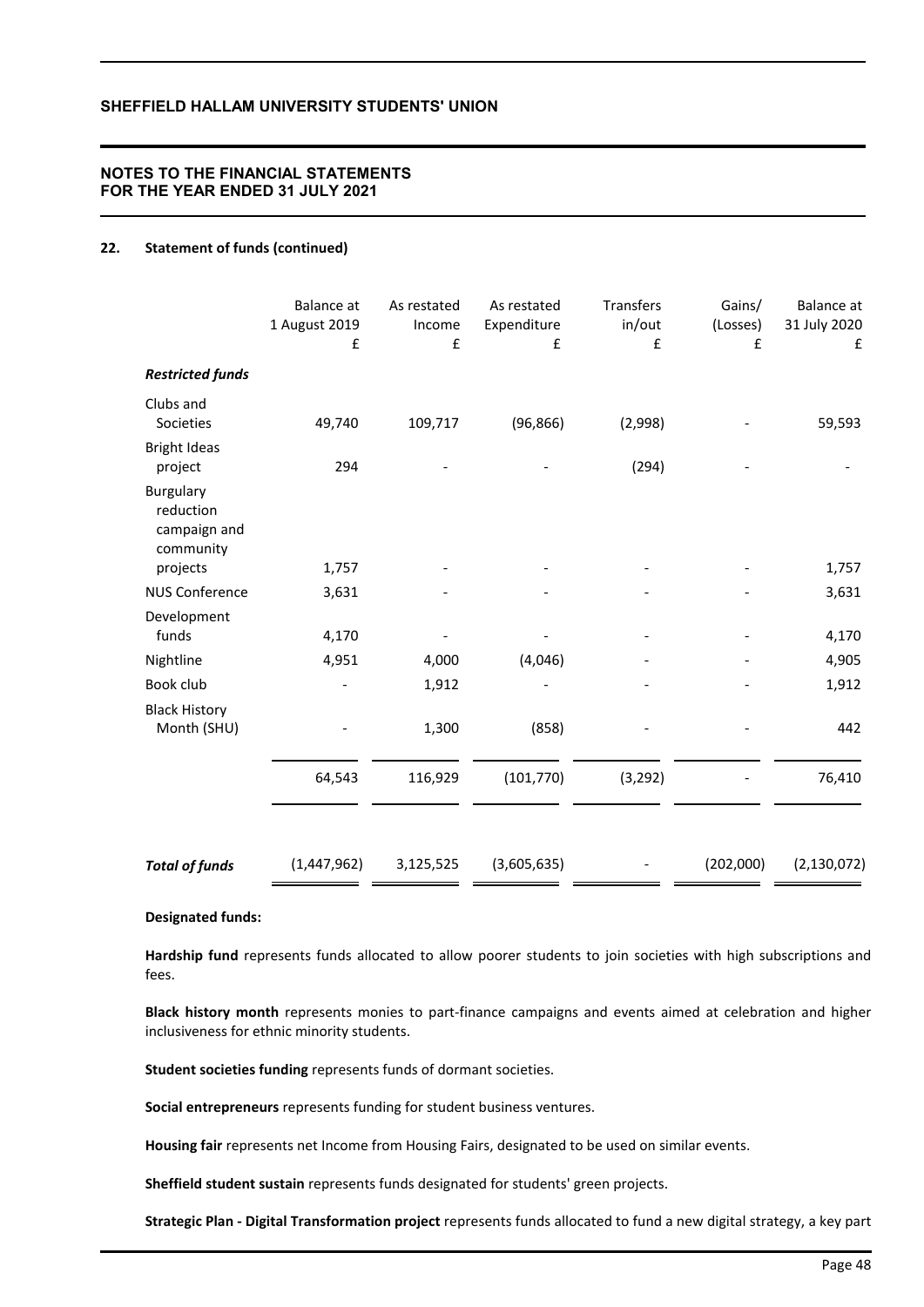## 22. Statement of funds (continued)

| | Balance at 1 August 2019 £ | As restated Income £ | As restated Expenditure £ | Transfers in/out £ | Gains/ (Losses) £ | Balance at 31 July 2020 £ |
|---|---|---|---|---|---|---|
| ***Restricted funds*** | | | | | | |
| Clubs and Societies | 49,740 | 109,717 | (96,866) | (2,998) | - | 59,593 |
| Bright Ideas project | 294 | - | - | (294) | - | - |
| Burgulary reduction campaign and community projects | 1,757 | - | - | - | - | 1,757 |
| NUS Conference | 3,631 | - | - | - | - | 3,631 |
| Development funds | 4,170 | - | - | - | - | 4,170 |
| Nightline | 4,951 | 4,000 | (4,046) | - | - | 4,905 |
| Book club | - | 1,912 | - | - | - | 1,912 |
| Black History Month (SHU) | - | 1,300 | (858) | - | - | 442 |
| | 64,543 | 116,929 | (101,770) | (3,292) | - | 76,410 |
| ***Total of funds*** | (1,447,962) | 3,125,525 | (3,605,635) | - | (202,000) | (2,130,072) |

**Designated funds:**

**Hardship fund** represents funds allocated to allow poorer students to join societies with high subscriptions and fees.

**Black history month** represents monies to part-finance campaigns and events aimed at celebration and higher inclusiveness for ethnic minority students.

**Student societies funding** represents funds of dormant societies.

**Social entrepreneurs** represents funding for student business ventures.

**Housing fair** represents net Income from Housing Fairs, designated to be used on similar events.

**Sheffield student sustain** represents funds designated for students' green projects.

**Strategic Plan - Digital Transformation project** represents funds allocated to fund a new digital strategy, a key part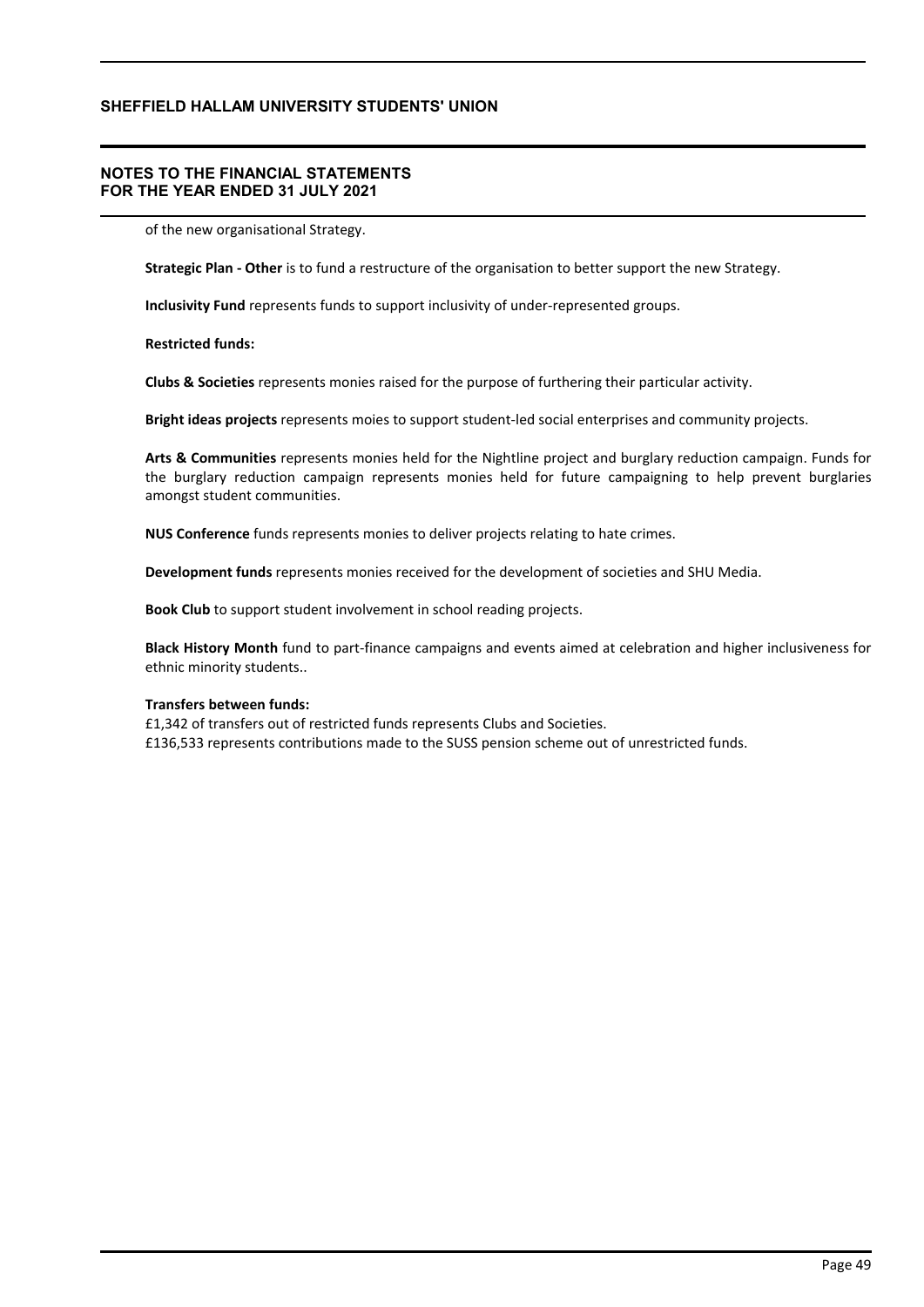of the new organisational Strategy.

**Strategic Plan - Other** is to fund a restructure of the organisation to better support the new Strategy.

**Inclusivity Fund** represents funds to support inclusivity of under-represented groups.

**Restricted funds:**

**Clubs & Societies** represents monies raised for the purpose of furthering their particular activity.

**Bright ideas projects** represents moies to support student-led social enterprises and community projects.

**Arts & Communities** represents monies held for the Nightline project and burglary reduction campaign. Funds for the burglary reduction campaign represents monies held for future campaigning to help prevent burglaries amongst student communities.

**NUS Conference** funds represents monies to deliver projects relating to hate crimes.

**Development funds** represents monies received for the development of societies and SHU Media.

**Book Club** to support student involvement in school reading projects.

**Black History Month** fund to part-finance campaigns and events aimed at celebration and higher inclusiveness for ethnic minority students..

**Transfers between funds:**

£1,342 of transfers out of restricted funds represents Clubs and Societies.
£136,533 represents contributions made to the SUSS pension scheme out of unrestricted funds.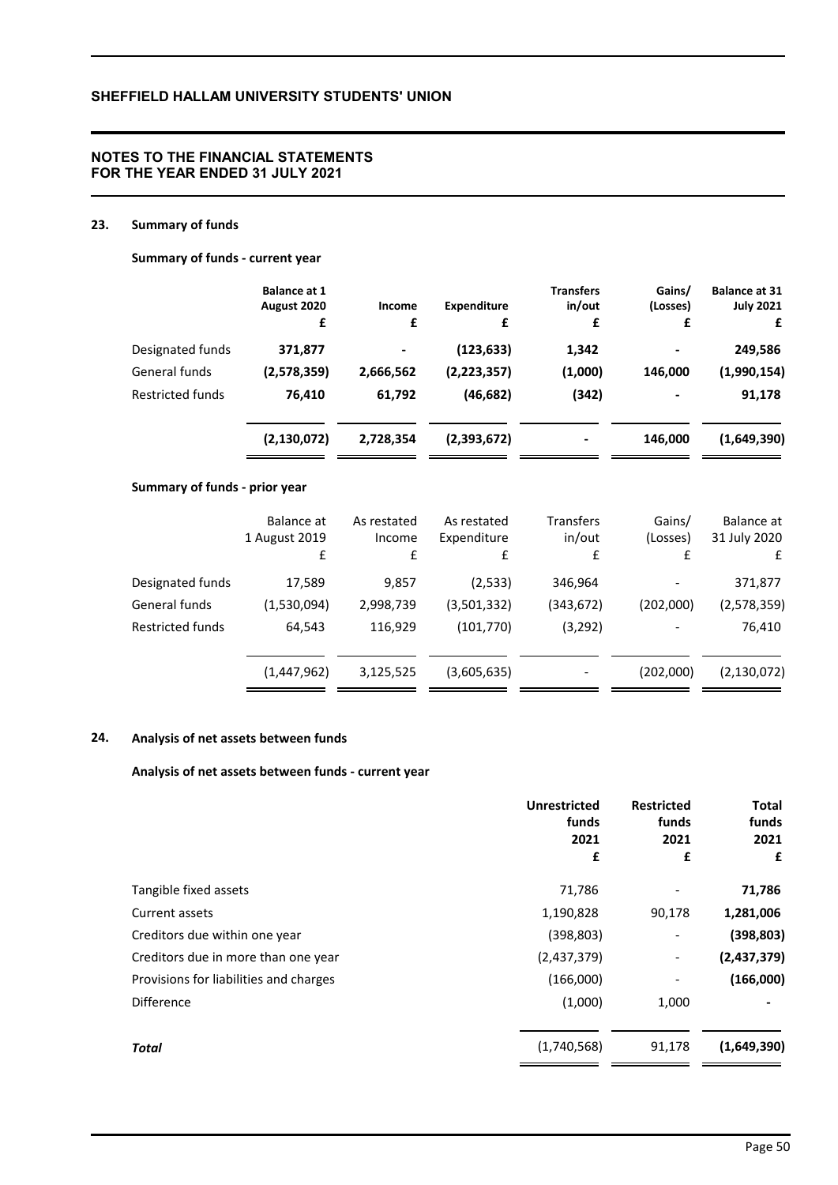## 23. Summary of funds

### Summary of funds - current year

| | Balance at 1 August 2020 £ | Income £ | Expenditure £ | Transfers in/out £ | Gains/ (Losses) £ | Balance at 31 July 2021 £ |
|---|---|---|---|---|---|---|
| Designated funds | **371,877** | **-** | **(123,633)** | **1,342** | **-** | **249,586** |
| General funds | **(2,578,359)** | **2,666,562** | **(2,223,357)** | **(1,000)** | **146,000** | **(1,990,154)** |
| Restricted funds | **76,410** | **61,792** | **(46,682)** | **(342)** | **-** | **91,178** |
| | **(2,130,072)** | **2,728,354** | **(2,393,672)** | **-** | **146,000** | **(1,649,390)** |

### Summary of funds - prior year

| | Balance at 1 August 2019 £ | As restated Income £ | As restated Expenditure £ | Transfers in/out £ | Gains/ (Losses) £ | Balance at 31 July 2020 £ |
|---|---|---|---|---|---|---|
| Designated funds | 17,589 | 9,857 | (2,533) | 346,964 | - | 371,877 |
| General funds | (1,530,094) | 2,998,739 | (3,501,332) | (343,672) | (202,000) | (2,578,359) |
| Restricted funds | 64,543 | 116,929 | (101,770) | (3,292) | - | 76,410 |
| | (1,447,962) | 3,125,525 | (3,605,635) | - | (202,000) | (2,130,072) |

## 24. Analysis of net assets between funds

### Analysis of net assets between funds - current year

| | Unrestricted funds 2021 £ | Restricted funds 2021 £ | Total funds 2021 £ |
|---|---|---|---|
| Tangible fixed assets | 71,786 | - | **71,786** |
| Current assets | 1,190,828 | 90,178 | **1,281,006** |
| Creditors due within one year | (398,803) | - | **(398,803)** |
| Creditors due in more than one year | (2,437,379) | - | **(2,437,379)** |
| Provisions for liabilities and charges | (166,000) | - | **(166,000)** |
| Difference | (1,000) | 1,000 | **-** |
| ***Total*** | (1,740,568) | 91,178 | **(1,649,390)** |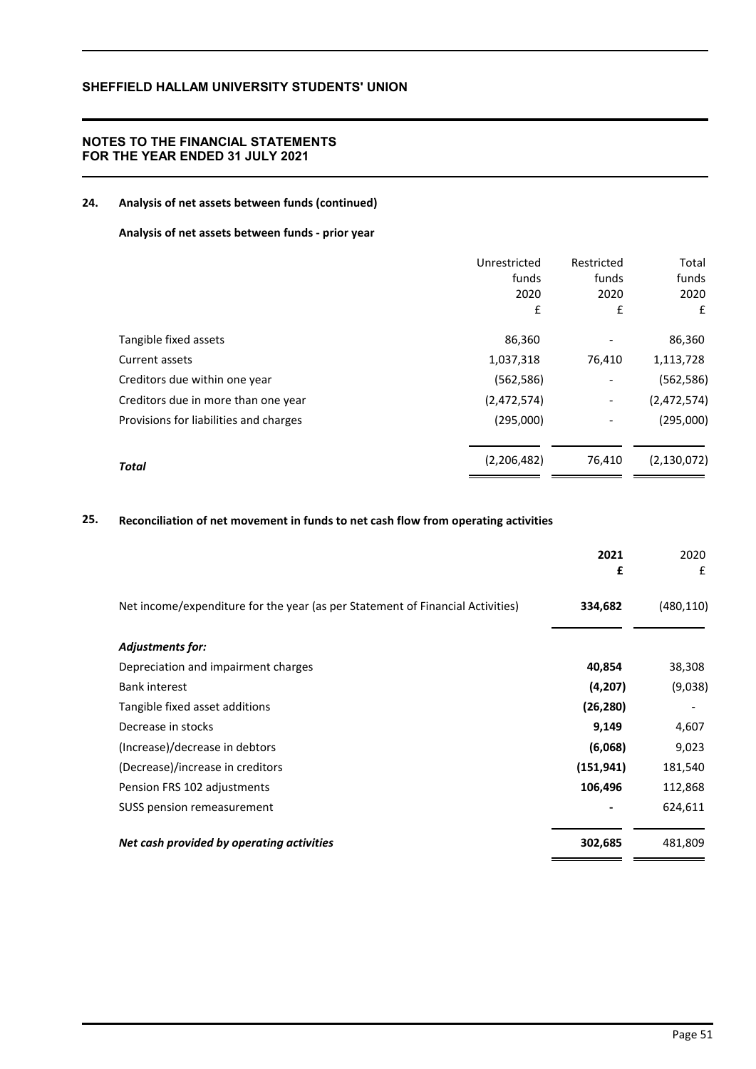## 24. Analysis of net assets between funds (continued)

### Analysis of net assets between funds - prior year

| | Unrestricted funds 2020 £ | Restricted funds 2020 £ | Total funds 2020 £ |
|---|---|---|---|
| Tangible fixed assets | 86,360 | - | 86,360 |
| Current assets | 1,037,318 | 76,410 | 1,113,728 |
| Creditors due within one year | (562,586) | - | (562,586) |
| Creditors due in more than one year | (2,472,574) | - | (2,472,574) |
| Provisions for liabilities and charges | (295,000) | - | (295,000) |
| ***Total*** | (2,206,482) | 76,410 | (2,130,072) |

## 25. Reconciliation of net movement in funds to net cash flow from operating activities

| | **2021 £** | 2020 £ |
|---|---|---|
| Net income/expenditure for the year (as per Statement of Financial Activities) | **334,682** | (480,110) |
| ***Adjustments for:*** | | |
| Depreciation and impairment charges | **40,854** | 38,308 |
| Bank interest | **(4,207)** | (9,038) |
| Tangible fixed asset additions | **(26,280)** | - |
| Decrease in stocks | **9,149** | 4,607 |
| (Increase)/decrease in debtors | **(6,068)** | 9,023 |
| (Decrease)/increase in creditors | **(151,941)** | 181,540 |
| Pension FRS 102 adjustments | **106,496** | 112,868 |
| SUSS pension remeasurement | **-** | 624,611 |
| ***Net cash provided by operating activities*** | **302,685** | 481,809 |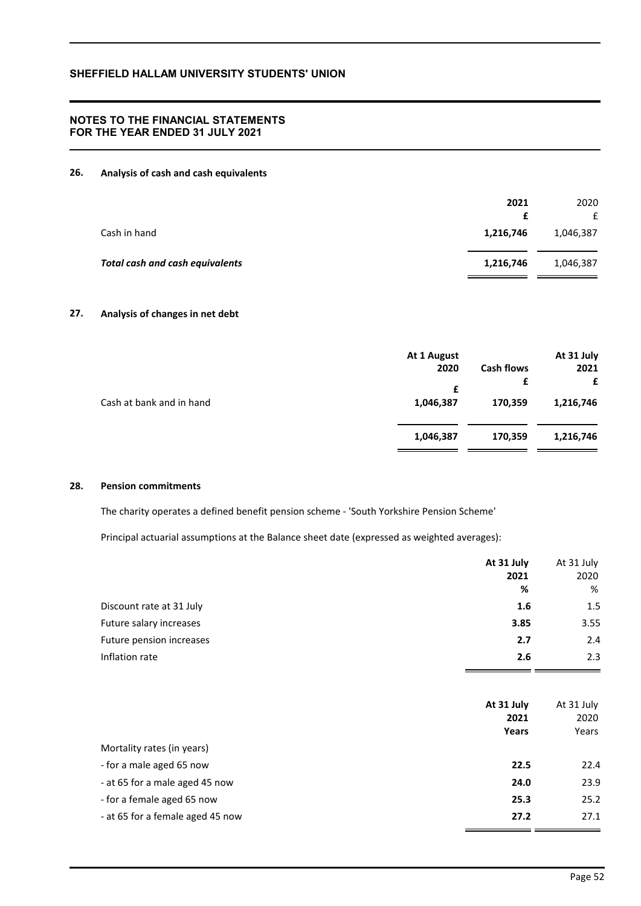**SHEFFIELD HALLAM UNIVERSITY STUDENTS' UNION**

**NOTES TO THE FINANCIAL STATEMENTS FOR THE YEAR ENDED 31 JULY 2021**

## 26. Analysis of cash and cash equivalents

| | 2021 £ | 2020 £ |
|---|---|---|
| Cash in hand | **1,216,746** | 1,046,387 |
| ***Total cash and cash equivalents*** | **1,216,746** | 1,046,387 |

## 27. Analysis of changes in net debt

| | At 1 August 2020 £ | Cash flows £ | At 31 July 2021 £ |
|---|---|---|---|
| Cash at bank and in hand | 1,046,387 | 170,359 | 1,216,746 |
| | 1,046,387 | 170,359 | 1,216,746 |

## 28. Pension commitments

The charity operates a defined benefit pension scheme - 'South Yorkshire Pension Scheme'

Principal actuarial assumptions at the Balance sheet date (expressed as weighted averages):

| | At 31 July 2021 % | At 31 July 2020 % |
|---|---|---|
| Discount rate at 31 July | **1.6** | 1.5 |
| Future salary increases | **3.85** | 3.55 |
| Future pension increases | **2.7** | 2.4 |
| Inflation rate | **2.6** | 2.3 |

| | At 31 July 2021 Years | At 31 July 2020 Years |
|---|---|---|
| Mortality rates (in years) | | |
| - for a male aged 65 now | **22.5** | 22.4 |
| - at 65 for a male aged 45 now | **24.0** | 23.9 |
| - for a female aged 65 now | **25.3** | 25.2 |
| - at 65 for a female aged 45 now | **27.2** | 27.1 |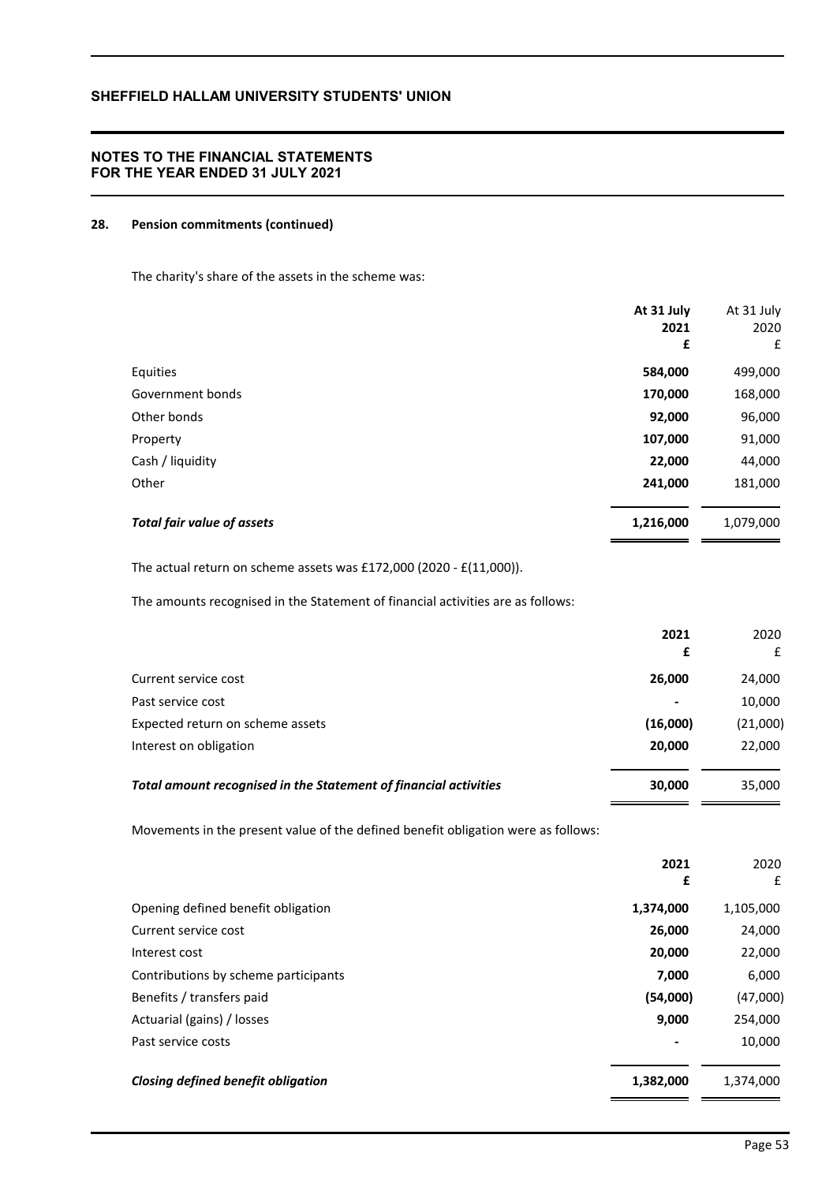## 28. Pension commitments (continued)

The charity's share of the assets in the scheme was:

| | At 31 July 2021 £ | At 31 July 2020 £ |
|---|---|---|
| Equities | **584,000** | 499,000 |
| Government bonds | **170,000** | 168,000 |
| Other bonds | **92,000** | 96,000 |
| Property | **107,000** | 91,000 |
| Cash / liquidity | **22,000** | 44,000 |
| Other | **241,000** | 181,000 |
| ***Total fair value of assets*** | **1,216,000** | 1,079,000 |

The actual return on scheme assets was £172,000 (2020 - £(11,000)).

The amounts recognised in the Statement of financial activities are as follows:

| | 2021 £ | 2020 £ |
|---|---|---|
| Current service cost | **26,000** | 24,000 |
| Past service cost | **-** | 10,000 |
| Expected return on scheme assets | **(16,000)** | (21,000) |
| Interest on obligation | **20,000** | 22,000 |
| ***Total amount recognised in the Statement of financial activities*** | **30,000** | 35,000 |

Movements in the present value of the defined benefit obligation were as follows:

| | 2021 £ | 2020 £ |
|---|---|---|
| Opening defined benefit obligation | **1,374,000** | 1,105,000 |
| Current service cost | **26,000** | 24,000 |
| Interest cost | **20,000** | 22,000 |
| Contributions by scheme participants | **7,000** | 6,000 |
| Benefits / transfers paid | **(54,000)** | (47,000) |
| Actuarial (gains) / losses | **9,000** | 254,000 |
| Past service costs | **-** | 10,000 |
| ***Closing defined benefit obligation*** | **1,382,000** | 1,374,000 |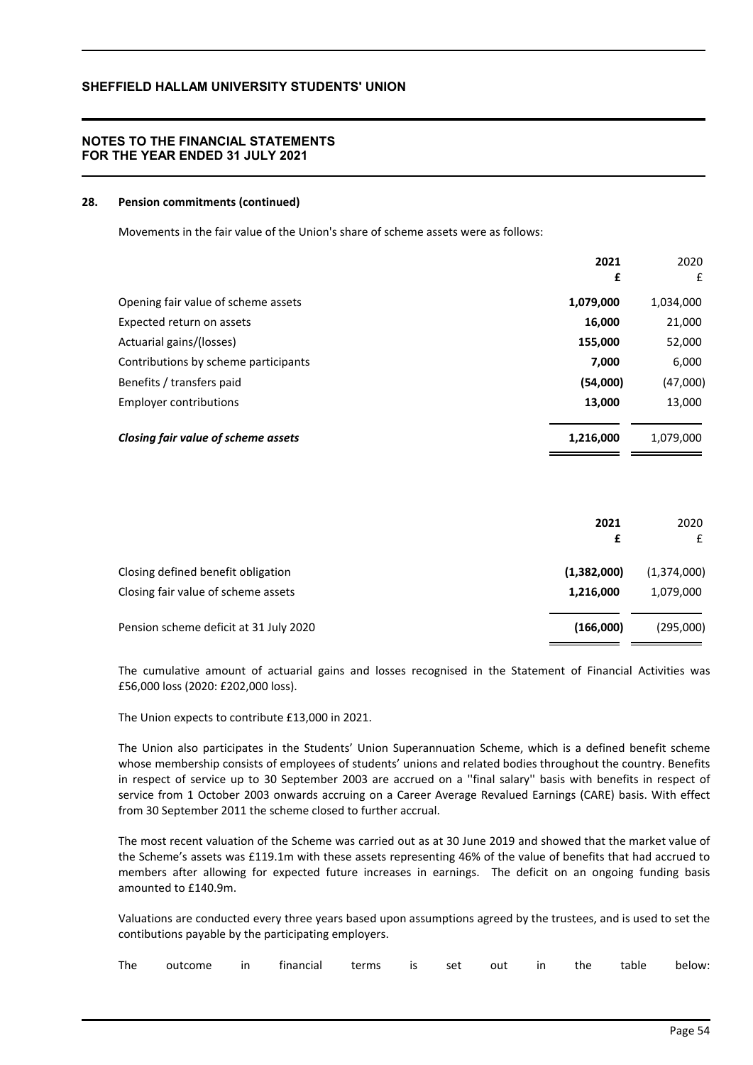### 28. Pension commitments (continued)

Movements in the fair value of the Union's share of scheme assets were as follows:

| | **2021** | 2020 |
|---|---|---|
| | **£** | £ |
| Opening fair value of scheme assets | **1,079,000** | 1,034,000 |
| Expected return on assets | **16,000** | 21,000 |
| Actuarial gains/(losses) | **155,000** | 52,000 |
| Contributions by scheme participants | **7,000** | 6,000 |
| Benefits / transfers paid | **(54,000)** | (47,000) |
| Employer contributions | **13,000** | 13,000 |
| ***Closing fair value of scheme assets*** | **1,216,000** | 1,079,000 |

| | **2021** | 2020 |
|---|---|---|
| | **£** | £ |
| Closing defined benefit obligation | **(1,382,000)** | (1,374,000) |
| Closing fair value of scheme assets | **1,216,000** | 1,079,000 |
| Pension scheme deficit at 31 July 2020 | **(166,000)** | (295,000) |

The cumulative amount of actuarial gains and losses recognised in the Statement of Financial Activities was £56,000 loss (2020: £202,000 loss).

The Union expects to contribute £13,000 in 2021.

The Union also participates in the Students' Union Superannuation Scheme, which is a defined benefit scheme whose membership consists of employees of students' unions and related bodies throughout the country. Benefits in respect of service up to 30 September 2003 are accrued on a ''final salary'' basis with benefits in respect of service from 1 October 2003 onwards accruing on a Career Average Revalued Earnings (CARE) basis. With effect from 30 September 2011 the scheme closed to further accrual.

The most recent valuation of the Scheme was carried out as at 30 June 2019 and showed that the market value of the Scheme's assets was £119.1m with these assets representing 46% of the value of benefits that had accrued to members after allowing for expected future increases in earnings. The deficit on an ongoing funding basis amounted to £140.9m.

Valuations are conducted every three years based upon assumptions agreed by the trustees, and is used to set the contibutions payable by the participating employers.

The outcome in financial terms is set out in the table below: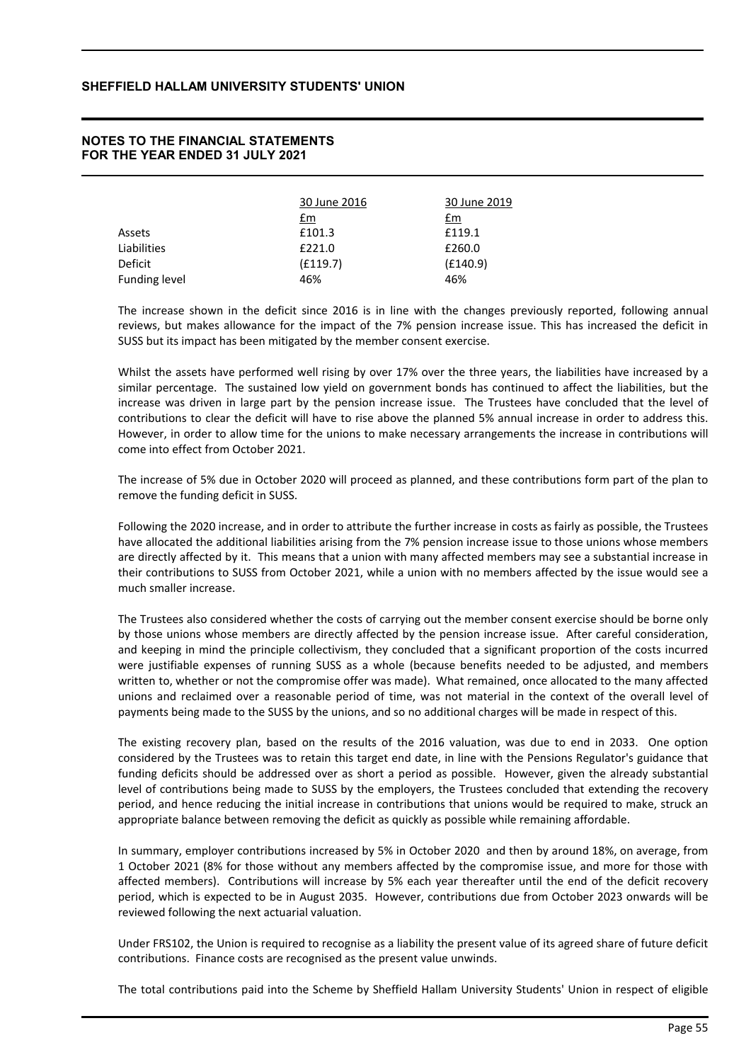|  | 30 June 2016 | 30 June 2019 |
|---|---|---|
|  | £m | £m |
| Assets | £101.3 | £119.1 |
| Liabilities | £221.0 | £260.0 |
| Deficit | (£119.7) | (£140.9) |
| Funding level | 46% | 46% |

The increase shown in the deficit since 2016 is in line with the changes previously reported, following annual reviews, but makes allowance for the impact of the 7% pension increase issue. This has increased the deficit in SUSS but its impact has been mitigated by the member consent exercise.

Whilst the assets have performed well rising by over 17% over the three years, the liabilities have increased by a similar percentage. The sustained low yield on government bonds has continued to affect the liabilities, but the increase was driven in large part by the pension increase issue. The Trustees have concluded that the level of contributions to clear the deficit will have to rise above the planned 5% annual increase in order to address this. However, in order to allow time for the unions to make necessary arrangements the increase in contributions will come into effect from October 2021.

The increase of 5% due in October 2020 will proceed as planned, and these contributions form part of the plan to remove the funding deficit in SUSS.

Following the 2020 increase, and in order to attribute the further increase in costs as fairly as possible, the Trustees have allocated the additional liabilities arising from the 7% pension increase issue to those unions whose members are directly affected by it. This means that a union with many affected members may see a substantial increase in their contributions to SUSS from October 2021, while a union with no members affected by the issue would see a much smaller increase.

The Trustees also considered whether the costs of carrying out the member consent exercise should be borne only by those unions whose members are directly affected by the pension increase issue. After careful consideration, and keeping in mind the principle collectivism, they concluded that a significant proportion of the costs incurred were justifiable expenses of running SUSS as a whole (because benefits needed to be adjusted, and members written to, whether or not the compromise offer was made). What remained, once allocated to the many affected unions and reclaimed over a reasonable period of time, was not material in the context of the overall level of payments being made to the SUSS by the unions, and so no additional charges will be made in respect of this.

The existing recovery plan, based on the results of the 2016 valuation, was due to end in 2033. One option considered by the Trustees was to retain this target end date, in line with the Pensions Regulator's guidance that funding deficits should be addressed over as short a period as possible. However, given the already substantial level of contributions being made to SUSS by the employers, the Trustees concluded that extending the recovery period, and hence reducing the initial increase in contributions that unions would be required to make, struck an appropriate balance between removing the deficit as quickly as possible while remaining affordable.

In summary, employer contributions increased by 5% in October 2020 and then by around 18%, on average, from 1 October 2021 (8% for those without any members affected by the compromise issue, and more for those with affected members). Contributions will increase by 5% each year thereafter until the end of the deficit recovery period, which is expected to be in August 2035. However, contributions due from October 2023 onwards will be reviewed following the next actuarial valuation.

Under FRS102, the Union is required to recognise as a liability the present value of its agreed share of future deficit contributions. Finance costs are recognised as the present value unwinds.

The total contributions paid into the Scheme by Sheffield Hallam University Students' Union in respect of eligible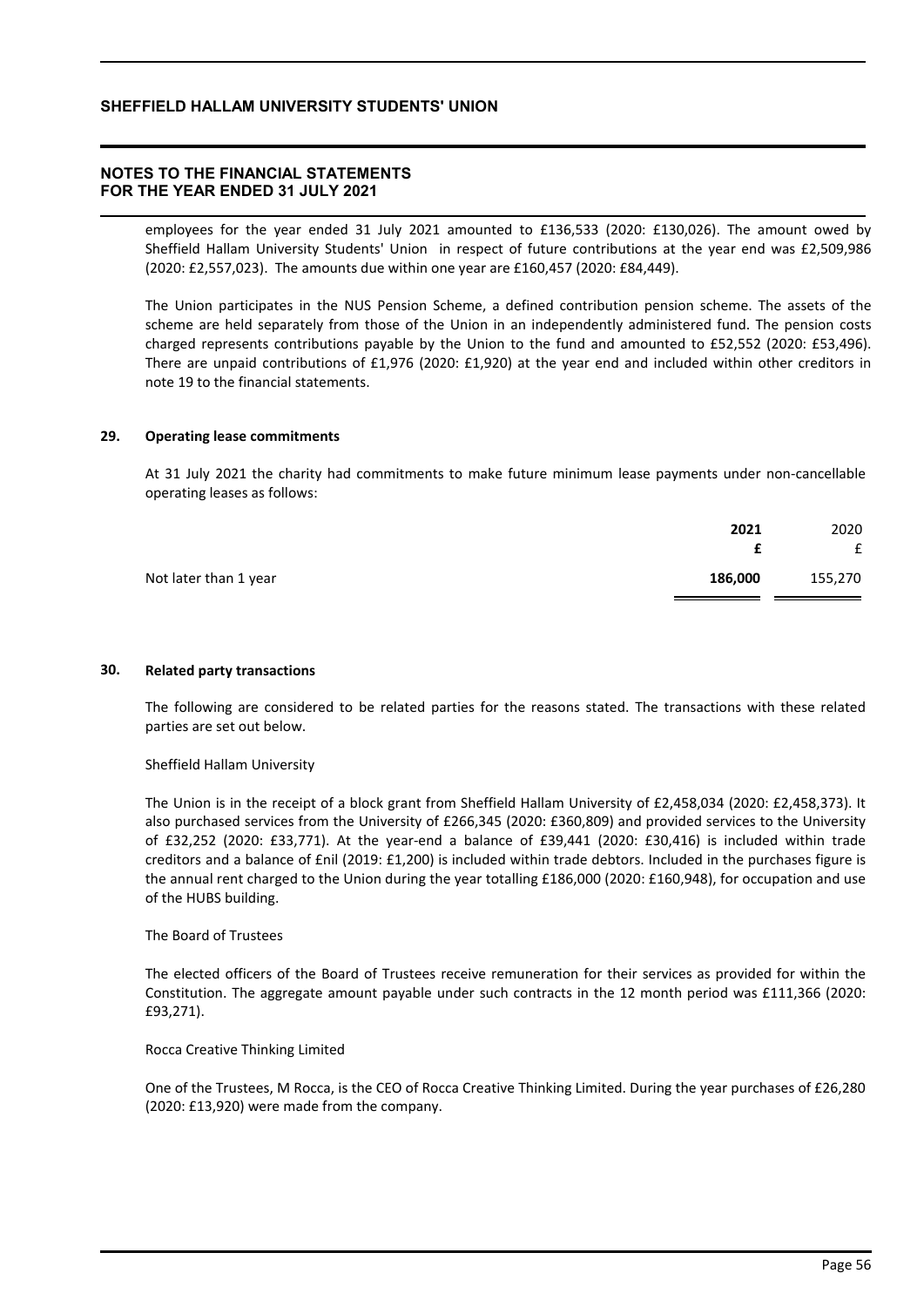employees for the year ended 31 July 2021 amounted to £136,533 (2020: £130,026). The amount owed by Sheffield Hallam University Students' Union in respect of future contributions at the year end was £2,509,986 (2020: £2,557,023). The amounts due within one year are £160,457 (2020: £84,449).

The Union participates in the NUS Pension Scheme, a defined contribution pension scheme. The assets of the scheme are held separately from those of the Union in an independently administered fund. The pension costs charged represents contributions payable by the Union to the fund and amounted to £52,552 (2020: £53,496). There are unpaid contributions of £1,976 (2020: £1,920) at the year end and included within other creditors in note 19 to the financial statements.

## 29. Operating lease commitments

At 31 July 2021 the charity had commitments to make future minimum lease payments under non-cancellable operating leases as follows:

| | **2021** | 2020 |
|---|---|---|
| | **£** | £ |
| Not later than 1 year | **186,000** | 155,270 |

## 30. Related party transactions

The following are considered to be related parties for the reasons stated. The transactions with these related parties are set out below.

Sheffield Hallam University

The Union is in the receipt of a block grant from Sheffield Hallam University of £2,458,034 (2020: £2,458,373). It also purchased services from the University of £266,345 (2020: £360,809) and provided services to the University of £32,252 (2020: £33,771). At the year-end a balance of £39,441 (2020: £30,416) is included within trade creditors and a balance of £nil (2019: £1,200) is included within trade debtors. Included in the purchases figure is the annual rent charged to the Union during the year totalling £186,000 (2020: £160,948), for occupation and use of the HUBS building.

The Board of Trustees

The elected officers of the Board of Trustees receive remuneration for their services as provided for within the Constitution. The aggregate amount payable under such contracts in the 12 month period was £111,366 (2020: £93,271).

Rocca Creative Thinking Limited

One of the Trustees, M Rocca, is the CEO of Rocca Creative Thinking Limited. During the year purchases of £26,280 (2020: £13,920) were made from the company.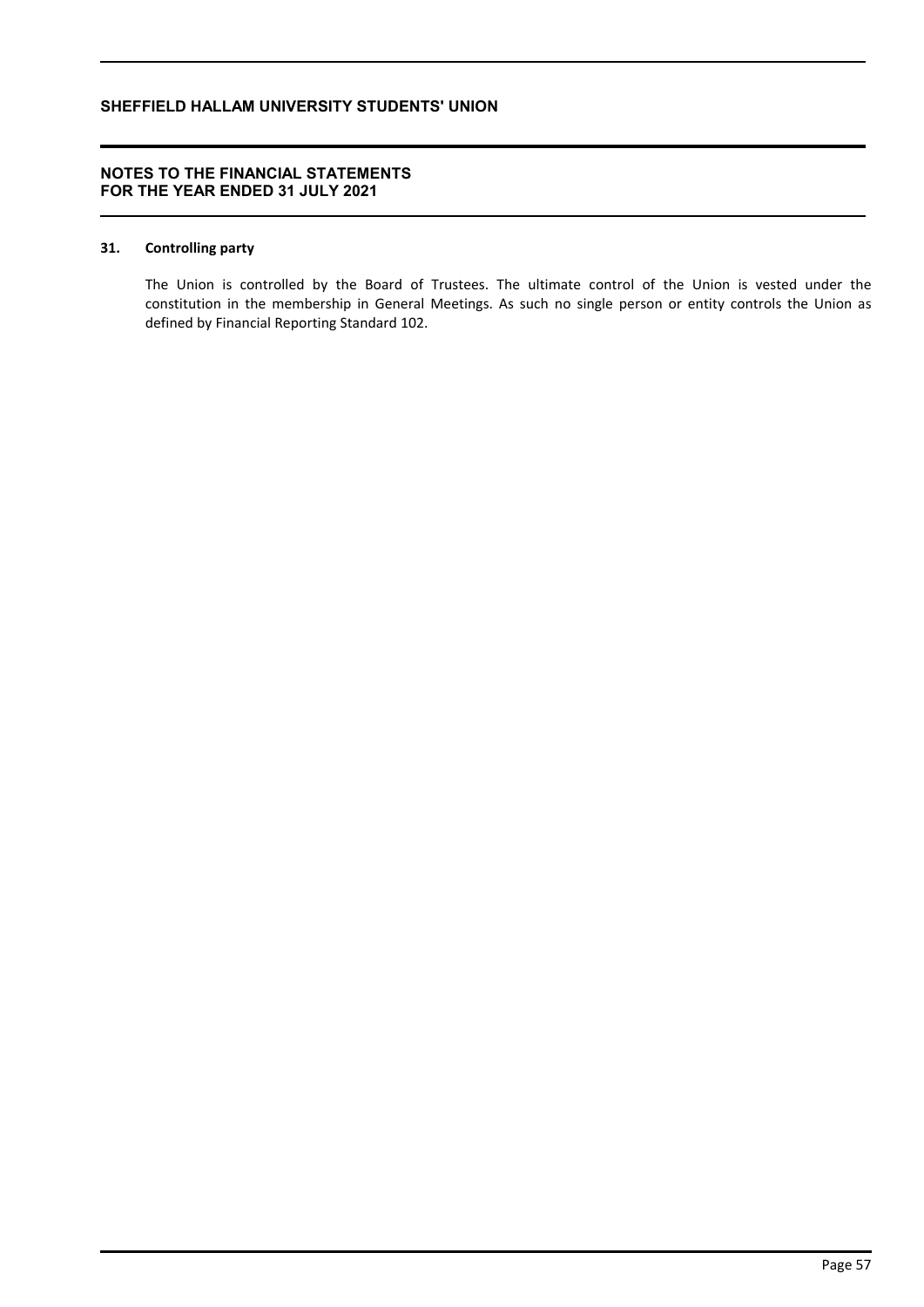## 31. Controlling party

The Union is controlled by the Board of Trustees. The ultimate control of the Union is vested under the constitution in the membership in General Meetings. As such no single person or entity controls the Union as defined by Financial Reporting Standard 102.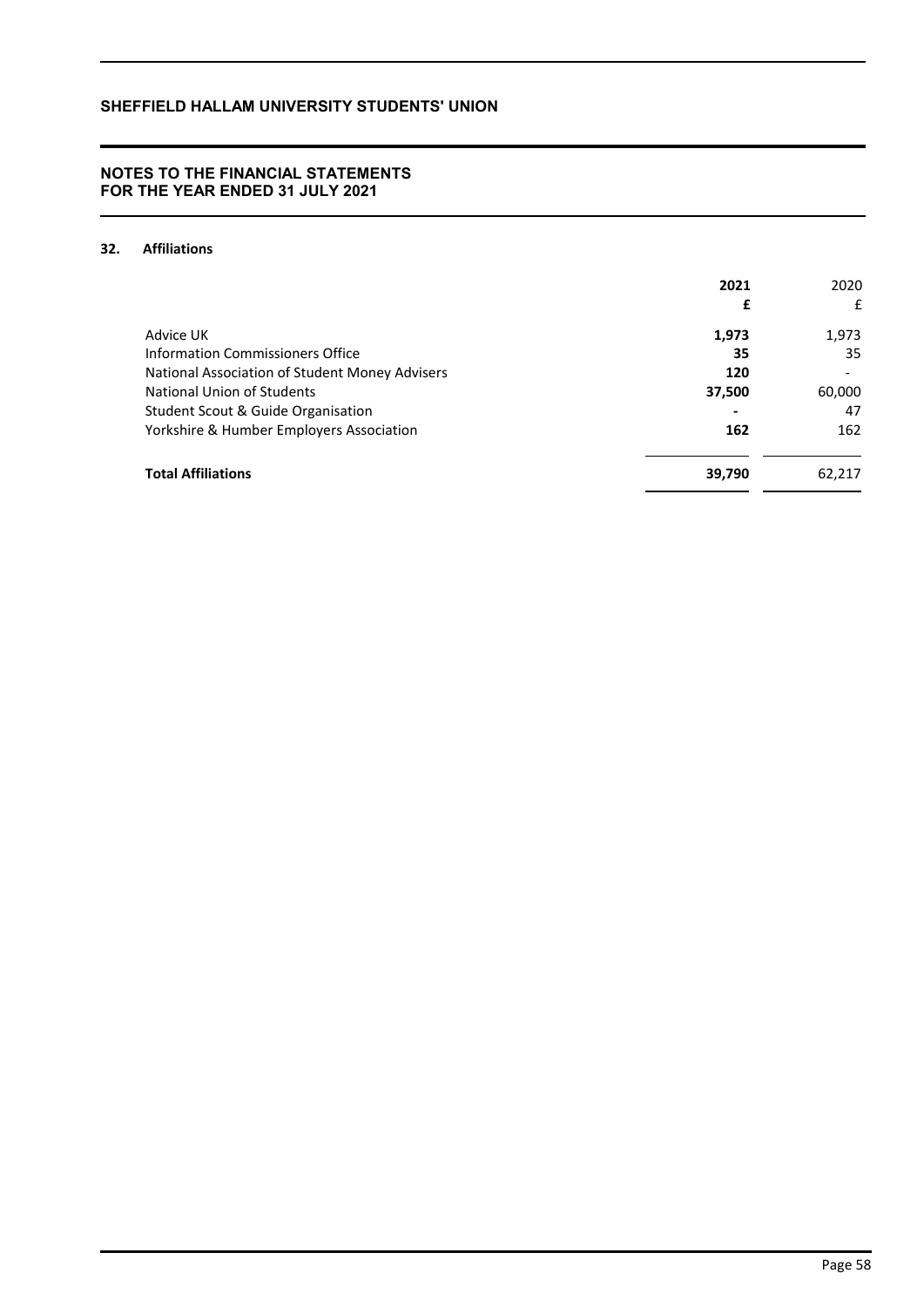**SHEFFIELD HALLAM UNIVERSITY STUDENTS' UNION**

**NOTES TO THE FINANCIAL STATEMENTS**
**FOR THE YEAR ENDED 31 JULY 2021**

## 32. Affiliations

| | 2021 | 2020 |
|---|---|---|
| | £ | £ |
| Advice UK | 1,973 | 1,973 |
| Information Commissioners Office | 35 | 35 |
| National Association of Student Money Advisers | 120 | - |
| National Union of Students | 37,500 | 60,000 |
| Student Scout & Guide Organisation | - | 47 |
| Yorkshire & Humber Employers Association | 162 | 162 |
| **Total Affiliations** | **39,790** | 62,217 |